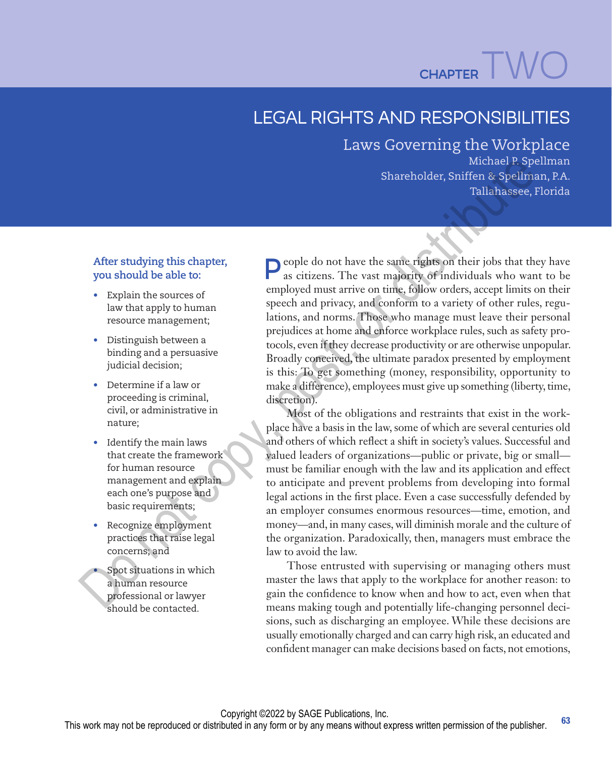CHAPTER TWO

# LEGAL RIGHTS AND RESPONSIBILITIES

## Laws Governing the Workplace

Michael P. Spellman
Shareholder, Sniffen & Spellman, P.A.
Tallahassee, Florida

**After studying this chapter, you should be able to:**

- Explain the sources of law that apply to human resource management;
- Distinguish between a binding and a persuasive judicial decision;
- Determine if a law or proceeding is criminal, civil, or administrative in nature;
- Identify the main laws that create the framework for human resource management and explain each one's purpose and basic requirements;
- Recognize employment practices that raise legal concerns; and
- Spot situations in which a human resource professional or lawyer should be contacted.

People do not have the same rights on their jobs that they have as citizens. The vast majority of individuals who want to be employed must arrive on time, follow orders, accept limits on their speech and privacy, and conform to a variety of other rules, regulations, and norms. Those who manage must leave their personal prejudices at home and enforce workplace rules, such as safety protocols, even if they decrease productivity or are otherwise unpopular. Broadly conceived, the ultimate paradox presented by employment is this: To get something (money, responsibility, opportunity to make a difference), employees must give up something (liberty, time, discretion).

Most of the obligations and restraints that exist in the workplace have a basis in the law, some of which are several centuries old and others of which reflect a shift in society's values. Successful and valued leaders of organizations—public or private, big or small—must be familiar enough with the law and its application and effect to anticipate and prevent problems from developing into formal legal actions in the first place. Even a case successfully defended by an employer consumes enormous resources—time, emotion, and money—and, in many cases, will diminish morale and the culture of the organization. Paradoxically, then, managers must embrace the law to avoid the law.

Those entrusted with supervising or managing others must master the laws that apply to the workplace for another reason: to gain the confidence to know when and how to act, even when that means making tough and potentially life-changing personnel decisions, such as discharging an employee. While these decisions are usually emotionally charged and can carry high risk, an educated and confident manager can make decisions based on facts, not emotions,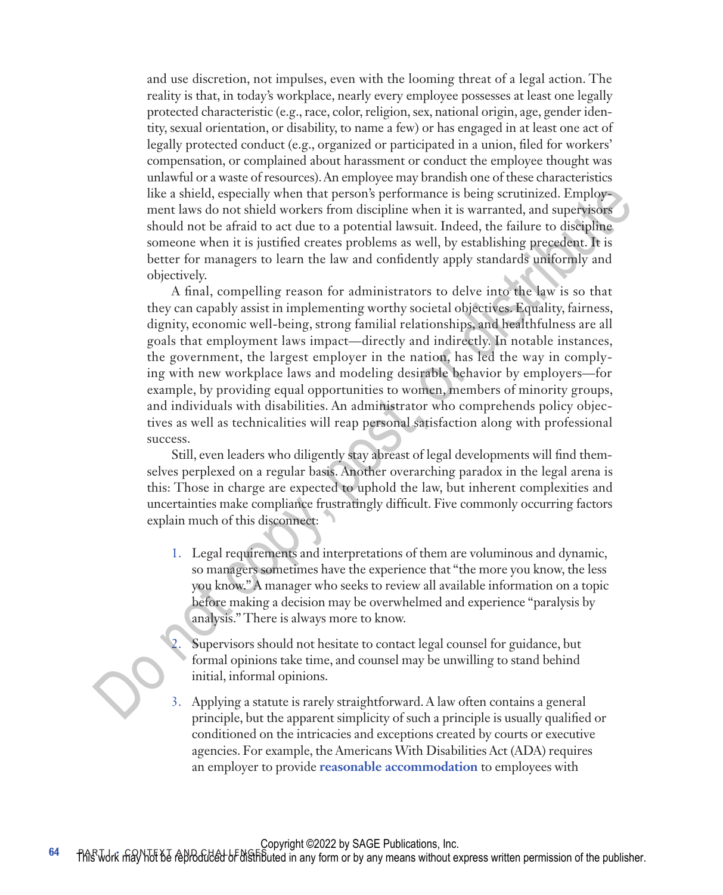and use discretion, not impulses, even with the looming threat of a legal action. The reality is that, in today's workplace, nearly every employee possesses at least one legally protected characteristic (e.g., race, color, religion, sex, national origin, age, gender identity, sexual orientation, or disability, to name a few) or has engaged in at least one act of legally protected conduct (e.g., organized or participated in a union, filed for workers' compensation, or complained about harassment or conduct the employee thought was unlawful or a waste of resources). An employee may brandish one of these characteristics like a shield, especially when that person's performance is being scrutinized. Employment laws do not shield workers from discipline when it is warranted, and supervisors should not be afraid to act due to a potential lawsuit. Indeed, the failure to discipline someone when it is justified creates problems as well, by establishing precedent. It is better for managers to learn the law and confidently apply standards uniformly and objectively.

A final, compelling reason for administrators to delve into the law is so that they can capably assist in implementing worthy societal objectives. Equality, fairness, dignity, economic well-being, strong familial relationships, and healthfulness are all goals that employment laws impact—directly and indirectly. In notable instances, the government, the largest employer in the nation, has led the way in complying with new workplace laws and modeling desirable behavior by employers—for example, by providing equal opportunities to women, members of minority groups, and individuals with disabilities. An administrator who comprehends policy objectives as well as technicalities will reap personal satisfaction along with professional success.

Still, even leaders who diligently stay abreast of legal developments will find themselves perplexed on a regular basis. Another overarching paradox in the legal arena is this: Those in charge are expected to uphold the law, but inherent complexities and uncertainties make compliance frustratingly difficult. Five commonly occurring factors explain much of this disconnect:

1. Legal requirements and interpretations of them are voluminous and dynamic, so managers sometimes have the experience that "the more you know, the less you know." A manager who seeks to review all available information on a topic before making a decision may be overwhelmed and experience "paralysis by analysis." There is always more to know.

2. Supervisors should not hesitate to contact legal counsel for guidance, but formal opinions take time, and counsel may be unwilling to stand behind initial, informal opinions.

3. Applying a statute is rarely straightforward. A law often contains a general principle, but the apparent simplicity of such a principle is usually qualified or conditioned on the intricacies and exceptions created by courts or executive agencies. For example, the Americans With Disabilities Act (ADA) requires an employer to provide **reasonable accommodation** to employees with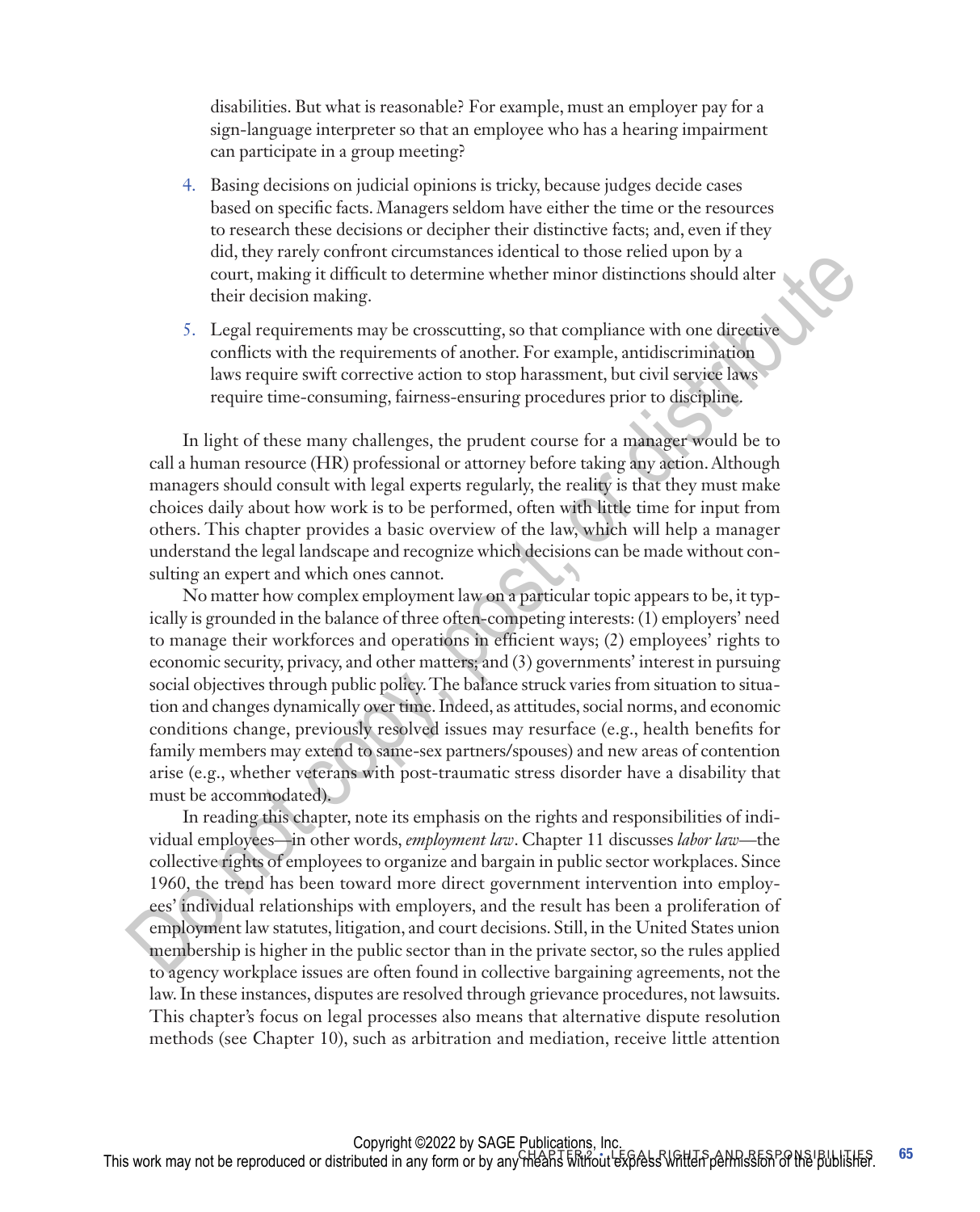disabilities. But what is reasonable? For example, must an employer pay for a sign-language interpreter so that an employee who has a hearing impairment can participate in a group meeting?

4. Basing decisions on judicial opinions is tricky, because judges decide cases based on specific facts. Managers seldom have either the time or the resources to research these decisions or decipher their distinctive facts; and, even if they did, they rarely confront circumstances identical to those relied upon by a court, making it difficult to determine whether minor distinctions should alter their decision making.
5. Legal requirements may be crosscutting, so that compliance with one directive conflicts with the requirements of another. For example, antidiscrimination laws require swift corrective action to stop harassment, but civil service laws require time-consuming, fairness-ensuring procedures prior to discipline.

In light of these many challenges, the prudent course for a manager would be to call a human resource (HR) professional or attorney before taking any action. Although managers should consult with legal experts regularly, the reality is that they must make choices daily about how work is to be performed, often with little time for input from others. This chapter provides a basic overview of the law, which will help a manager understand the legal landscape and recognize which decisions can be made without consulting an expert and which ones cannot.

No matter how complex employment law on a particular topic appears to be, it typically is grounded in the balance of three often-competing interests: (1) employers' need to manage their workforces and operations in efficient ways; (2) employees' rights to economic security, privacy, and other matters; and (3) governments' interest in pursuing social objectives through public policy. The balance struck varies from situation to situation and changes dynamically over time. Indeed, as attitudes, social norms, and economic conditions change, previously resolved issues may resurface (e.g., health benefits for family members may extend to same-sex partners/spouses) and new areas of contention arise (e.g., whether veterans with post-traumatic stress disorder have a disability that must be accommodated).

In reading this chapter, note its emphasis on the rights and responsibilities of individual employees—in other words, *employment law*. Chapter 11 discusses *labor law*—the collective rights of employees to organize and bargain in public sector workplaces. Since 1960, the trend has been toward more direct government intervention into employees' individual relationships with employers, and the result has been a proliferation of employment law statutes, litigation, and court decisions. Still, in the United States union membership is higher in the public sector than in the private sector, so the rules applied to agency workplace issues are often found in collective bargaining agreements, not the law. In these instances, disputes are resolved through grievance procedures, not lawsuits. This chapter's focus on legal processes also means that alternative dispute resolution methods (see Chapter 10), such as arbitration and mediation, receive little attention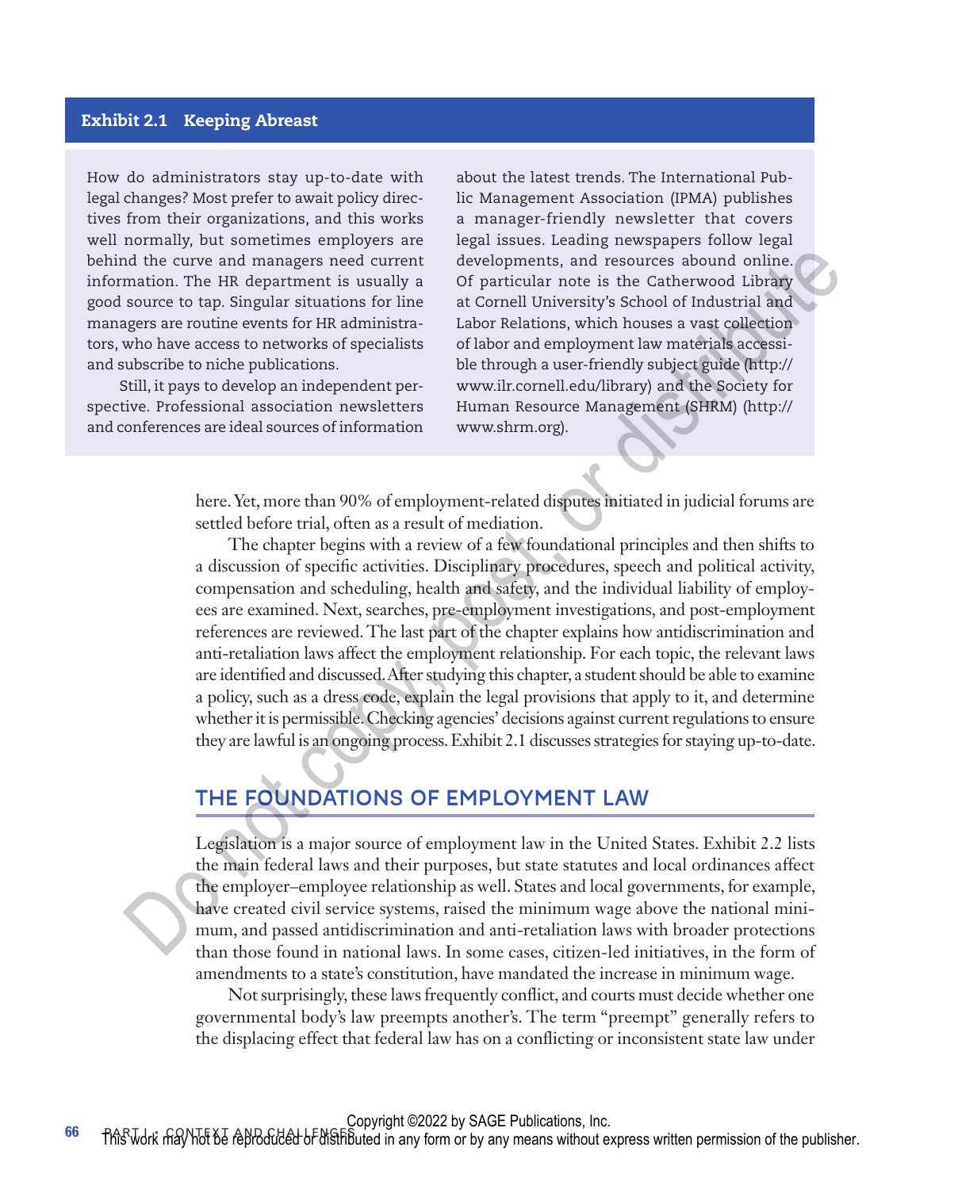**Exhibit 2.1 Keeping Abreast**

How do administrators stay up-to-date with legal changes? Most prefer to await policy directives from their organizations, and this works well normally, but sometimes employers are behind the curve and managers need current information. The HR department is usually a good source to tap. Singular situations for line managers are routine events for HR administrators, who have access to networks of specialists and subscribe to niche publications.

Still, it pays to develop an independent perspective. Professional association newsletters and conferences are ideal sources of information about the latest trends. The International Public Management Association (IPMA) publishes a manager-friendly newsletter that covers legal issues. Leading newspapers follow legal developments, and resources abound online. Of particular note is the Catherwood Library at Cornell University's School of Industrial and Labor Relations, which houses a vast collection of labor and employment law materials accessible through a user-friendly subject guide (http://www.ilr.cornell.edu/library) and the Society for Human Resource Management (SHRM) (http://www.shrm.org).

here. Yet, more than 90% of employment-related disputes initiated in judicial forums are settled before trial, often as a result of mediation.

The chapter begins with a review of a few foundational principles and then shifts to a discussion of specific activities. Disciplinary procedures, speech and political activity, compensation and scheduling, health and safety, and the individual liability of employees are examined. Next, searches, pre-employment investigations, and post-employment references are reviewed. The last part of the chapter explains how antidiscrimination and anti-retaliation laws affect the employment relationship. For each topic, the relevant laws are identified and discussed. After studying this chapter, a student should be able to examine a policy, such as a dress code, explain the legal provisions that apply to it, and determine whether it is permissible. Checking agencies' decisions against current regulations to ensure they are lawful is an ongoing process. Exhibit 2.1 discusses strategies for staying up-to-date.

## THE FOUNDATIONS OF EMPLOYMENT LAW

Legislation is a major source of employment law in the United States. Exhibit 2.2 lists the main federal laws and their purposes, but state statutes and local ordinances affect the employer–employee relationship as well. States and local governments, for example, have created civil service systems, raised the minimum wage above the national minimum, and passed antidiscrimination and anti-retaliation laws with broader protections than those found in national laws. In some cases, citizen-led initiatives, in the form of amendments to a state's constitution, have mandated the increase in minimum wage.

Not surprisingly, these laws frequently conflict, and courts must decide whether one governmental body's law preempts another's. The term "preempt" generally refers to the displacing effect that federal law has on a conflicting or inconsistent state law under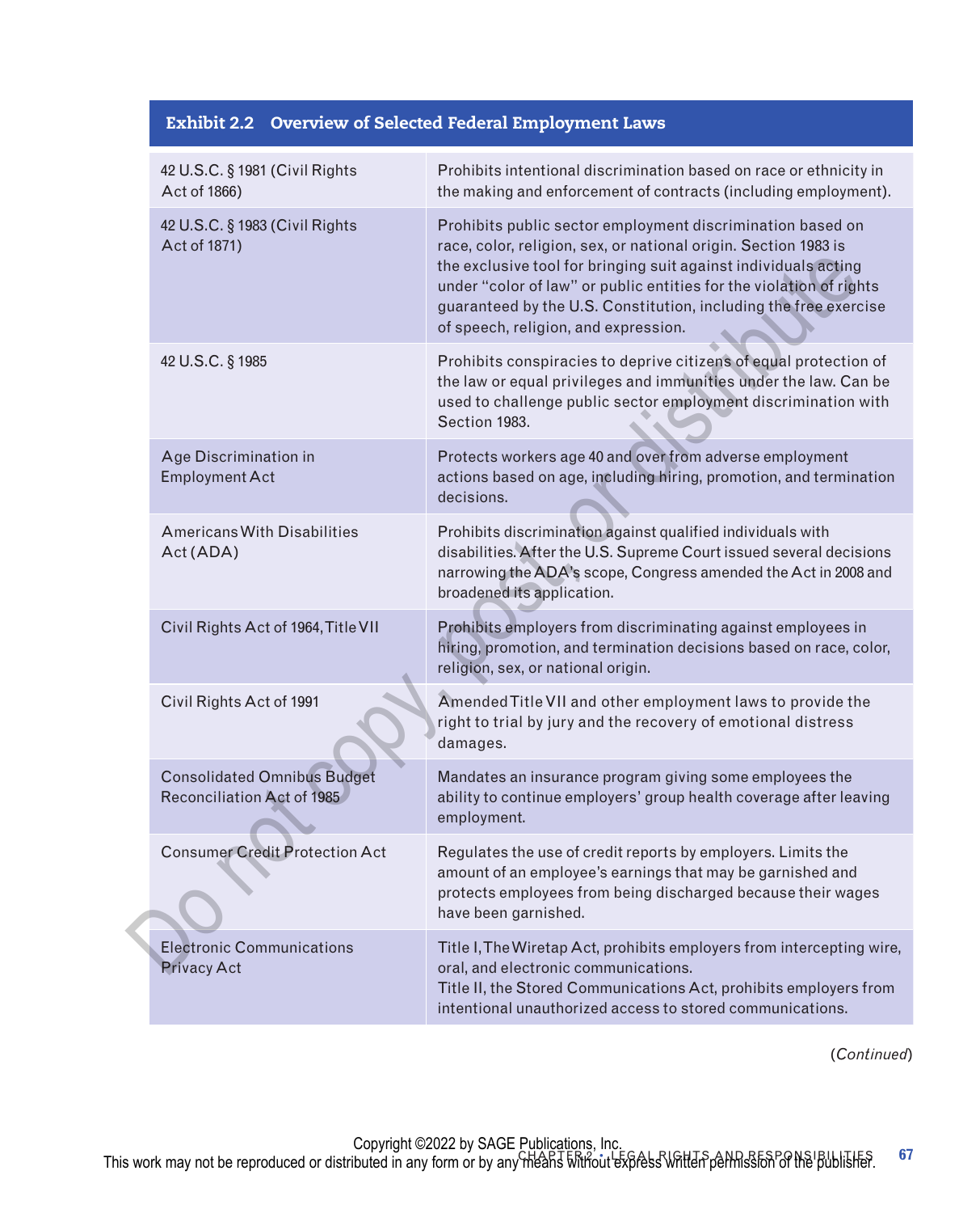**Exhibit 2.2 Overview of Selected Federal Employment Laws**

| Law | Description |
|---|---|
| 42 U.S.C. § 1981 (Civil Rights Act of 1866) | Prohibits intentional discrimination based on race or ethnicity in the making and enforcement of contracts (including employment). |
| 42 U.S.C. § 1983 (Civil Rights Act of 1871) | Prohibits public sector employment discrimination based on race, color, religion, sex, or national origin. Section 1983 is the exclusive tool for bringing suit against individuals acting under "color of law" or public entities for the violation of rights guaranteed by the U.S. Constitution, including the free exercise of speech, religion, and expression. |
| 42 U.S.C. § 1985 | Prohibits conspiracies to deprive citizens of equal protection of the law or equal privileges and immunities under the law. Can be used to challenge public sector employment discrimination with Section 1983. |
| Age Discrimination in Employment Act | Protects workers age 40 and over from adverse employment actions based on age, including hiring, promotion, and termination decisions. |
| Americans With Disabilities Act (ADA) | Prohibits discrimination against qualified individuals with disabilities. After the U.S. Supreme Court issued several decisions narrowing the ADA's scope, Congress amended the Act in 2008 and broadened its application. |
| Civil Rights Act of 1964, Title VII | Prohibits employers from discriminating against employees in hiring, promotion, and termination decisions based on race, color, religion, sex, or national origin. |
| Civil Rights Act of 1991 | Amended Title VII and other employment laws to provide the right to trial by jury and the recovery of emotional distress damages. |
| Consolidated Omnibus Budget Reconciliation Act of 1985 | Mandates an insurance program giving some employees the ability to continue employers' group health coverage after leaving employment. |
| Consumer Credit Protection Act | Regulates the use of credit reports by employers. Limits the amount of an employee's earnings that may be garnished and protects employees from being discharged because their wages have been garnished. |
| Electronic Communications Privacy Act | Title I, The Wiretap Act, prohibits employers from intercepting wire, oral, and electronic communications.<br>Title II, the Stored Communications Act, prohibits employers from intentional unauthorized access to stored communications. |

(*Continued*)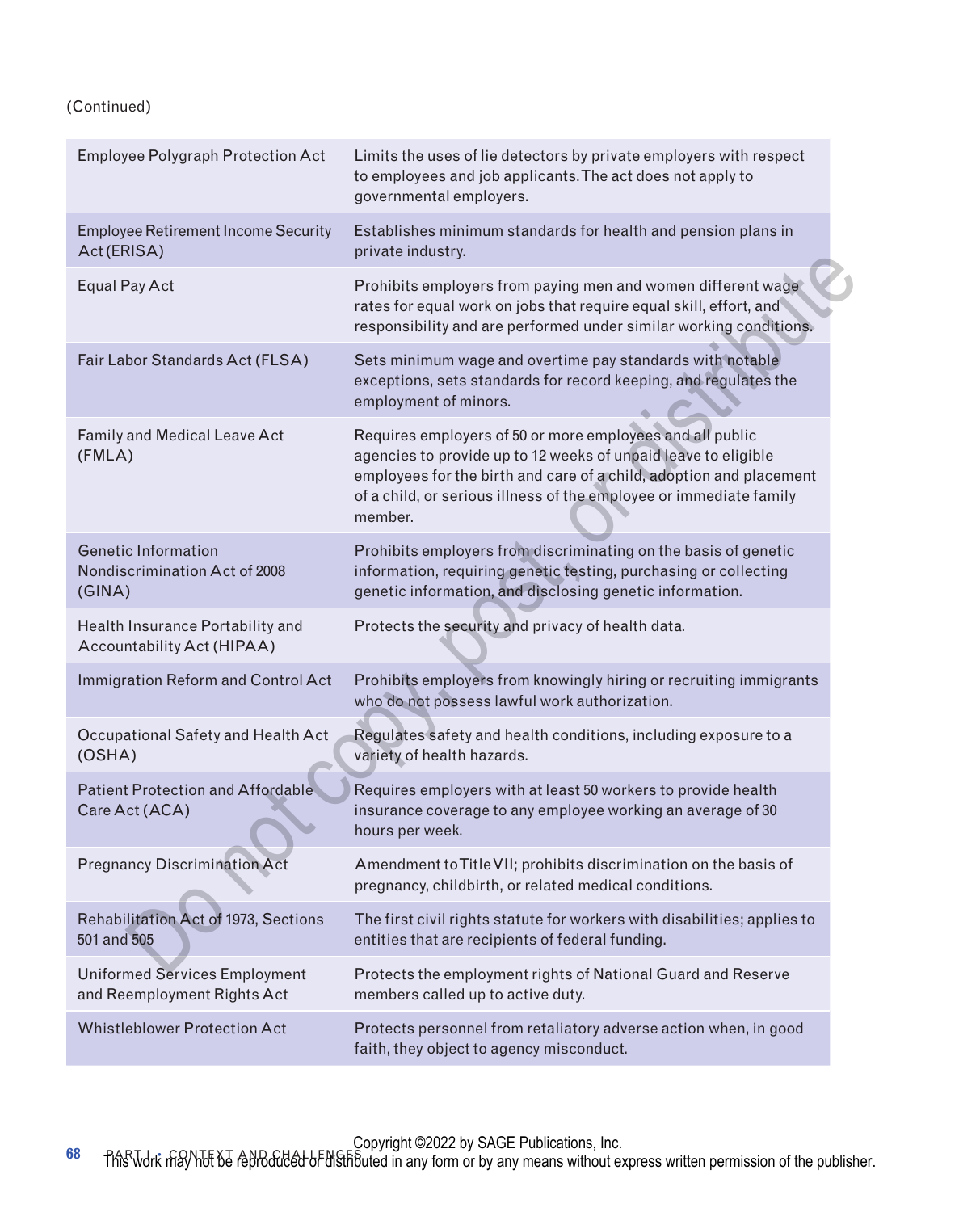(Continued)

| | |
|---|---|
| Employee Polygraph Protection Act | Limits the uses of lie detectors by private employers with respect to employees and job applicants. The act does not apply to governmental employers. |
| Employee Retirement Income Security Act (ERISA) | Establishes minimum standards for health and pension plans in private industry. |
| Equal Pay Act | Prohibits employers from paying men and women different wage rates for equal work on jobs that require equal skill, effort, and responsibility and are performed under similar working conditions. |
| Fair Labor Standards Act (FLSA) | Sets minimum wage and overtime pay standards with notable exceptions, sets standards for record keeping, and regulates the employment of minors. |
| Family and Medical Leave Act (FMLA) | Requires employers of 50 or more employees and all public agencies to provide up to 12 weeks of unpaid leave to eligible employees for the birth and care of a child, adoption and placement of a child, or serious illness of the employee or immediate family member. |
| Genetic Information Nondiscrimination Act of 2008 (GINA) | Prohibits employers from discriminating on the basis of genetic information, requiring genetic testing, purchasing or collecting genetic information, and disclosing genetic information. |
| Health Insurance Portability and Accountability Act (HIPAA) | Protects the security and privacy of health data. |
| Immigration Reform and Control Act | Prohibits employers from knowingly hiring or recruiting immigrants who do not possess lawful work authorization. |
| Occupational Safety and Health Act (OSHA) | Regulates safety and health conditions, including exposure to a variety of health hazards. |
| Patient Protection and Affordable Care Act (ACA) | Requires employers with at least 50 workers to provide health insurance coverage to any employee working an average of 30 hours per week. |
| Pregnancy Discrimination Act | Amendment to Title VII; prohibits discrimination on the basis of pregnancy, childbirth, or related medical conditions. |
| Rehabilitation Act of 1973, Sections 501 and 505 | The first civil rights statute for workers with disabilities; applies to entities that are recipients of federal funding. |
| Uniformed Services Employment and Reemployment Rights Act | Protects the employment rights of National Guard and Reserve members called up to active duty. |
| Whistleblower Protection Act | Protects personnel from retaliatory adverse action when, in good faith, they object to agency misconduct. |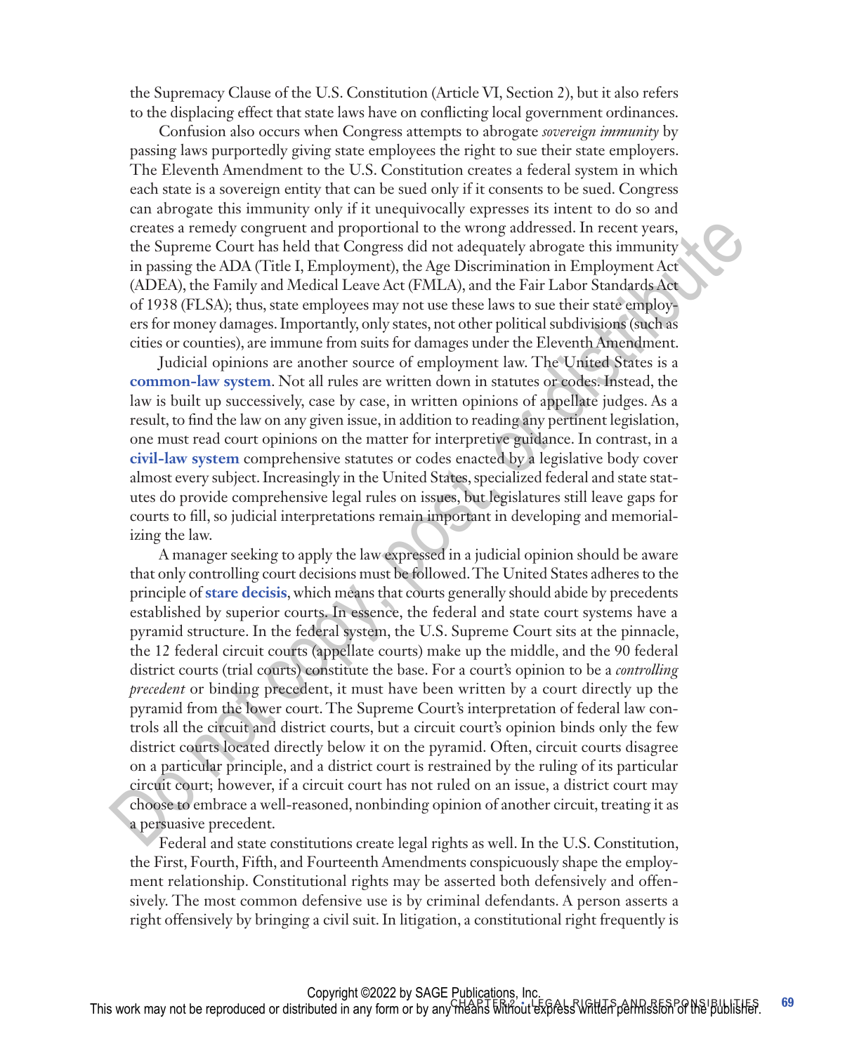the Supremacy Clause of the U.S. Constitution (Article VI, Section 2), but it also refers to the displacing effect that state laws have on conflicting local government ordinances.

Confusion also occurs when Congress attempts to abrogate *sovereign immunity* by passing laws purportedly giving state employees the right to sue their state employers. The Eleventh Amendment to the U.S. Constitution creates a federal system in which each state is a sovereign entity that can be sued only if it consents to be sued. Congress can abrogate this immunity only if it unequivocally expresses its intent to do so and creates a remedy congruent and proportional to the wrong addressed. In recent years, the Supreme Court has held that Congress did not adequately abrogate this immunity in passing the ADA (Title I, Employment), the Age Discrimination in Employment Act (ADEA), the Family and Medical Leave Act (FMLA), and the Fair Labor Standards Act of 1938 (FLSA); thus, state employees may not use these laws to sue their state employers for money damages. Importantly, only states, not other political subdivisions (such as cities or counties), are immune from suits for damages under the Eleventh Amendment.

Judicial opinions are another source of employment law. The United States is a **common-law system**. Not all rules are written down in statutes or codes. Instead, the law is built up successively, case by case, in written opinions of appellate judges. As a result, to find the law on any given issue, in addition to reading any pertinent legislation, one must read court opinions on the matter for interpretive guidance. In contrast, in a **civil-law system** comprehensive statutes or codes enacted by a legislative body cover almost every subject. Increasingly in the United States, specialized federal and state statutes do provide comprehensive legal rules on issues, but legislatures still leave gaps for courts to fill, so judicial interpretations remain important in developing and memorializing the law.

A manager seeking to apply the law expressed in a judicial opinion should be aware that only controlling court decisions must be followed. The United States adheres to the principle of **stare decisis**, which means that courts generally should abide by precedents established by superior courts. In essence, the federal and state court systems have a pyramid structure. In the federal system, the U.S. Supreme Court sits at the pinnacle, the 12 federal circuit courts (appellate courts) make up the middle, and the 90 federal district courts (trial courts) constitute the base. For a court's opinion to be a *controlling precedent* or binding precedent, it must have been written by a court directly up the pyramid from the lower court. The Supreme Court's interpretation of federal law controls all the circuit and district courts, but a circuit court's opinion binds only the few district courts located directly below it on the pyramid. Often, circuit courts disagree on a particular principle, and a district court is restrained by the ruling of its particular circuit court; however, if a circuit court has not ruled on an issue, a district court may choose to embrace a well-reasoned, nonbinding opinion of another circuit, treating it as a persuasive precedent.

Federal and state constitutions create legal rights as well. In the U.S. Constitution, the First, Fourth, Fifth, and Fourteenth Amendments conspicuously shape the employment relationship. Constitutional rights may be asserted both defensively and offensively. The most common defensive use is by criminal defendants. A person asserts a right offensively by bringing a civil suit. In litigation, a constitutional right frequently is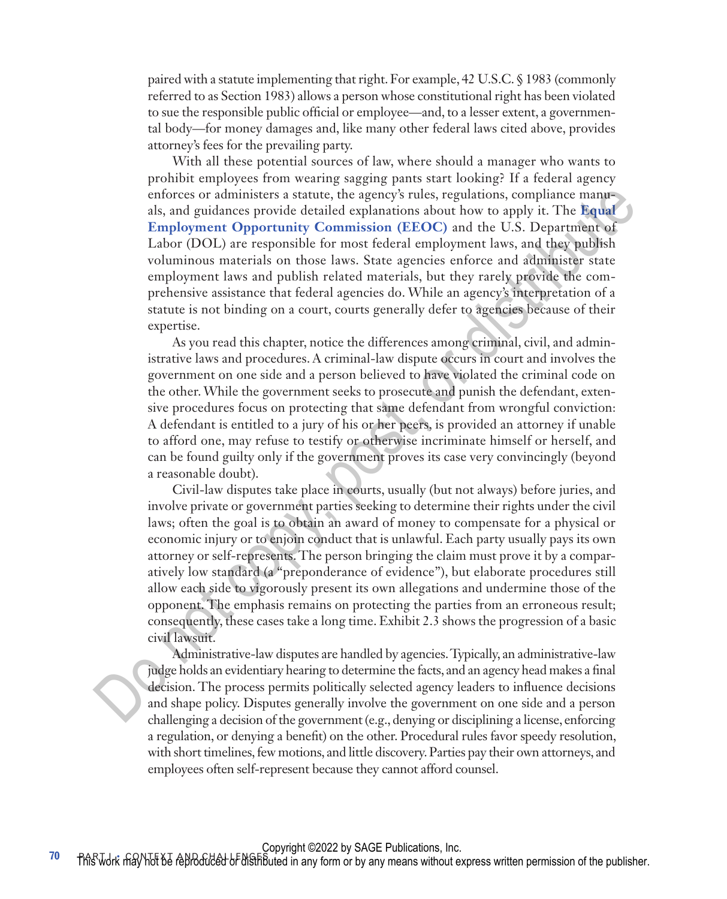paired with a statute implementing that right. For example, 42 U.S.C. § 1983 (commonly referred to as Section 1983) allows a person whose constitutional right has been violated to sue the responsible public official or employee—and, to a lesser extent, a governmental body—for money damages and, like many other federal laws cited above, provides attorney's fees for the prevailing party.

With all these potential sources of law, where should a manager who wants to prohibit employees from wearing sagging pants start looking? If a federal agency enforces or administers a statute, the agency's rules, regulations, compliance manuals, and guidances provide detailed explanations about how to apply it. The **Equal Employment Opportunity Commission (EEOC)** and the U.S. Department of Labor (DOL) are responsible for most federal employment laws, and they publish voluminous materials on those laws. State agencies enforce and administer state employment laws and publish related materials, but they rarely provide the comprehensive assistance that federal agencies do. While an agency's interpretation of a statute is not binding on a court, courts generally defer to agencies because of their expertise.

As you read this chapter, notice the differences among criminal, civil, and administrative laws and procedures. A criminal-law dispute occurs in court and involves the government on one side and a person believed to have violated the criminal code on the other. While the government seeks to prosecute and punish the defendant, extensive procedures focus on protecting that same defendant from wrongful conviction: A defendant is entitled to a jury of his or her peers, is provided an attorney if unable to afford one, may refuse to testify or otherwise incriminate himself or herself, and can be found guilty only if the government proves its case very convincingly (beyond a reasonable doubt).

Civil-law disputes take place in courts, usually (but not always) before juries, and involve private or government parties seeking to determine their rights under the civil laws; often the goal is to obtain an award of money to compensate for a physical or economic injury or to enjoin conduct that is unlawful. Each party usually pays its own attorney or self-represents. The person bringing the claim must prove it by a comparatively low standard (a "preponderance of evidence"), but elaborate procedures still allow each side to vigorously present its own allegations and undermine those of the opponent. The emphasis remains on protecting the parties from an erroneous result; consequently, these cases take a long time. Exhibit 2.3 shows the progression of a basic civil lawsuit.

Administrative-law disputes are handled by agencies. Typically, an administrative-law judge holds an evidentiary hearing to determine the facts, and an agency head makes a final decision. The process permits politically selected agency leaders to influence decisions and shape policy. Disputes generally involve the government on one side and a person challenging a decision of the government (e.g., denying or disciplining a license, enforcing a regulation, or denying a benefit) on the other. Procedural rules favor speedy resolution, with short timelines, few motions, and little discovery. Parties pay their own attorneys, and employees often self-represent because they cannot afford counsel.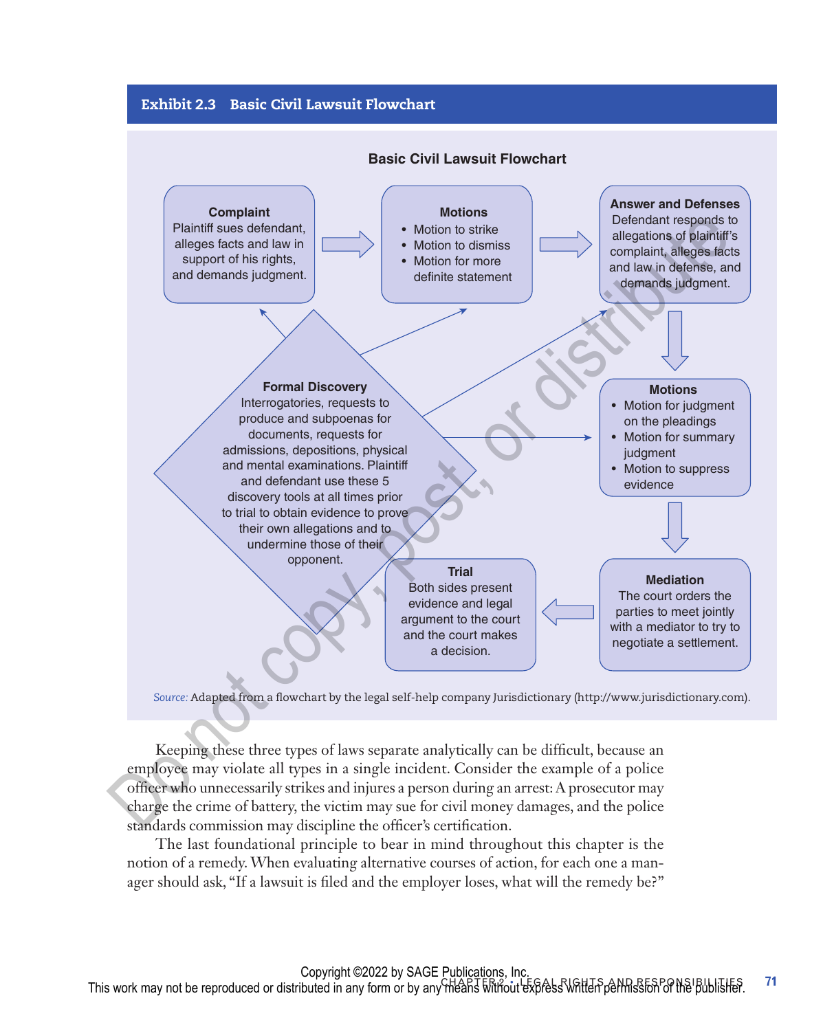**Exhibit 2.3 Basic Civil Lawsuit Flowchart**

**Basic Civil Lawsuit Flowchart**

**Complaint**
Plaintiff sues defendant, alleges facts and law in support of his rights, and demands judgment.

**Motions**
- Motion to strike
- Motion to dismiss
- Motion for more definite statement

**Answer and Defenses**
Defendant responds to allegations of plaintiff's complaint, alleges facts and law in defense, and demands judgment.

**Motions**
- Motion for judgment on the pleadings
- Motion for summary judgment
- Motion to suppress evidence

**Mediation**
The court orders the parties to meet jointly with a mediator to try to negotiate a settlement.

**Trial**
Both sides present evidence and legal argument to the court and the court makes a decision.

**Formal Discovery**
Interrogatories, requests to produce and subpoenas for documents, requests for admissions, depositions, physical and mental examinations. Plaintiff and defendant use these 5 discovery tools at all times prior to trial to obtain evidence to prove their own allegations and to undermine those of their opponent.

*Source:* Adapted from a flowchart by the legal self-help company Jurisdictionary (http://www.jurisdictionary.com).

Keeping these three types of laws separate analytically can be difficult, because an employee may violate all types in a single incident. Consider the example of a police officer who unnecessarily strikes and injures a person during an arrest: A prosecutor may charge the crime of battery, the victim may sue for civil money damages, and the police standards commission may discipline the officer's certification.

The last foundational principle to bear in mind throughout this chapter is the notion of a remedy. When evaluating alternative courses of action, for each one a manager should ask, "If a lawsuit is filed and the employer loses, what will the remedy be?"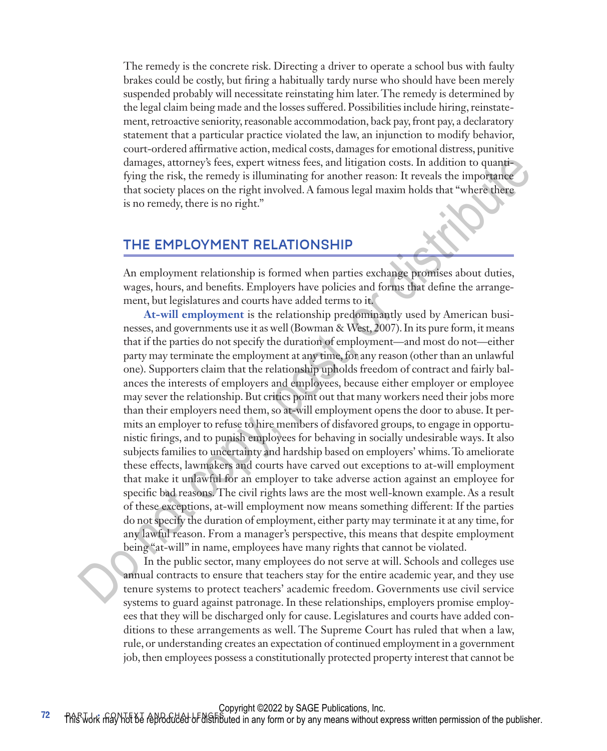The remedy is the concrete risk. Directing a driver to operate a school bus with faulty brakes could be costly, but firing a habitually tardy nurse who should have been merely suspended probably will necessitate reinstating him later. The remedy is determined by the legal claim being made and the losses suffered. Possibilities include hiring, reinstatement, retroactive seniority, reasonable accommodation, back pay, front pay, a declaratory statement that a particular practice violated the law, an injunction to modify behavior, court-ordered affirmative action, medical costs, damages for emotional distress, punitive damages, attorney's fees, expert witness fees, and litigation costs. In addition to quantifying the risk, the remedy is illuminating for another reason: It reveals the importance that society places on the right involved. A famous legal maxim holds that "where there is no remedy, there is no right."

## THE EMPLOYMENT RELATIONSHIP

An employment relationship is formed when parties exchange promises about duties, wages, hours, and benefits. Employers have policies and forms that define the arrangement, but legislatures and courts have added terms to it.

**At-will employment** is the relationship predominantly used by American businesses, and governments use it as well (Bowman & West, 2007). In its pure form, it means that if the parties do not specify the duration of employment—and most do not—either party may terminate the employment at any time, for any reason (other than an unlawful one). Supporters claim that the relationship upholds freedom of contract and fairly balances the interests of employers and employees, because either employer or employee may sever the relationship. But critics point out that many workers need their jobs more than their employers need them, so at-will employment opens the door to abuse. It permits an employer to refuse to hire members of disfavored groups, to engage in opportunistic firings, and to punish employees for behaving in socially undesirable ways. It also subjects families to uncertainty and hardship based on employers' whims. To ameliorate these effects, lawmakers and courts have carved out exceptions to at-will employment that make it unlawful for an employer to take adverse action against an employee for specific bad reasons. The civil rights laws are the most well-known example. As a result of these exceptions, at-will employment now means something different: If the parties do not specify the duration of employment, either party may terminate it at any time, for any lawful reason. From a manager's perspective, this means that despite employment being "at-will" in name, employees have many rights that cannot be violated.

In the public sector, many employees do not serve at will. Schools and colleges use annual contracts to ensure that teachers stay for the entire academic year, and they use tenure systems to protect teachers' academic freedom. Governments use civil service systems to guard against patronage. In these relationships, employers promise employees that they will be discharged only for cause. Legislatures and courts have added conditions to these arrangements as well. The Supreme Court has ruled that when a law, rule, or understanding creates an expectation of continued employment in a government job, then employees possess a constitutionally protected property interest that cannot be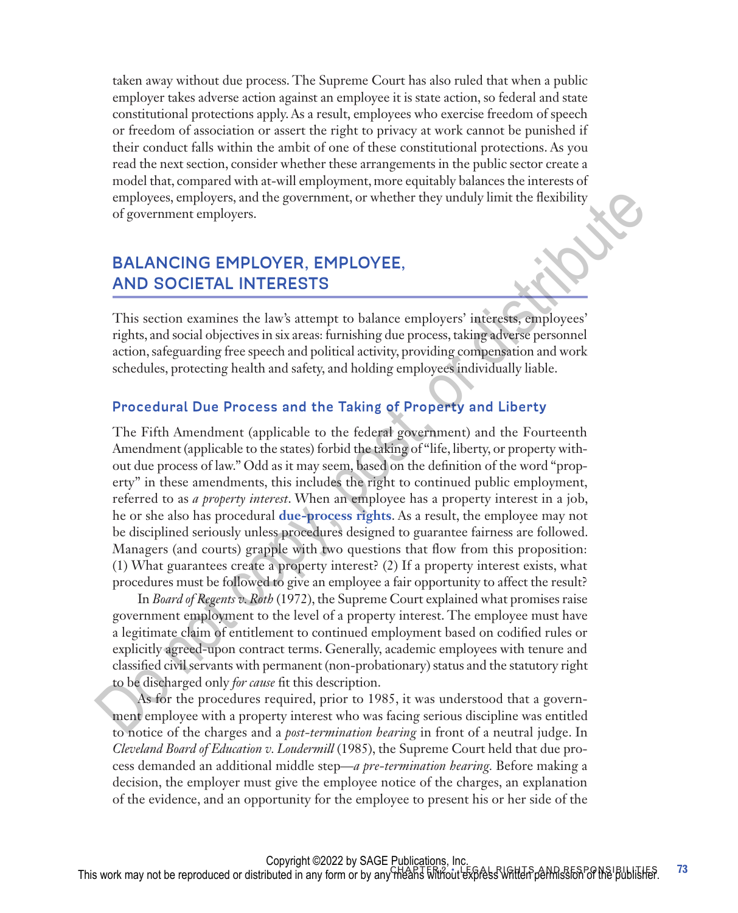taken away without due process. The Supreme Court has also ruled that when a public employer takes adverse action against an employee it is state action, so federal and state constitutional protections apply. As a result, employees who exercise freedom of speech or freedom of association or assert the right to privacy at work cannot be punished if their conduct falls within the ambit of one of these constitutional protections. As you read the next section, consider whether these arrangements in the public sector create a model that, compared with at-will employment, more equitably balances the interests of employees, employers, and the government, or whether they unduly limit the flexibility of government employers.

## BALANCING EMPLOYER, EMPLOYEE, AND SOCIETAL INTERESTS

This section examines the law's attempt to balance employers' interests, employees' rights, and social objectives in six areas: furnishing due process, taking adverse personnel action, safeguarding free speech and political activity, providing compensation and work schedules, protecting health and safety, and holding employees individually liable.

### Procedural Due Process and the Taking of Property and Liberty

The Fifth Amendment (applicable to the federal government) and the Fourteenth Amendment (applicable to the states) forbid the taking of "life, liberty, or property without due process of law." Odd as it may seem, based on the definition of the word "property" in these amendments, this includes the right to continued public employment, referred to as *a property interest*. When an employee has a property interest in a job, he or she also has procedural **due-process rights**. As a result, the employee may not be disciplined seriously unless procedures designed to guarantee fairness are followed. Managers (and courts) grapple with two questions that flow from this proposition: (1) What guarantees create a property interest? (2) If a property interest exists, what procedures must be followed to give an employee a fair opportunity to affect the result?

In *Board of Regents v. Roth* (1972), the Supreme Court explained what promises raise government employment to the level of a property interest. The employee must have a legitimate claim of entitlement to continued employment based on codified rules or explicitly agreed-upon contract terms. Generally, academic employees with tenure and classified civil servants with permanent (non-probationary) status and the statutory right to be discharged only *for cause* fit this description.

As for the procedures required, prior to 1985, it was understood that a government employee with a property interest who was facing serious discipline was entitled to notice of the charges and a *post-termination hearing* in front of a neutral judge. In *Cleveland Board of Education v. Loudermill* (1985), the Supreme Court held that due process demanded an additional middle step—*a pre-termination hearing.* Before making a decision, the employer must give the employee notice of the charges, an explanation of the evidence, and an opportunity for the employee to present his or her side of the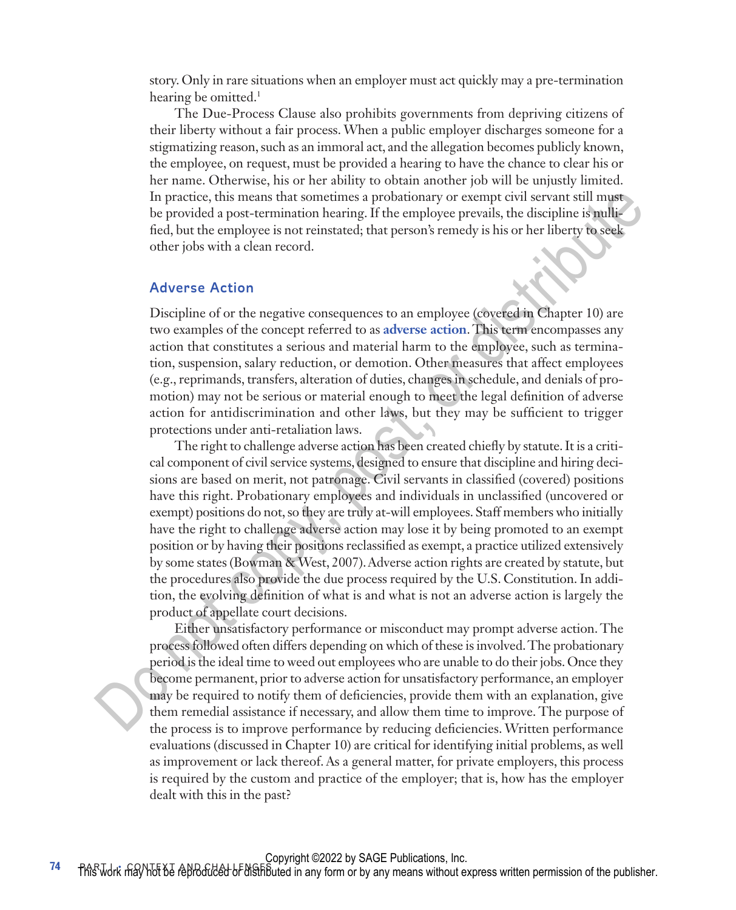story. Only in rare situations when an employer must act quickly may a pre-termination hearing be omitted.[1]

The Due-Process Clause also prohibits governments from depriving citizens of their liberty without a fair process. When a public employer discharges someone for a stigmatizing reason, such as an immoral act, and the allegation becomes publicly known, the employee, on request, must be provided a hearing to have the chance to clear his or her name. Otherwise, his or her ability to obtain another job will be unjustly limited. In practice, this means that sometimes a probationary or exempt civil servant still must be provided a post-termination hearing. If the employee prevails, the discipline is nullified, but the employee is not reinstated; that person's remedy is his or her liberty to seek other jobs with a clean record.

## Adverse Action

Discipline of or the negative consequences to an employee (covered in Chapter 10) are two examples of the concept referred to as **adverse action**. This term encompasses any action that constitutes a serious and material harm to the employee, such as termination, suspension, salary reduction, or demotion. Other measures that affect employees (e.g., reprimands, transfers, alteration of duties, changes in schedule, and denials of promotion) may not be serious or material enough to meet the legal definition of adverse action for antidiscrimination and other laws, but they may be sufficient to trigger protections under anti-retaliation laws.

The right to challenge adverse action has been created chiefly by statute. It is a critical component of civil service systems, designed to ensure that discipline and hiring decisions are based on merit, not patronage. Civil servants in classified (covered) positions have this right. Probationary employees and individuals in unclassified (uncovered or exempt) positions do not, so they are truly at-will employees. Staff members who initially have the right to challenge adverse action may lose it by being promoted to an exempt position or by having their positions reclassified as exempt, a practice utilized extensively by some states (Bowman & West, 2007). Adverse action rights are created by statute, but the procedures also provide the due process required by the U.S. Constitution. In addition, the evolving definition of what is and what is not an adverse action is largely the product of appellate court decisions.

Either unsatisfactory performance or misconduct may prompt adverse action. The process followed often differs depending on which of these is involved. The probationary period is the ideal time to weed out employees who are unable to do their jobs. Once they become permanent, prior to adverse action for unsatisfactory performance, an employer may be required to notify them of deficiencies, provide them with an explanation, give them remedial assistance if necessary, and allow them time to improve. The purpose of the process is to improve performance by reducing deficiencies. Written performance evaluations (discussed in Chapter 10) are critical for identifying initial problems, as well as improvement or lack thereof. As a general matter, for private employers, this process is required by the custom and practice of the employer; that is, how has the employer dealt with this in the past?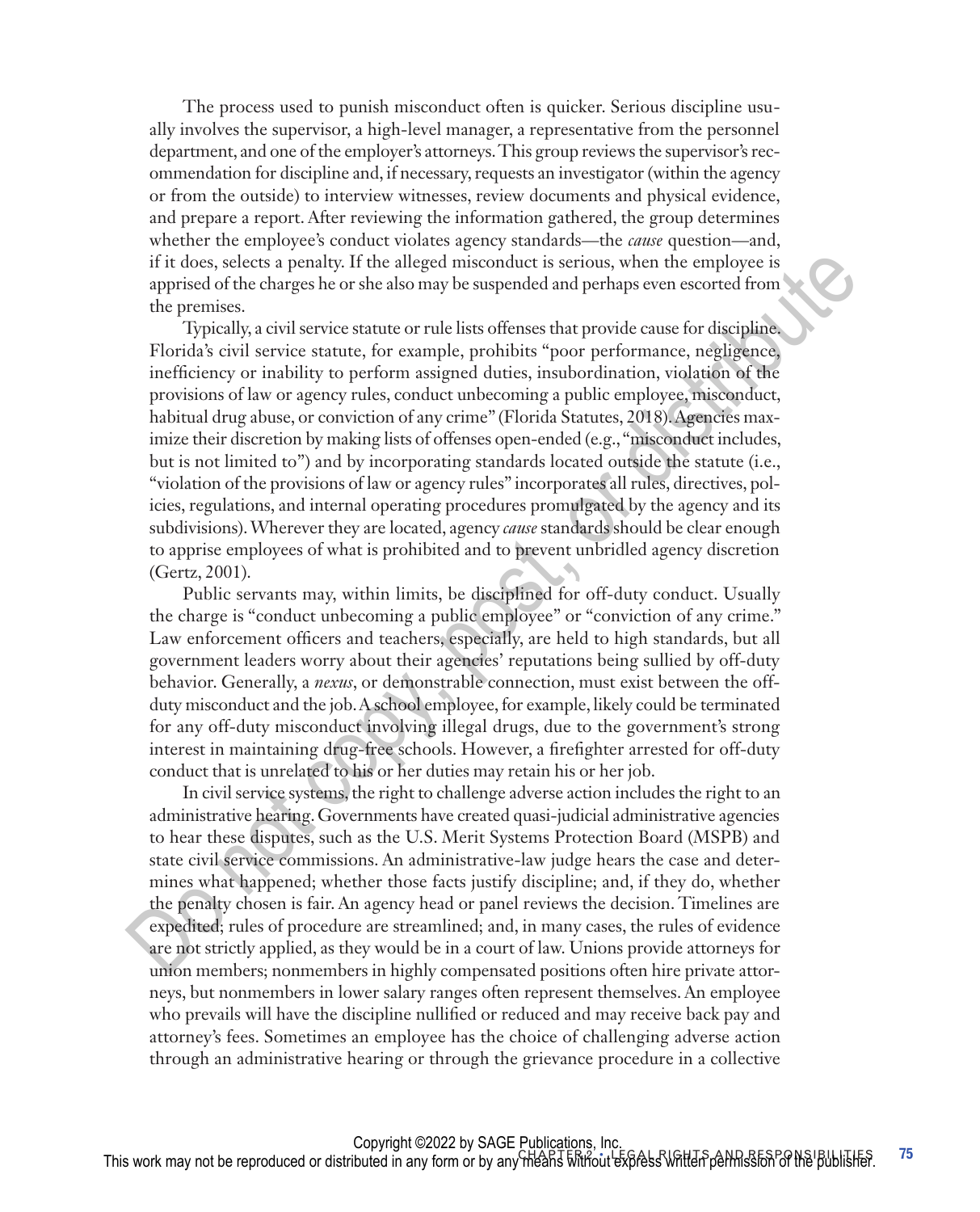The process used to punish misconduct often is quicker. Serious discipline usually involves the supervisor, a high-level manager, a representative from the personnel department, and one of the employer's attorneys. This group reviews the supervisor's recommendation for discipline and, if necessary, requests an investigator (within the agency or from the outside) to interview witnesses, review documents and physical evidence, and prepare a report. After reviewing the information gathered, the group determines whether the employee's conduct violates agency standards—the *cause* question—and, if it does, selects a penalty. If the alleged misconduct is serious, when the employee is apprised of the charges he or she also may be suspended and perhaps even escorted from the premises.

Typically, a civil service statute or rule lists offenses that provide cause for discipline. Florida's civil service statute, for example, prohibits "poor performance, negligence, inefficiency or inability to perform assigned duties, insubordination, violation of the provisions of law or agency rules, conduct unbecoming a public employee, misconduct, habitual drug abuse, or conviction of any crime" (Florida Statutes, 2018). Agencies maximize their discretion by making lists of offenses open-ended (e.g., "misconduct includes, but is not limited to") and by incorporating standards located outside the statute (i.e., "violation of the provisions of law or agency rules" incorporates all rules, directives, policies, regulations, and internal operating procedures promulgated by the agency and its subdivisions). Wherever they are located, agency *cause* standards should be clear enough to apprise employees of what is prohibited and to prevent unbridled agency discretion (Gertz, 2001).

Public servants may, within limits, be disciplined for off-duty conduct. Usually the charge is "conduct unbecoming a public employee" or "conviction of any crime." Law enforcement officers and teachers, especially, are held to high standards, but all government leaders worry about their agencies' reputations being sullied by off-duty behavior. Generally, a *nexus*, or demonstrable connection, must exist between the off-duty misconduct and the job. A school employee, for example, likely could be terminated for any off-duty misconduct involving illegal drugs, due to the government's strong interest in maintaining drug-free schools. However, a firefighter arrested for off-duty conduct that is unrelated to his or her duties may retain his or her job.

In civil service systems, the right to challenge adverse action includes the right to an administrative hearing. Governments have created quasi-judicial administrative agencies to hear these disputes, such as the U.S. Merit Systems Protection Board (MSPB) and state civil service commissions. An administrative-law judge hears the case and determines what happened; whether those facts justify discipline; and, if they do, whether the penalty chosen is fair. An agency head or panel reviews the decision. Timelines are expedited; rules of procedure are streamlined; and, in many cases, the rules of evidence are not strictly applied, as they would be in a court of law. Unions provide attorneys for union members; nonmembers in highly compensated positions often hire private attorneys, but nonmembers in lower salary ranges often represent themselves. An employee who prevails will have the discipline nullified or reduced and may receive back pay and attorney's fees. Sometimes an employee has the choice of challenging adverse action through an administrative hearing or through the grievance procedure in a collective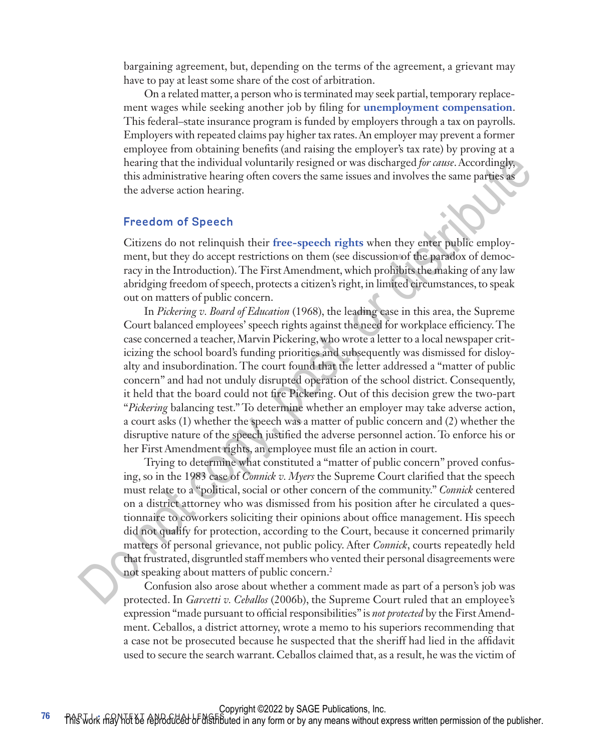bargaining agreement, but, depending on the terms of the agreement, a grievant may have to pay at least some share of the cost of arbitration.

On a related matter, a person who is terminated may seek partial, temporary replacement wages while seeking another job by filing for **unemployment compensation**. This federal–state insurance program is funded by employers through a tax on payrolls. Employers with repeated claims pay higher tax rates. An employer may prevent a former employee from obtaining benefits (and raising the employer's tax rate) by proving at a hearing that the individual voluntarily resigned or was discharged *for cause*. Accordingly, this administrative hearing often covers the same issues and involves the same parties as the adverse action hearing.

## Freedom of Speech

Citizens do not relinquish their **free-speech rights** when they enter public employment, but they do accept restrictions on them (see discussion of the paradox of democracy in the Introduction). The First Amendment, which prohibits the making of any law abridging freedom of speech, protects a citizen's right, in limited circumstances, to speak out on matters of public concern.

In *Pickering v. Board of Education* (1968), the leading case in this area, the Supreme Court balanced employees' speech rights against the need for workplace efficiency. The case concerned a teacher, Marvin Pickering, who wrote a letter to a local newspaper criticizing the school board's funding priorities and subsequently was dismissed for disloyalty and insubordination. The court found that the letter addressed a "matter of public concern" and had not unduly disrupted operation of the school district. Consequently, it held that the board could not fire Pickering. Out of this decision grew the two-part "*Pickering* balancing test." To determine whether an employer may take adverse action, a court asks (1) whether the speech was a matter of public concern and (2) whether the disruptive nature of the speech justified the adverse personnel action. To enforce his or her First Amendment rights, an employee must file an action in court.

Trying to determine what constituted a "matter of public concern" proved confusing, so in the 1983 case of *Connick v. Myers* the Supreme Court clarified that the speech must relate to a "political, social or other concern of the community." *Connick* centered on a district attorney who was dismissed from his position after he circulated a questionnaire to coworkers soliciting their opinions about office management. His speech did not qualify for protection, according to the Court, because it concerned primarily matters of personal grievance, not public policy. After *Connick*, courts repeatedly held that frustrated, disgruntled staff members who vented their personal disagreements were not speaking about matters of public concern.[2]

Confusion also arose about whether a comment made as part of a person's job was protected. In *Garcetti v. Ceballos* (2006b), the Supreme Court ruled that an employee's expression "made pursuant to official responsibilities" is *not protected* by the First Amendment. Ceballos, a district attorney, wrote a memo to his superiors recommending that a case not be prosecuted because he suspected that the sheriff had lied in the affidavit used to secure the search warrant. Ceballos claimed that, as a result, he was the victim of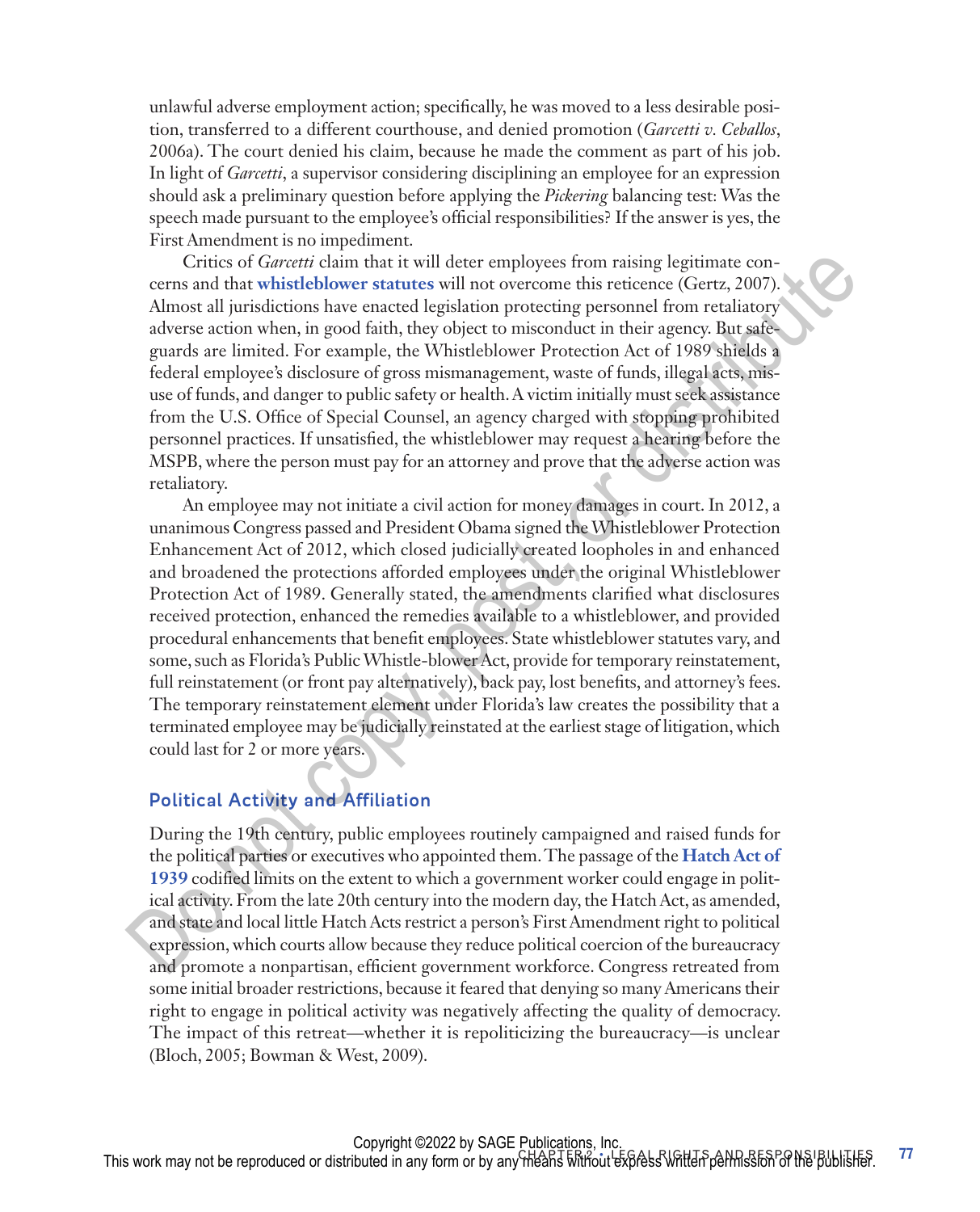unlawful adverse employment action; specifically, he was moved to a less desirable position, transferred to a different courthouse, and denied promotion (*Garcetti v. Ceballos*, 2006a). The court denied his claim, because he made the comment as part of his job. In light of *Garcetti*, a supervisor considering disciplining an employee for an expression should ask a preliminary question before applying the *Pickering* balancing test: Was the speech made pursuant to the employee's official responsibilities? If the answer is yes, the First Amendment is no impediment.

Critics of *Garcetti* claim that it will deter employees from raising legitimate concerns and that **whistleblower statutes** will not overcome this reticence (Gertz, 2007). Almost all jurisdictions have enacted legislation protecting personnel from retaliatory adverse action when, in good faith, they object to misconduct in their agency. But safeguards are limited. For example, the Whistleblower Protection Act of 1989 shields a federal employee's disclosure of gross mismanagement, waste of funds, illegal acts, misuse of funds, and danger to public safety or health. A victim initially must seek assistance from the U.S. Office of Special Counsel, an agency charged with stopping prohibited personnel practices. If unsatisfied, the whistleblower may request a hearing before the MSPB, where the person must pay for an attorney and prove that the adverse action was retaliatory.

An employee may not initiate a civil action for money damages in court. In 2012, a unanimous Congress passed and President Obama signed the Whistleblower Protection Enhancement Act of 2012, which closed judicially created loopholes in and enhanced and broadened the protections afforded employees under the original Whistleblower Protection Act of 1989. Generally stated, the amendments clarified what disclosures received protection, enhanced the remedies available to a whistleblower, and provided procedural enhancements that benefit employees. State whistleblower statutes vary, and some, such as Florida's Public Whistle-blower Act, provide for temporary reinstatement, full reinstatement (or front pay alternatively), back pay, lost benefits, and attorney's fees. The temporary reinstatement element under Florida's law creates the possibility that a terminated employee may be judicially reinstated at the earliest stage of litigation, which could last for 2 or more years.

### Political Activity and Affiliation

During the 19th century, public employees routinely campaigned and raised funds for the political parties or executives who appointed them. The passage of the **Hatch Act of 1939** codified limits on the extent to which a government worker could engage in political activity. From the late 20th century into the modern day, the Hatch Act, as amended, and state and local little Hatch Acts restrict a person's First Amendment right to political expression, which courts allow because they reduce political coercion of the bureaucracy and promote a nonpartisan, efficient government workforce. Congress retreated from some initial broader restrictions, because it feared that denying so many Americans their right to engage in political activity was negatively affecting the quality of democracy. The impact of this retreat—whether it is repoliticizing the bureaucracy—is unclear (Bloch, 2005; Bowman & West, 2009).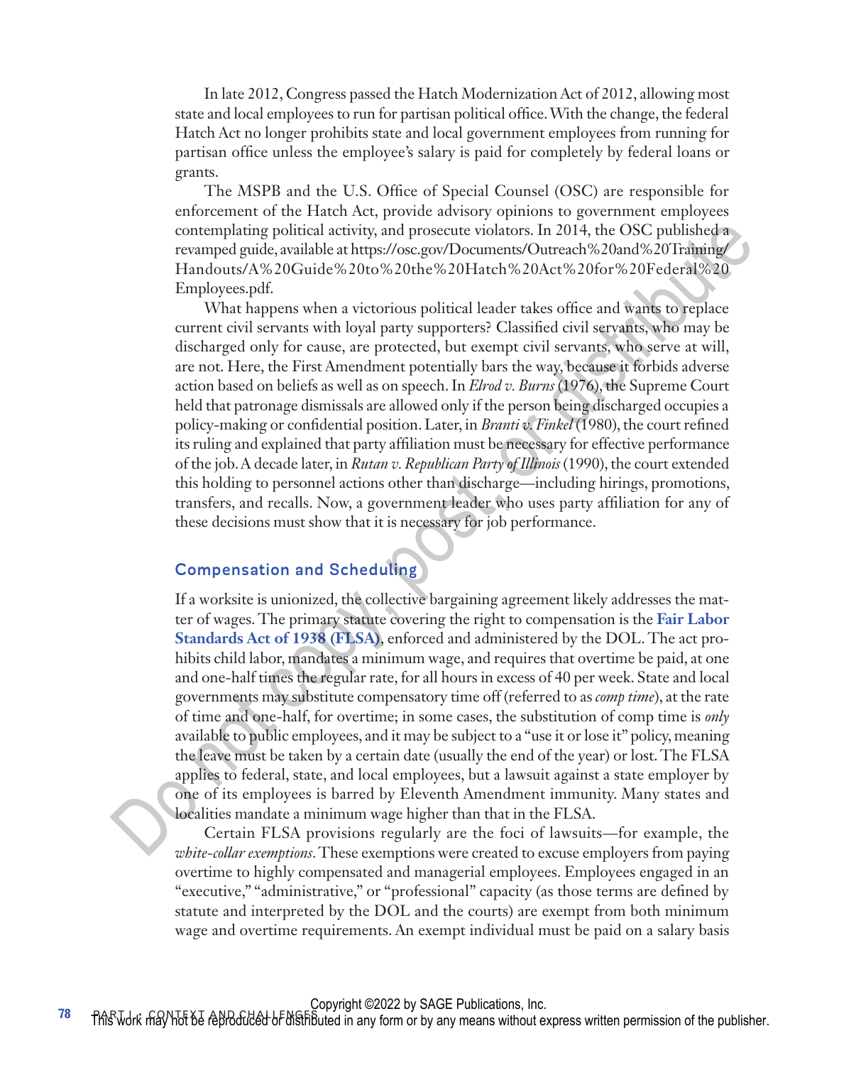In late 2012, Congress passed the Hatch Modernization Act of 2012, allowing most state and local employees to run for partisan political office. With the change, the federal Hatch Act no longer prohibits state and local government employees from running for partisan office unless the employee's salary is paid for completely by federal loans or grants.

The MSPB and the U.S. Office of Special Counsel (OSC) are responsible for enforcement of the Hatch Act, provide advisory opinions to government employees contemplating political activity, and prosecute violators. In 2014, the OSC published a revamped guide, available at https://osc.gov/Documents/Outreach%20and%20Training/Handouts/A%20Guide%20to%20the%20Hatch%20Act%20for%20Federal%20Employees.pdf.

What happens when a victorious political leader takes office and wants to replace current civil servants with loyal party supporters? Classified civil servants, who may be discharged only for cause, are protected, but exempt civil servants, who serve at will, are not. Here, the First Amendment potentially bars the way, because it forbids adverse action based on beliefs as well as on speech. In *Elrod v. Burns* (1976), the Supreme Court held that patronage dismissals are allowed only if the person being discharged occupies a policy-making or confidential position. Later, in *Branti v. Finkel* (1980), the court refined its ruling and explained that party affiliation must be necessary for effective performance of the job. A decade later, in *Rutan v. Republican Party of Illinois* (1990), the court extended this holding to personnel actions other than discharge—including hirings, promotions, transfers, and recalls. Now, a government leader who uses party affiliation for any of these decisions must show that it is necessary for job performance.

## Compensation and Scheduling

If a worksite is unionized, the collective bargaining agreement likely addresses the matter of wages. The primary statute covering the right to compensation is the **Fair Labor Standards Act of 1938 (FLSA)**, enforced and administered by the DOL. The act prohibits child labor, mandates a minimum wage, and requires that overtime be paid, at one and one-half times the regular rate, for all hours in excess of 40 per week. State and local governments may substitute compensatory time off (referred to as *comp time*), at the rate of time and one-half, for overtime; in some cases, the substitution of comp time is *only* available to public employees, and it may be subject to a "use it or lose it" policy, meaning the leave must be taken by a certain date (usually the end of the year) or lost. The FLSA applies to federal, state, and local employees, but a lawsuit against a state employer by one of its employees is barred by Eleventh Amendment immunity. Many states and localities mandate a minimum wage higher than that in the FLSA.

Certain FLSA provisions regularly are the foci of lawsuits—for example, the *white-collar exemptions*. These exemptions were created to excuse employers from paying overtime to highly compensated and managerial employees. Employees engaged in an "executive," "administrative," or "professional" capacity (as those terms are defined by statute and interpreted by the DOL and the courts) are exempt from both minimum wage and overtime requirements. An exempt individual must be paid on a salary basis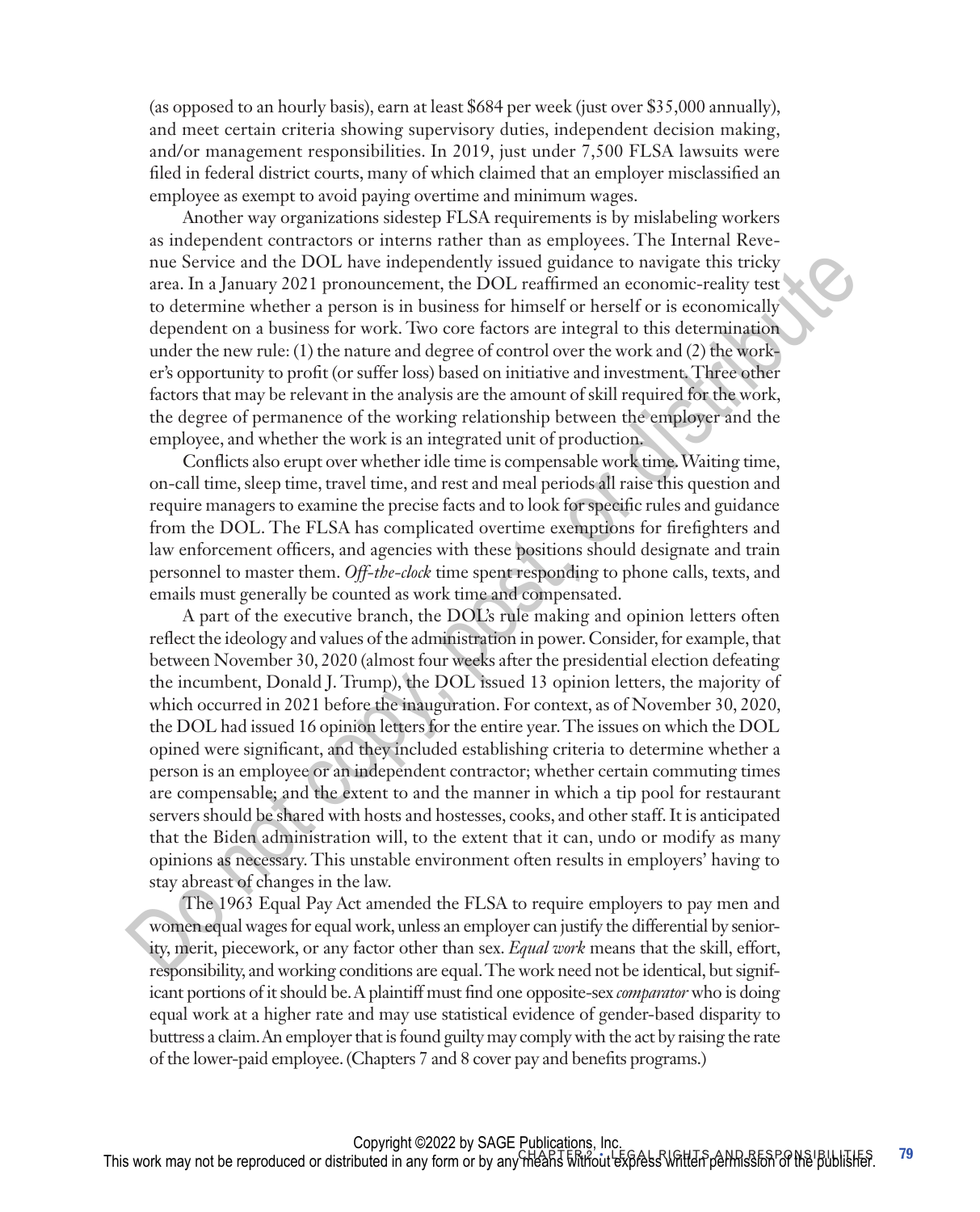(as opposed to an hourly basis), earn at least $684 per week (just over $35,000 annually), and meet certain criteria showing supervisory duties, independent decision making, and/or management responsibilities. In 2019, just under 7,500 FLSA lawsuits were filed in federal district courts, many of which claimed that an employer misclassified an employee as exempt to avoid paying overtime and minimum wages.

Another way organizations sidestep FLSA requirements is by mislabeling workers as independent contractors or interns rather than as employees. The Internal Revenue Service and the DOL have independently issued guidance to navigate this tricky area. In a January 2021 pronouncement, the DOL reaffirmed an economic-reality test to determine whether a person is in business for himself or herself or is economically dependent on a business for work. Two core factors are integral to this determination under the new rule: (1) the nature and degree of control over the work and (2) the worker's opportunity to profit (or suffer loss) based on initiative and investment. Three other factors that may be relevant in the analysis are the amount of skill required for the work, the degree of permanence of the working relationship between the employer and the employee, and whether the work is an integrated unit of production.

Conflicts also erupt over whether idle time is compensable work time. Waiting time, on-call time, sleep time, travel time, and rest and meal periods all raise this question and require managers to examine the precise facts and to look for specific rules and guidance from the DOL. The FLSA has complicated overtime exemptions for firefighters and law enforcement officers, and agencies with these positions should designate and train personnel to master them. *Off-the-clock* time spent responding to phone calls, texts, and emails must generally be counted as work time and compensated.

A part of the executive branch, the DOL's rule making and opinion letters often reflect the ideology and values of the administration in power. Consider, for example, that between November 30, 2020 (almost four weeks after the presidential election defeating the incumbent, Donald J. Trump), the DOL issued 13 opinion letters, the majority of which occurred in 2021 before the inauguration. For context, as of November 30, 2020, the DOL had issued 16 opinion letters for the entire year. The issues on which the DOL opined were significant, and they included establishing criteria to determine whether a person is an employee or an independent contractor; whether certain commuting times are compensable; and the extent to and the manner in which a tip pool for restaurant servers should be shared with hosts and hostesses, cooks, and other staff. It is anticipated that the Biden administration will, to the extent that it can, undo or modify as many opinions as necessary. This unstable environment often results in employers' having to stay abreast of changes in the law.

The 1963 Equal Pay Act amended the FLSA to require employers to pay men and women equal wages for equal work, unless an employer can justify the differential by seniority, merit, piecework, or any factor other than sex. *Equal work* means that the skill, effort, responsibility, and working conditions are equal. The work need not be identical, but significant portions of it should be. A plaintiff must find one opposite-sex *comparator* who is doing equal work at a higher rate and may use statistical evidence of gender-based disparity to buttress a claim. An employer that is found guilty may comply with the act by raising the rate of the lower-paid employee. (Chapters 7 and 8 cover pay and benefits programs.)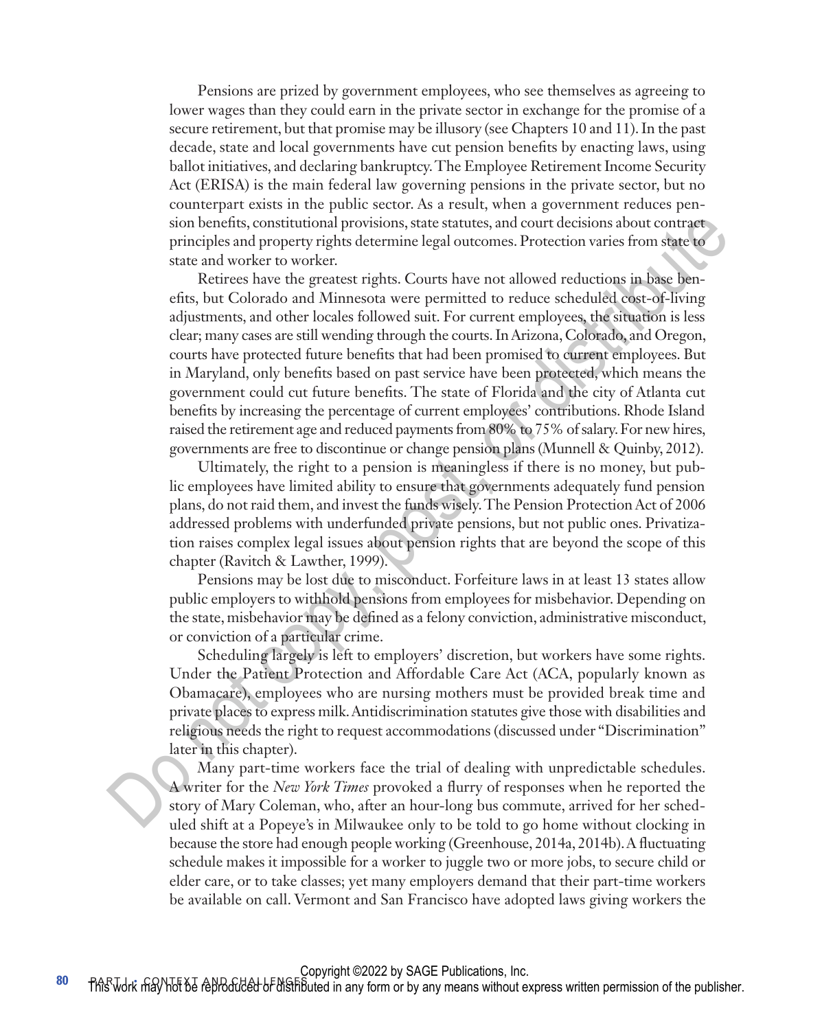Pensions are prized by government employees, who see themselves as agreeing to lower wages than they could earn in the private sector in exchange for the promise of a secure retirement, but that promise may be illusory (see Chapters 10 and 11). In the past decade, state and local governments have cut pension benefits by enacting laws, using ballot initiatives, and declaring bankruptcy. The Employee Retirement Income Security Act (ERISA) is the main federal law governing pensions in the private sector, but no counterpart exists in the public sector. As a result, when a government reduces pension benefits, constitutional provisions, state statutes, and court decisions about contract principles and property rights determine legal outcomes. Protection varies from state to state and worker to worker.

Retirees have the greatest rights. Courts have not allowed reductions in base benefits, but Colorado and Minnesota were permitted to reduce scheduled cost-of-living adjustments, and other locales followed suit. For current employees, the situation is less clear; many cases are still wending through the courts. In Arizona, Colorado, and Oregon, courts have protected future benefits that had been promised to current employees. But in Maryland, only benefits based on past service have been protected, which means the government could cut future benefits. The state of Florida and the city of Atlanta cut benefits by increasing the percentage of current employees' contributions. Rhode Island raised the retirement age and reduced payments from 80% to 75% of salary. For new hires, governments are free to discontinue or change pension plans (Munnell & Quinby, 2012).

Ultimately, the right to a pension is meaningless if there is no money, but public employees have limited ability to ensure that governments adequately fund pension plans, do not raid them, and invest the funds wisely. The Pension Protection Act of 2006 addressed problems with underfunded private pensions, but not public ones. Privatization raises complex legal issues about pension rights that are beyond the scope of this chapter (Ravitch & Lawther, 1999).

Pensions may be lost due to misconduct. Forfeiture laws in at least 13 states allow public employers to withhold pensions from employees for misbehavior. Depending on the state, misbehavior may be defined as a felony conviction, administrative misconduct, or conviction of a particular crime.

Scheduling largely is left to employers' discretion, but workers have some rights. Under the Patient Protection and Affordable Care Act (ACA, popularly known as Obamacare), employees who are nursing mothers must be provided break time and private places to express milk. Antidiscrimination statutes give those with disabilities and religious needs the right to request accommodations (discussed under "Discrimination" later in this chapter).

Many part-time workers face the trial of dealing with unpredictable schedules. A writer for the *New York Times* provoked a flurry of responses when he reported the story of Mary Coleman, who, after an hour-long bus commute, arrived for her scheduled shift at a Popeye's in Milwaukee only to be told to go home without clocking in because the store had enough people working (Greenhouse, 2014a, 2014b). A fluctuating schedule makes it impossible for a worker to juggle two or more jobs, to secure child or elder care, or to take classes; yet many employers demand that their part-time workers be available on call. Vermont and San Francisco have adopted laws giving workers the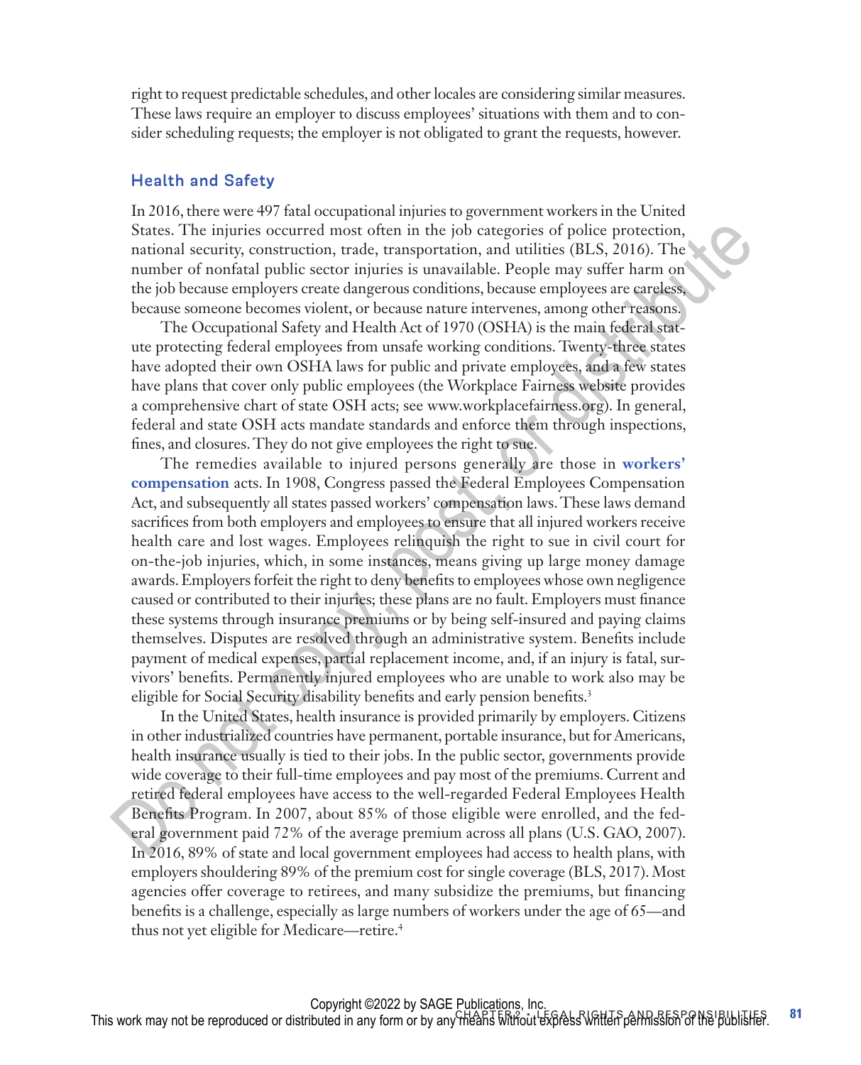right to request predictable schedules, and other locales are considering similar measures. These laws require an employer to discuss employees' situations with them and to consider scheduling requests; the employer is not obligated to grant the requests, however.

### Health and Safety

In 2016, there were 497 fatal occupational injuries to government workers in the United States. The injuries occurred most often in the job categories of police protection, national security, construction, trade, transportation, and utilities (BLS, 2016). The number of nonfatal public sector injuries is unavailable. People may suffer harm on the job because employers create dangerous conditions, because employees are careless, because someone becomes violent, or because nature intervenes, among other reasons.

The Occupational Safety and Health Act of 1970 (OSHA) is the main federal statute protecting federal employees from unsafe working conditions. Twenty-three states have adopted their own OSHA laws for public and private employees, and a few states have plans that cover only public employees (the Workplace Fairness website provides a comprehensive chart of state OSH acts; see www.workplacefairness.org). In general, federal and state OSH acts mandate standards and enforce them through inspections, fines, and closures. They do not give employees the right to sue.

The remedies available to injured persons generally are those in **workers' compensation** acts. In 1908, Congress passed the Federal Employees Compensation Act, and subsequently all states passed workers' compensation laws. These laws demand sacrifices from both employers and employees to ensure that all injured workers receive health care and lost wages. Employees relinquish the right to sue in civil court for on-the-job injuries, which, in some instances, means giving up large money damage awards. Employers forfeit the right to deny benefits to employees whose own negligence caused or contributed to their injuries; these plans are no fault. Employers must finance these systems through insurance premiums or by being self-insured and paying claims themselves. Disputes are resolved through an administrative system. Benefits include payment of medical expenses, partial replacement income, and, if an injury is fatal, survivors' benefits. Permanently injured employees who are unable to work also may be eligible for Social Security disability benefits and early pension benefits.[3]

In the United States, health insurance is provided primarily by employers. Citizens in other industrialized countries have permanent, portable insurance, but for Americans, health insurance usually is tied to their jobs. In the public sector, governments provide wide coverage to their full-time employees and pay most of the premiums. Current and retired federal employees have access to the well-regarded Federal Employees Health Benefits Program. In 2007, about 85% of those eligible were enrolled, and the federal government paid 72% of the average premium across all plans (U.S. GAO, 2007). In 2016, 89% of state and local government employees had access to health plans, with employers shouldering 89% of the premium cost for single coverage (BLS, 2017). Most agencies offer coverage to retirees, and many subsidize the premiums, but financing benefits is a challenge, especially as large numbers of workers under the age of 65—and thus not yet eligible for Medicare—retire.[4]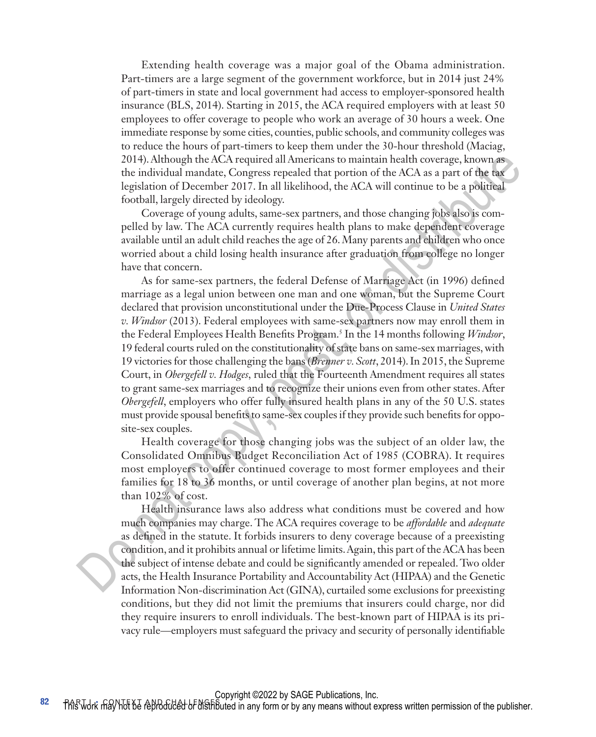Extending health coverage was a major goal of the Obama administration. Part-timers are a large segment of the government workforce, but in 2014 just 24% of part-timers in state and local government had access to employer-sponsored health insurance (BLS, 2014). Starting in 2015, the ACA required employers with at least 50 employees to offer coverage to people who work an average of 30 hours a week. One immediate response by some cities, counties, public schools, and community colleges was to reduce the hours of part-timers to keep them under the 30-hour threshold (Maciag, 2014). Although the ACA required all Americans to maintain health coverage, known as the individual mandate, Congress repealed that portion of the ACA as a part of the tax legislation of December 2017. In all likelihood, the ACA will continue to be a political football, largely directed by ideology.

Coverage of young adults, same-sex partners, and those changing jobs also is compelled by law. The ACA currently requires health plans to make dependent coverage available until an adult child reaches the age of 26. Many parents and children who once worried about a child losing health insurance after graduation from college no longer have that concern.

As for same-sex partners, the federal Defense of Marriage Act (in 1996) defined marriage as a legal union between one man and one woman, but the Supreme Court declared that provision unconstitutional under the Due-Process Clause in *United States v. Windsor* (2013). Federal employees with same-sex partners now may enroll them in the Federal Employees Health Benefits Program.[5] In the 14 months following *Windsor*, 19 federal courts ruled on the constitutionality of state bans on same-sex marriages, with 19 victories for those challenging the bans (*Brenner v. Scott*, 2014). In 2015, the Supreme Court, in *Obergefell v. Hodges*, ruled that the Fourteenth Amendment requires all states to grant same-sex marriages and to recognize their unions even from other states. After *Obergefell*, employers who offer fully insured health plans in any of the 50 U.S. states must provide spousal benefits to same-sex couples if they provide such benefits for opposite-sex couples.

Health coverage for those changing jobs was the subject of an older law, the Consolidated Omnibus Budget Reconciliation Act of 1985 (COBRA). It requires most employers to offer continued coverage to most former employees and their families for 18 to 36 months, or until coverage of another plan begins, at not more than 102% of cost.

Health insurance laws also address what conditions must be covered and how much companies may charge. The ACA requires coverage to be *affordable* and *adequate* as defined in the statute. It forbids insurers to deny coverage because of a preexisting condition, and it prohibits annual or lifetime limits. Again, this part of the ACA has been the subject of intense debate and could be significantly amended or repealed. Two older acts, the Health Insurance Portability and Accountability Act (HIPAA) and the Genetic Information Non-discrimination Act (GINA), curtailed some exclusions for preexisting conditions, but they did not limit the premiums that insurers could charge, nor did they require insurers to enroll individuals. The best-known part of HIPAA is its privacy rule—employers must safeguard the privacy and security of personally identifiable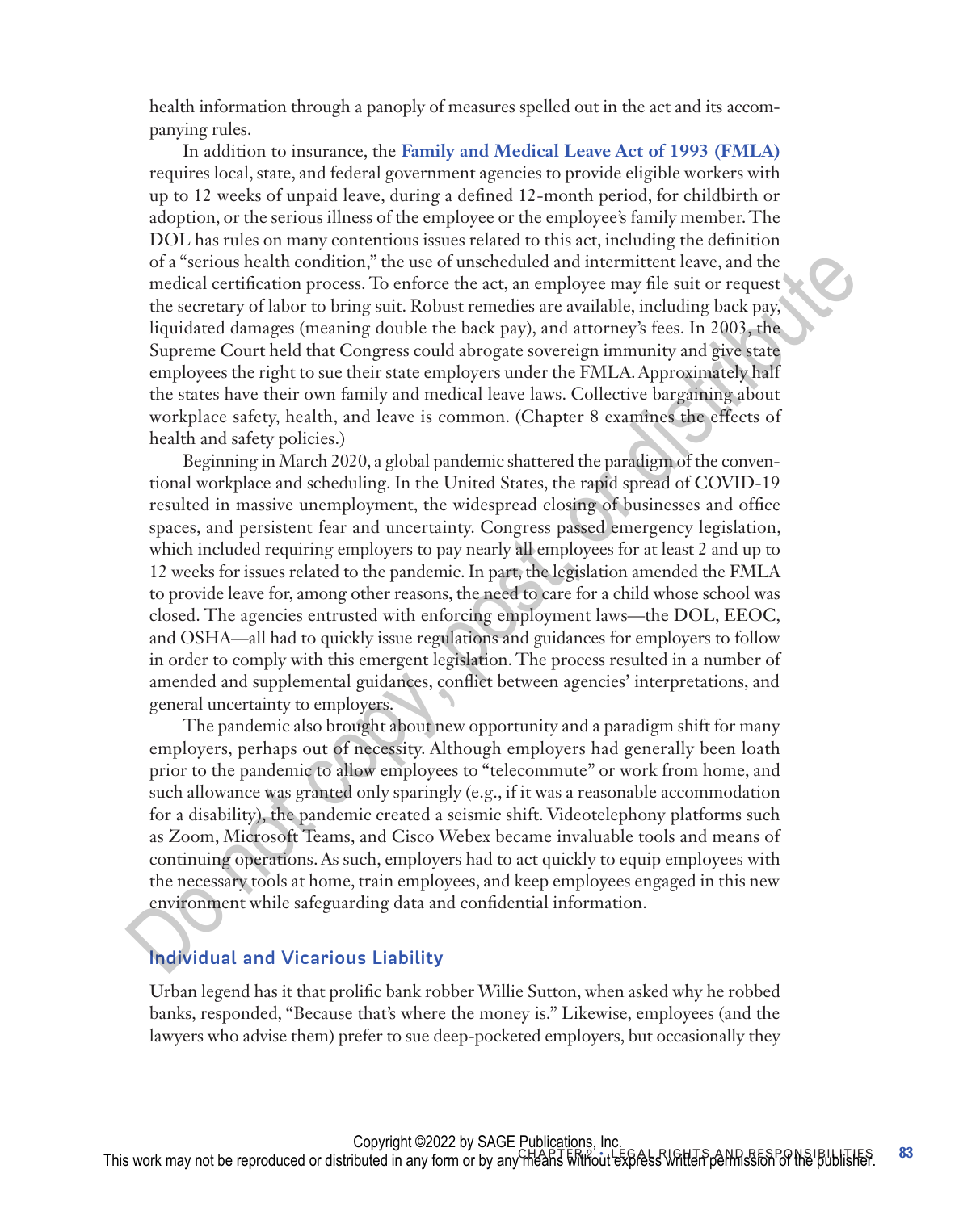health information through a panoply of measures spelled out in the act and its accompanying rules.

In addition to insurance, the **Family and Medical Leave Act of 1993 (FMLA)** requires local, state, and federal government agencies to provide eligible workers with up to 12 weeks of unpaid leave, during a defined 12-month period, for childbirth or adoption, or the serious illness of the employee or the employee's family member. The DOL has rules on many contentious issues related to this act, including the definition of a "serious health condition," the use of unscheduled and intermittent leave, and the medical certification process. To enforce the act, an employee may file suit or request the secretary of labor to bring suit. Robust remedies are available, including back pay, liquidated damages (meaning double the back pay), and attorney's fees. In 2003, the Supreme Court held that Congress could abrogate sovereign immunity and give state employees the right to sue their state employers under the FMLA. Approximately half the states have their own family and medical leave laws. Collective bargaining about workplace safety, health, and leave is common. (Chapter 8 examines the effects of health and safety policies.)

Beginning in March 2020, a global pandemic shattered the paradigm of the conventional workplace and scheduling. In the United States, the rapid spread of COVID-19 resulted in massive unemployment, the widespread closing of businesses and office spaces, and persistent fear and uncertainty. Congress passed emergency legislation, which included requiring employers to pay nearly all employees for at least 2 and up to 12 weeks for issues related to the pandemic. In part, the legislation amended the FMLA to provide leave for, among other reasons, the need to care for a child whose school was closed. The agencies entrusted with enforcing employment laws—the DOL, EEOC, and OSHA—all had to quickly issue regulations and guidances for employers to follow in order to comply with this emergent legislation. The process resulted in a number of amended and supplemental guidances, conflict between agencies' interpretations, and general uncertainty to employers.

The pandemic also brought about new opportunity and a paradigm shift for many employers, perhaps out of necessity. Although employers had generally been loath prior to the pandemic to allow employees to "telecommute" or work from home, and such allowance was granted only sparingly (e.g., if it was a reasonable accommodation for a disability), the pandemic created a seismic shift. Videotelephony platforms such as Zoom, Microsoft Teams, and Cisco Webex became invaluable tools and means of continuing operations. As such, employers had to act quickly to equip employees with the necessary tools at home, train employees, and keep employees engaged in this new environment while safeguarding data and confidential information.

## Individual and Vicarious Liability

Urban legend has it that prolific bank robber Willie Sutton, when asked why he robbed banks, responded, "Because that's where the money is." Likewise, employees (and the lawyers who advise them) prefer to sue deep-pocketed employers, but occasionally they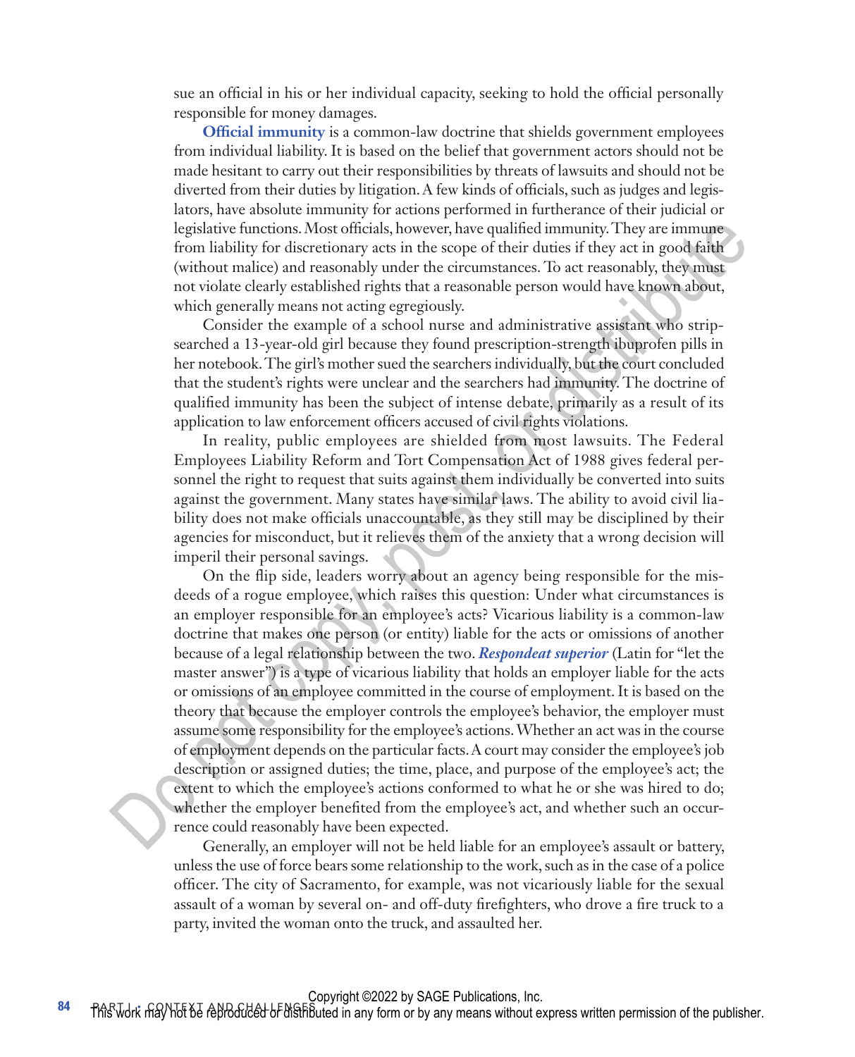sue an official in his or her individual capacity, seeking to hold the official personally responsible for money damages.

**Official immunity** is a common-law doctrine that shields government employees from individual liability. It is based on the belief that government actors should not be made hesitant to carry out their responsibilities by threats of lawsuits and should not be diverted from their duties by litigation. A few kinds of officials, such as judges and legislators, have absolute immunity for actions performed in furtherance of their judicial or legislative functions. Most officials, however, have qualified immunity. They are immune from liability for discretionary acts in the scope of their duties if they act in good faith (without malice) and reasonably under the circumstances. To act reasonably, they must not violate clearly established rights that a reasonable person would have known about, which generally means not acting egregiously.

Consider the example of a school nurse and administrative assistant who strip-searched a 13-year-old girl because they found prescription-strength ibuprofen pills in her notebook. The girl's mother sued the searchers individually, but the court concluded that the student's rights were unclear and the searchers had immunity. The doctrine of qualified immunity has been the subject of intense debate, primarily as a result of its application to law enforcement officers accused of civil rights violations.

In reality, public employees are shielded from most lawsuits. The Federal Employees Liability Reform and Tort Compensation Act of 1988 gives federal personnel the right to request that suits against them individually be converted into suits against the government. Many states have similar laws. The ability to avoid civil liability does not make officials unaccountable, as they still may be disciplined by their agencies for misconduct, but it relieves them of the anxiety that a wrong decision will imperil their personal savings.

On the flip side, leaders worry about an agency being responsible for the misdeeds of a rogue employee, which raises this question: Under what circumstances is an employer responsible for an employee's acts? Vicarious liability is a common-law doctrine that makes one person (or entity) liable for the acts or omissions of another because of a legal relationship between the two. ***Respondeat superior*** (Latin for "let the master answer") is a type of vicarious liability that holds an employer liable for the acts or omissions of an employee committed in the course of employment. It is based on the theory that because the employer controls the employee's behavior, the employer must assume some responsibility for the employee's actions. Whether an act was in the course of employment depends on the particular facts. A court may consider the employee's job description or assigned duties; the time, place, and purpose of the employee's act; the extent to which the employee's actions conformed to what he or she was hired to do; whether the employer benefited from the employee's act, and whether such an occurrence could reasonably have been expected.

Generally, an employer will not be held liable for an employee's assault or battery, unless the use of force bears some relationship to the work, such as in the case of a police officer. The city of Sacramento, for example, was not vicariously liable for the sexual assault of a woman by several on- and off-duty firefighters, who drove a fire truck to a party, invited the woman onto the truck, and assaulted her.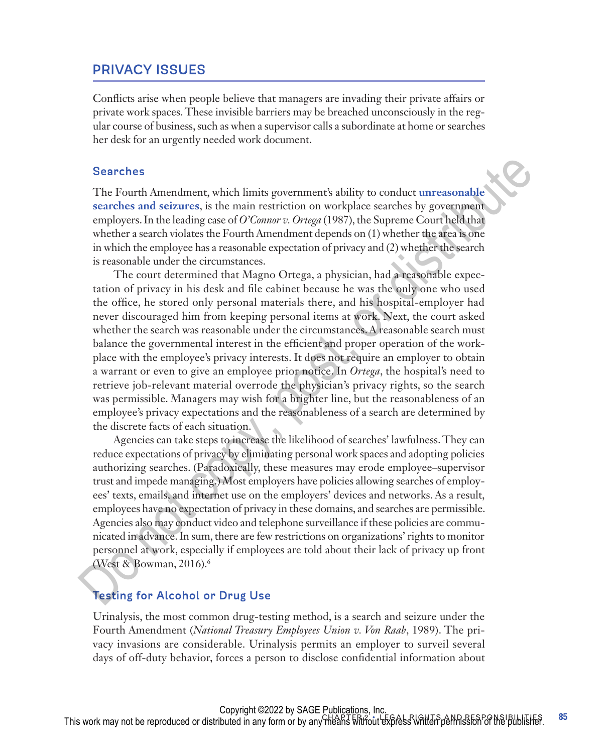## PRIVACY ISSUES

Conflicts arise when people believe that managers are invading their private affairs or private work spaces. These invisible barriers may be breached unconsciously in the regular course of business, such as when a supervisor calls a subordinate at home or searches her desk for an urgently needed work document.

### Searches

The Fourth Amendment, which limits government's ability to conduct **unreasonable searches and seizures**, is the main restriction on workplace searches by government employers. In the leading case of *O'Connor v. Ortega* (1987), the Supreme Court held that whether a search violates the Fourth Amendment depends on (1) whether the area is one in which the employee has a reasonable expectation of privacy and (2) whether the search is reasonable under the circumstances.

The court determined that Magno Ortega, a physician, had a reasonable expectation of privacy in his desk and file cabinet because he was the only one who used the office, he stored only personal materials there, and his hospital-employer had never discouraged him from keeping personal items at work. Next, the court asked whether the search was reasonable under the circumstances. A reasonable search must balance the governmental interest in the efficient and proper operation of the workplace with the employee's privacy interests. It does not require an employer to obtain a warrant or even to give an employee prior notice. In *Ortega*, the hospital's need to retrieve job-relevant material overrode the physician's privacy rights, so the search was permissible. Managers may wish for a brighter line, but the reasonableness of an employee's privacy expectations and the reasonableness of a search are determined by the discrete facts of each situation.

Agencies can take steps to increase the likelihood of searches' lawfulness. They can reduce expectations of privacy by eliminating personal work spaces and adopting policies authorizing searches. (Paradoxically, these measures may erode employee–supervisor trust and impede managing.) Most employers have policies allowing searches of employees' texts, emails, and internet use on the employers' devices and networks. As a result, employees have no expectation of privacy in these domains, and searches are permissible. Agencies also may conduct video and telephone surveillance if these policies are communicated in advance. In sum, there are few restrictions on organizations' rights to monitor personnel at work, especially if employees are told about their lack of privacy up front (West & Bowman, 2016).[6]

### Testing for Alcohol or Drug Use

Urinalysis, the most common drug-testing method, is a search and seizure under the Fourth Amendment (*National Treasury Employees Union v. Von Raab*, 1989). The privacy invasions are considerable. Urinalysis permits an employer to surveil several days of off-duty behavior, forces a person to disclose confidential information about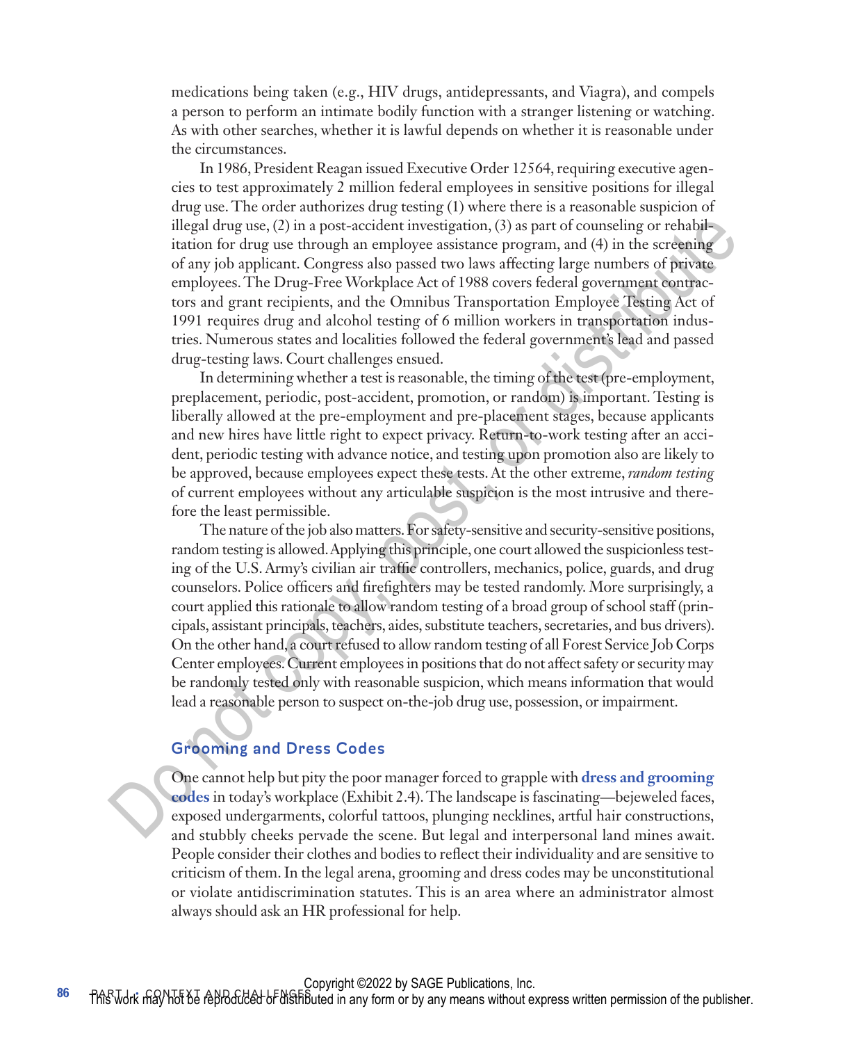medications being taken (e.g., HIV drugs, antidepressants, and Viagra), and compels a person to perform an intimate bodily function with a stranger listening or watching. As with other searches, whether it is lawful depends on whether it is reasonable under the circumstances.

In 1986, President Reagan issued Executive Order 12564, requiring executive agencies to test approximately 2 million federal employees in sensitive positions for illegal drug use. The order authorizes drug testing (1) where there is a reasonable suspicion of illegal drug use, (2) in a post-accident investigation, (3) as part of counseling or rehabilitation for drug use through an employee assistance program, and (4) in the screening of any job applicant. Congress also passed two laws affecting large numbers of private employees. The Drug-Free Workplace Act of 1988 covers federal government contractors and grant recipients, and the Omnibus Transportation Employee Testing Act of 1991 requires drug and alcohol testing of 6 million workers in transportation industries. Numerous states and localities followed the federal government's lead and passed drug-testing laws. Court challenges ensued.

In determining whether a test is reasonable, the timing of the test (pre-employment, preplacement, periodic, post-accident, promotion, or random) is important. Testing is liberally allowed at the pre-employment and pre-placement stages, because applicants and new hires have little right to expect privacy. Return-to-work testing after an accident, periodic testing with advance notice, and testing upon promotion also are likely to be approved, because employees expect these tests. At the other extreme, *random testing* of current employees without any articulable suspicion is the most intrusive and therefore the least permissible.

The nature of the job also matters. For safety-sensitive and security-sensitive positions, random testing is allowed. Applying this principle, one court allowed the suspicionless testing of the U.S. Army's civilian air traffic controllers, mechanics, police, guards, and drug counselors. Police officers and firefighters may be tested randomly. More surprisingly, a court applied this rationale to allow random testing of a broad group of school staff (principals, assistant principals, teachers, aides, substitute teachers, secretaries, and bus drivers). On the other hand, a court refused to allow random testing of all Forest Service Job Corps Center employees. Current employees in positions that do not affect safety or security may be randomly tested only with reasonable suspicion, which means information that would lead a reasonable person to suspect on-the-job drug use, possession, or impairment.

## Grooming and Dress Codes

One cannot help but pity the poor manager forced to grapple with **dress and grooming codes** in today's workplace (Exhibit 2.4). The landscape is fascinating—bejeweled faces, exposed undergarments, colorful tattoos, plunging necklines, artful hair constructions, and stubbly cheeks pervade the scene. But legal and interpersonal land mines await. People consider their clothes and bodies to reflect their individuality and are sensitive to criticism of them. In the legal arena, grooming and dress codes may be unconstitutional or violate antidiscrimination statutes. This is an area where an administrator almost always should ask an HR professional for help.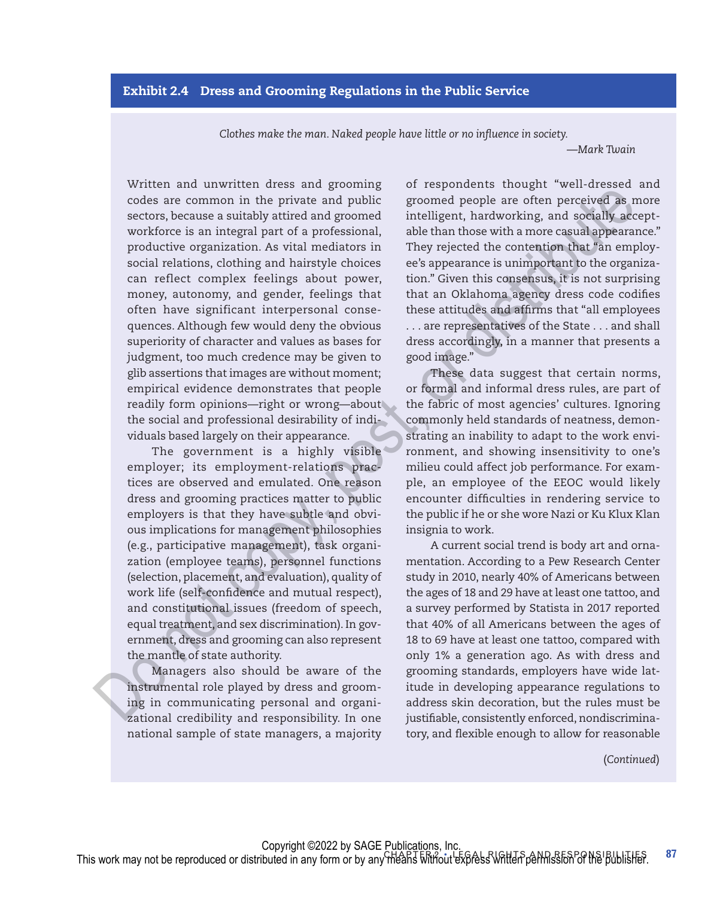## Exhibit 2.4 Dress and Grooming Regulations in the Public Service

*Clothes make the man. Naked people have little or no influence in society.*

*—Mark Twain*

Written and unwritten dress and grooming codes are common in the private and public sectors, because a suitably attired and groomed workforce is an integral part of a professional, productive organization. As vital mediators in social relations, clothing and hairstyle choices can reflect complex feelings about power, money, autonomy, and gender, feelings that often have significant interpersonal consequences. Although few would deny the obvious superiority of character and values as bases for judgment, too much credence may be given to glib assertions that images are without moment; empirical evidence demonstrates that people readily form opinions—right or wrong—about the social and professional desirability of individuals based largely on their appearance.

The government is a highly visible employer; its employment-relations practices are observed and emulated. One reason dress and grooming practices matter to public employers is that they have subtle and obvious implications for management philosophies (e.g., participative management), task organization (employee teams), personnel functions (selection, placement, and evaluation), quality of work life (self-confidence and mutual respect), and constitutional issues (freedom of speech, equal treatment, and sex discrimination). In government, dress and grooming can also represent the mantle of state authority.

Managers also should be aware of the instrumental role played by dress and grooming in communicating personal and organizational credibility and responsibility. In one national sample of state managers, a majority of respondents thought "well-dressed and groomed people are often perceived as more intelligent, hardworking, and socially acceptable than those with a more casual appearance." They rejected the contention that "an employee's appearance is unimportant to the organization." Given this consensus, it is not surprising that an Oklahoma agency dress code codifies these attitudes and affirms that "all employees . . . are representatives of the State . . . and shall dress accordingly, in a manner that presents a good image."

These data suggest that certain norms, or formal and informal dress rules, are part of the fabric of most agencies' cultures. Ignoring commonly held standards of neatness, demonstrating an inability to adapt to the work environment, and showing insensitivity to one's milieu could affect job performance. For example, an employee of the EEOC would likely encounter difficulties in rendering service to the public if he or she wore Nazi or Ku Klux Klan insignia to work.

A current social trend is body art and ornamentation. According to a Pew Research Center study in 2010, nearly 40% of Americans between the ages of 18 and 29 have at least one tattoo, and a survey performed by Statista in 2017 reported that 40% of all Americans between the ages of 18 to 69 have at least one tattoo, compared with only 1% a generation ago. As with dress and grooming standards, employers have wide latitude in developing appearance regulations to address skin decoration, but the rules must be justifiable, consistently enforced, nondiscriminatory, and flexible enough to allow for reasonable

(*Continued*)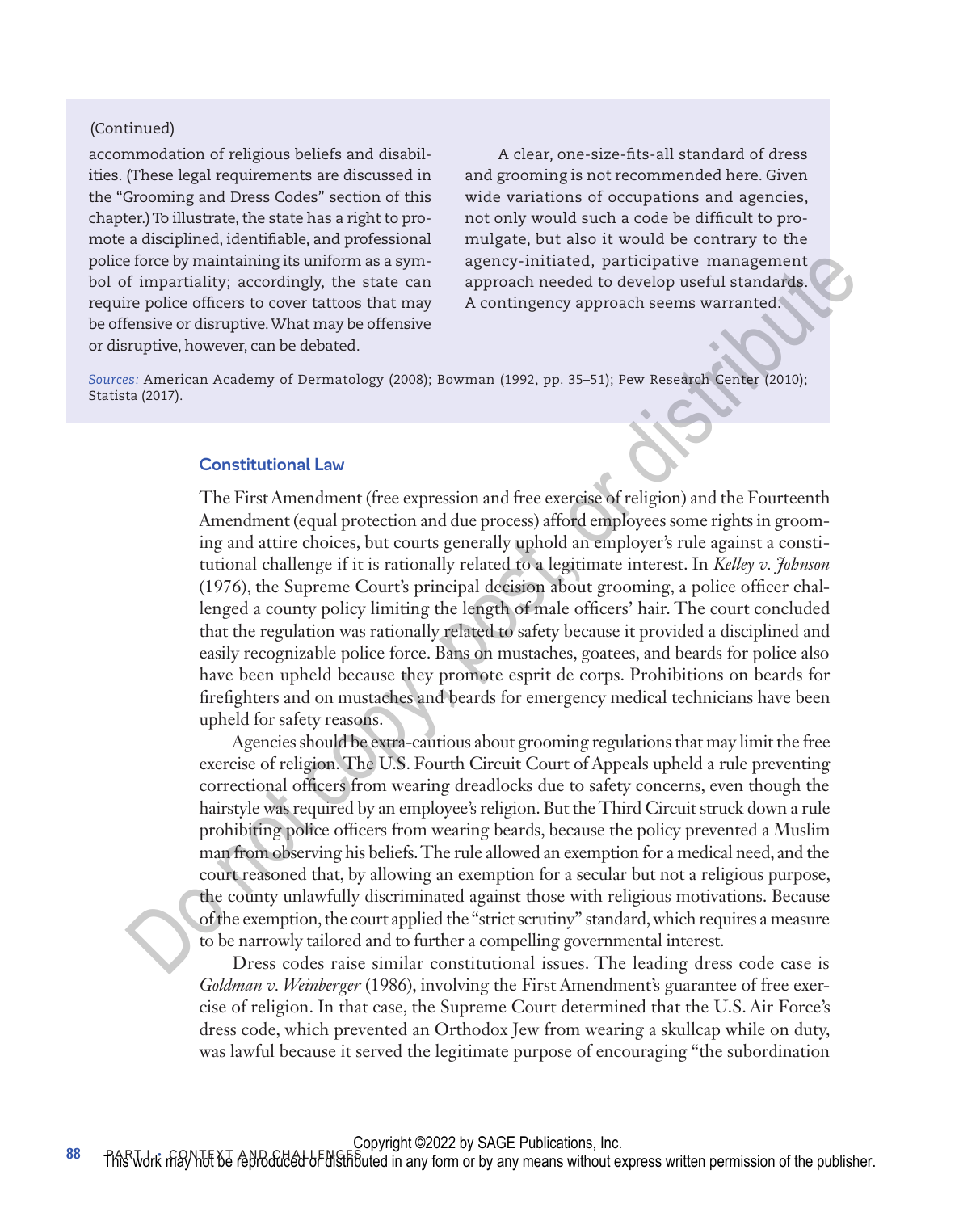(Continued)

accommodation of religious beliefs and disabilities. (These legal requirements are discussed in the "Grooming and Dress Codes" section of this chapter.) To illustrate, the state has a right to promote a disciplined, identifiable, and professional police force by maintaining its uniform as a symbol of impartiality; accordingly, the state can require police officers to cover tattoos that may be offensive or disruptive. What may be offensive or disruptive, however, can be debated.

A clear, one-size-fits-all standard of dress and grooming is not recommended here. Given wide variations of occupations and agencies, not only would such a code be difficult to promulgate, but also it would be contrary to the agency-initiated, participative management approach needed to develop useful standards. A contingency approach seems warranted.

*Sources:* American Academy of Dermatology (2008); Bowman (1992, pp. 35–51); Pew Research Center (2010); Statista (2017).

### Constitutional Law

The First Amendment (free expression and free exercise of religion) and the Fourteenth Amendment (equal protection and due process) afford employees some rights in grooming and attire choices, but courts generally uphold an employer's rule against a constitutional challenge if it is rationally related to a legitimate interest. In *Kelley v. Johnson* (1976), the Supreme Court's principal decision about grooming, a police officer challenged a county policy limiting the length of male officers' hair. The court concluded that the regulation was rationally related to safety because it provided a disciplined and easily recognizable police force. Bans on mustaches, goatees, and beards for police also have been upheld because they promote esprit de corps. Prohibitions on beards for firefighters and on mustaches and beards for emergency medical technicians have been upheld for safety reasons.

Agencies should be extra-cautious about grooming regulations that may limit the free exercise of religion. The U.S. Fourth Circuit Court of Appeals upheld a rule preventing correctional officers from wearing dreadlocks due to safety concerns, even though the hairstyle was required by an employee's religion. But the Third Circuit struck down a rule prohibiting police officers from wearing beards, because the policy prevented a Muslim man from observing his beliefs. The rule allowed an exemption for a medical need, and the court reasoned that, by allowing an exemption for a secular but not a religious purpose, the county unlawfully discriminated against those with religious motivations. Because of the exemption, the court applied the "strict scrutiny" standard, which requires a measure to be narrowly tailored and to further a compelling governmental interest.

Dress codes raise similar constitutional issues. The leading dress code case is *Goldman v. Weinberger* (1986), involving the First Amendment's guarantee of free exercise of religion. In that case, the Supreme Court determined that the U.S. Air Force's dress code, which prevented an Orthodox Jew from wearing a skullcap while on duty, was lawful because it served the legitimate purpose of encouraging "the subordination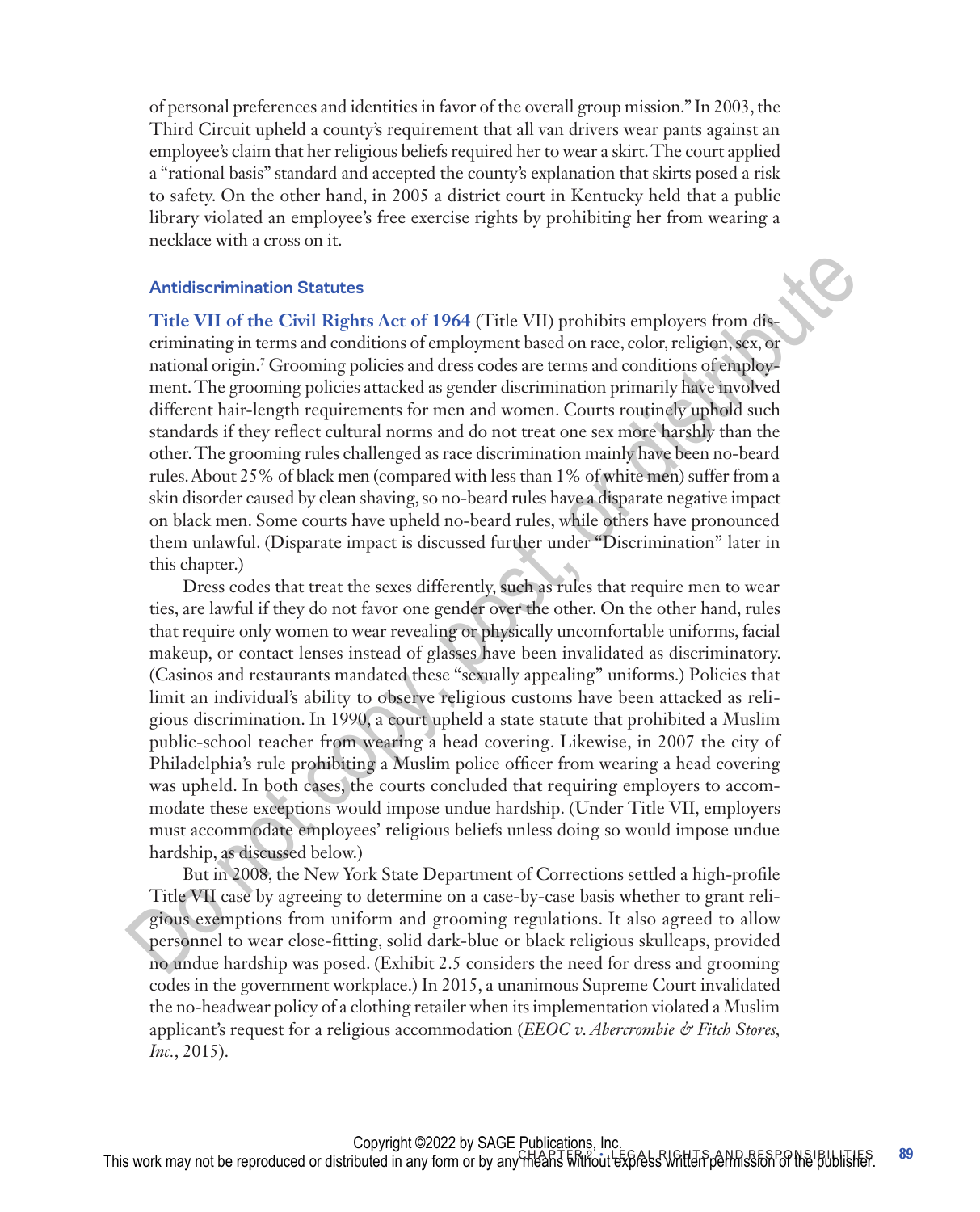of personal preferences and identities in favor of the overall group mission." In 2003, the Third Circuit upheld a county's requirement that all van drivers wear pants against an employee's claim that her religious beliefs required her to wear a skirt. The court applied a "rational basis" standard and accepted the county's explanation that skirts posed a risk to safety. On the other hand, in 2005 a district court in Kentucky held that a public library violated an employee's free exercise rights by prohibiting her from wearing a necklace with a cross on it.

### Antidiscrimination Statutes

**Title VII of the Civil Rights Act of 1964** (Title VII) prohibits employers from discriminating in terms and conditions of employment based on race, color, religion, sex, or national origin.[7] Grooming policies and dress codes are terms and conditions of employment. The grooming policies attacked as gender discrimination primarily have involved different hair-length requirements for men and women. Courts routinely uphold such standards if they reflect cultural norms and do not treat one sex more harshly than the other. The grooming rules challenged as race discrimination mainly have been no-beard rules. About 25% of black men (compared with less than 1% of white men) suffer from a skin disorder caused by clean shaving, so no-beard rules have a disparate negative impact on black men. Some courts have upheld no-beard rules, while others have pronounced them unlawful. (Disparate impact is discussed further under "Discrimination" later in this chapter.)

Dress codes that treat the sexes differently, such as rules that require men to wear ties, are lawful if they do not favor one gender over the other. On the other hand, rules that require only women to wear revealing or physically uncomfortable uniforms, facial makeup, or contact lenses instead of glasses have been invalidated as discriminatory. (Casinos and restaurants mandated these "sexually appealing" uniforms.) Policies that limit an individual's ability to observe religious customs have been attacked as religious discrimination. In 1990, a court upheld a state statute that prohibited a Muslim public-school teacher from wearing a head covering. Likewise, in 2007 the city of Philadelphia's rule prohibiting a Muslim police officer from wearing a head covering was upheld. In both cases, the courts concluded that requiring employers to accommodate these exceptions would impose undue hardship. (Under Title VII, employers must accommodate employees' religious beliefs unless doing so would impose undue hardship, as discussed below.)

But in 2008, the New York State Department of Corrections settled a high-profile Title VII case by agreeing to determine on a case-by-case basis whether to grant religious exemptions from uniform and grooming regulations. It also agreed to allow personnel to wear close-fitting, solid dark-blue or black religious skullcaps, provided no undue hardship was posed. (Exhibit 2.5 considers the need for dress and grooming codes in the government workplace.) In 2015, a unanimous Supreme Court invalidated the no-headwear policy of a clothing retailer when its implementation violated a Muslim applicant's request for a religious accommodation (*EEOC v. Abercrombie & Fitch Stores, Inc.*, 2015).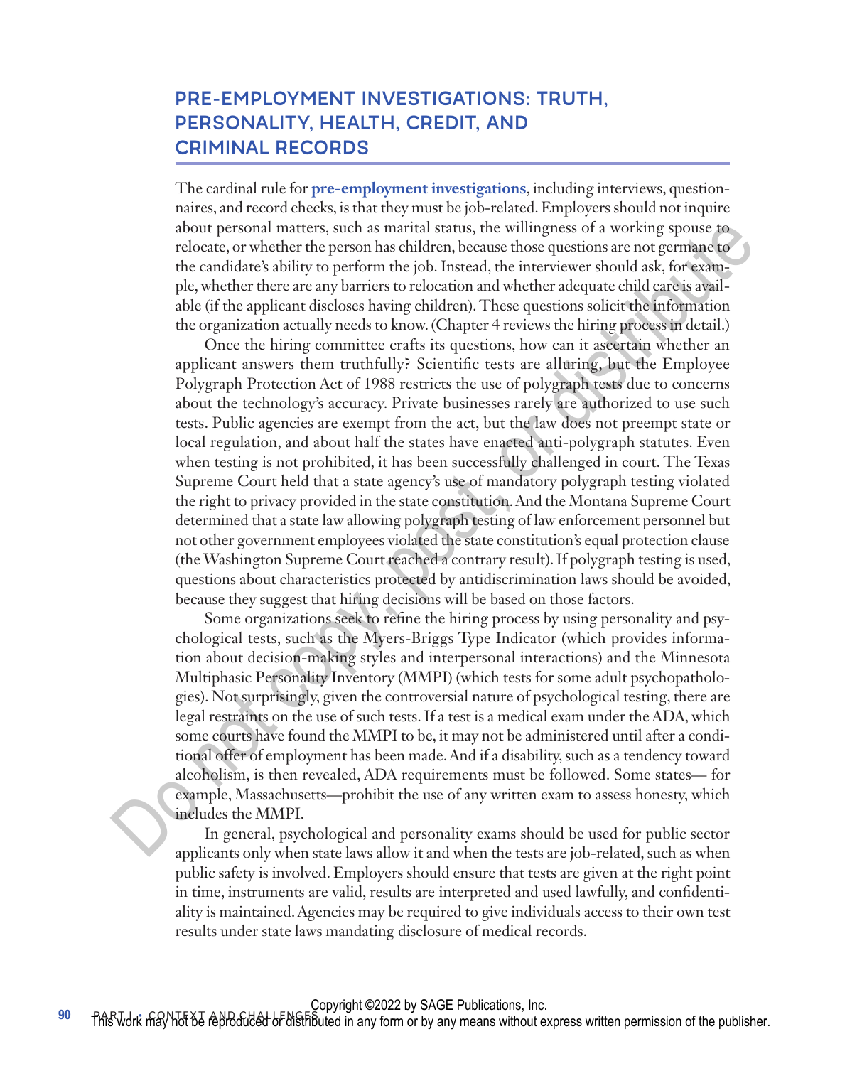## PRE-EMPLOYMENT INVESTIGATIONS: TRUTH, PERSONALITY, HEALTH, CREDIT, AND CRIMINAL RECORDS

The cardinal rule for **pre-employment investigations**, including interviews, questionnaires, and record checks, is that they must be job-related. Employers should not inquire about personal matters, such as marital status, the willingness of a working spouse to relocate, or whether the person has children, because those questions are not germane to the candidate's ability to perform the job. Instead, the interviewer should ask, for example, whether there are any barriers to relocation and whether adequate child care is available (if the applicant discloses having children). These questions solicit the information the organization actually needs to know. (Chapter 4 reviews the hiring process in detail.)

Once the hiring committee crafts its questions, how can it ascertain whether an applicant answers them truthfully? Scientific tests are alluring, but the Employee Polygraph Protection Act of 1988 restricts the use of polygraph tests due to concerns about the technology's accuracy. Private businesses rarely are authorized to use such tests. Public agencies are exempt from the act, but the law does not preempt state or local regulation, and about half the states have enacted anti-polygraph statutes. Even when testing is not prohibited, it has been successfully challenged in court. The Texas Supreme Court held that a state agency's use of mandatory polygraph testing violated the right to privacy provided in the state constitution. And the Montana Supreme Court determined that a state law allowing polygraph testing of law enforcement personnel but not other government employees violated the state constitution's equal protection clause (the Washington Supreme Court reached a contrary result). If polygraph testing is used, questions about characteristics protected by antidiscrimination laws should be avoided, because they suggest that hiring decisions will be based on those factors.

Some organizations seek to refine the hiring process by using personality and psychological tests, such as the Myers-Briggs Type Indicator (which provides information about decision-making styles and interpersonal interactions) and the Minnesota Multiphasic Personality Inventory (MMPI) (which tests for some adult psychopathologies). Not surprisingly, given the controversial nature of psychological testing, there are legal restraints on the use of such tests. If a test is a medical exam under the ADA, which some courts have found the MMPI to be, it may not be administered until after a conditional offer of employment has been made. And if a disability, such as a tendency toward alcoholism, is then revealed, ADA requirements must be followed. Some states— for example, Massachusetts—prohibit the use of any written exam to assess honesty, which includes the MMPI.

In general, psychological and personality exams should be used for public sector applicants only when state laws allow it and when the tests are job-related, such as when public safety is involved. Employers should ensure that tests are given at the right point in time, instruments are valid, results are interpreted and used lawfully, and confidentiality is maintained. Agencies may be required to give individuals access to their own test results under state laws mandating disclosure of medical records.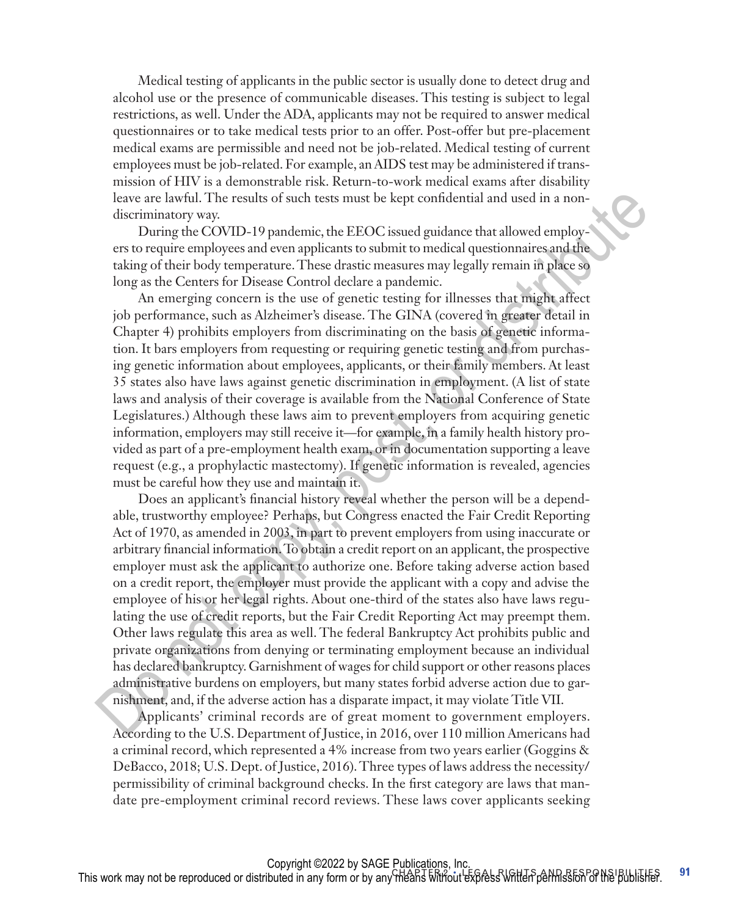Medical testing of applicants in the public sector is usually done to detect drug and alcohol use or the presence of communicable diseases. This testing is subject to legal restrictions, as well. Under the ADA, applicants may not be required to answer medical questionnaires or to take medical tests prior to an offer. Post-offer but pre-placement medical exams are permissible and need not be job-related. Medical testing of current employees must be job-related. For example, an AIDS test may be administered if transmission of HIV is a demonstrable risk. Return-to-work medical exams after disability leave are lawful. The results of such tests must be kept confidential and used in a nondiscriminatory way.

During the COVID-19 pandemic, the EEOC issued guidance that allowed employers to require employees and even applicants to submit to medical questionnaires and the taking of their body temperature. These drastic measures may legally remain in place so long as the Centers for Disease Control declare a pandemic.

An emerging concern is the use of genetic testing for illnesses that might affect job performance, such as Alzheimer's disease. The GINA (covered in greater detail in Chapter 4) prohibits employers from discriminating on the basis of genetic information. It bars employers from requesting or requiring genetic testing and from purchasing genetic information about employees, applicants, or their family members. At least 35 states also have laws against genetic discrimination in employment. (A list of state laws and analysis of their coverage is available from the National Conference of State Legislatures.) Although these laws aim to prevent employers from acquiring genetic information, employers may still receive it—for example, in a family health history provided as part of a pre-employment health exam, or in documentation supporting a leave request (e.g., a prophylactic mastectomy). If genetic information is revealed, agencies must be careful how they use and maintain it.

Does an applicant's financial history reveal whether the person will be a dependable, trustworthy employee? Perhaps, but Congress enacted the Fair Credit Reporting Act of 1970, as amended in 2003, in part to prevent employers from using inaccurate or arbitrary financial information. To obtain a credit report on an applicant, the prospective employer must ask the applicant to authorize one. Before taking adverse action based on a credit report, the employer must provide the applicant with a copy and advise the employee of his or her legal rights. About one-third of the states also have laws regulating the use of credit reports, but the Fair Credit Reporting Act may preempt them. Other laws regulate this area as well. The federal Bankruptcy Act prohibits public and private organizations from denying or terminating employment because an individual has declared bankruptcy. Garnishment of wages for child support or other reasons places administrative burdens on employers, but many states forbid adverse action due to garnishment, and, if the adverse action has a disparate impact, it may violate Title VII.

Applicants' criminal records are of great moment to government employers. According to the U.S. Department of Justice, in 2016, over 110 million Americans had a criminal record, which represented a 4% increase from two years earlier (Goggins & DeBacco, 2018; U.S. Dept. of Justice, 2016). Three types of laws address the necessity/permissibility of criminal background checks. In the first category are laws that mandate pre-employment criminal record reviews. These laws cover applicants seeking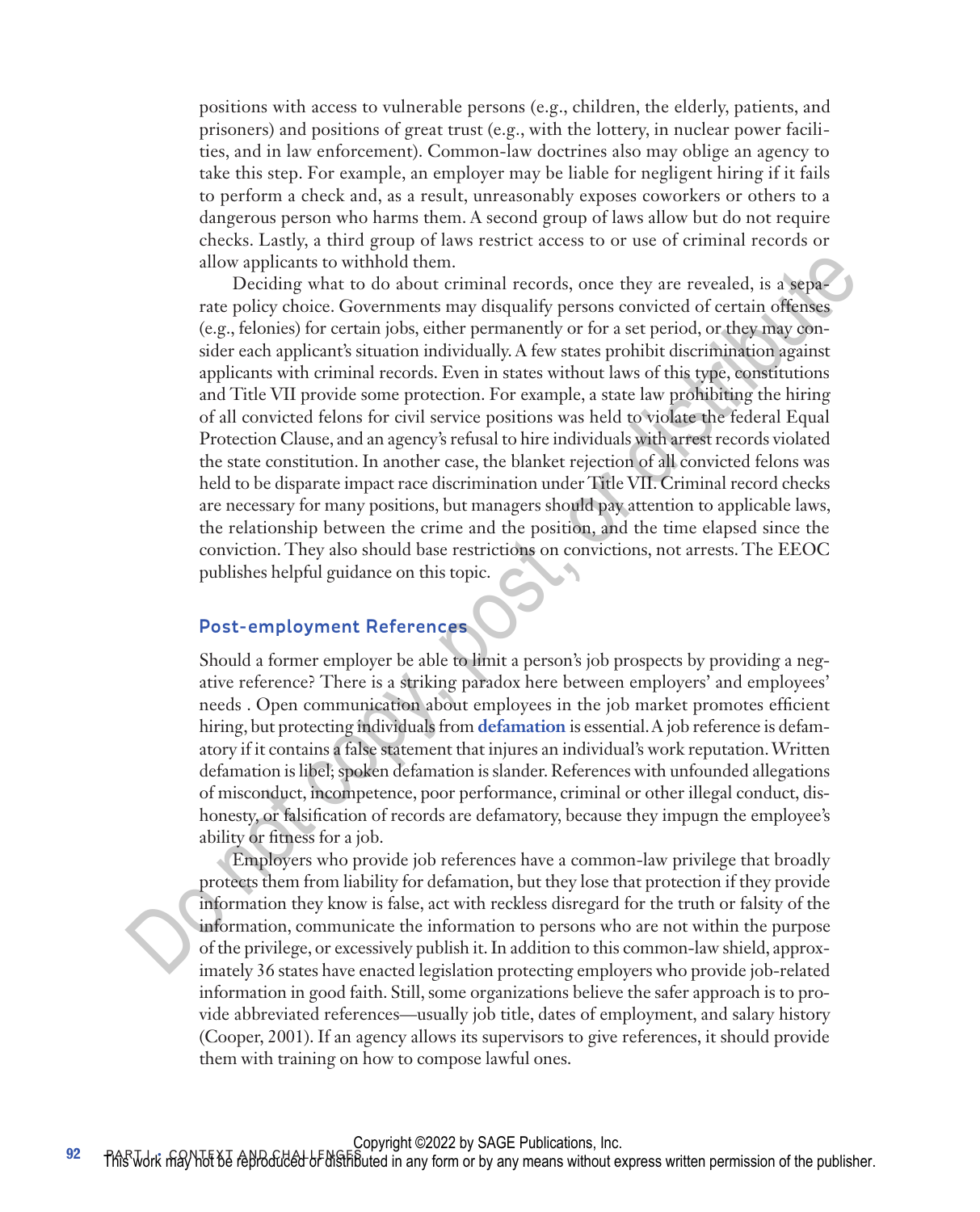positions with access to vulnerable persons (e.g., children, the elderly, patients, and prisoners) and positions of great trust (e.g., with the lottery, in nuclear power facilities, and in law enforcement). Common-law doctrines also may oblige an agency to take this step. For example, an employer may be liable for negligent hiring if it fails to perform a check and, as a result, unreasonably exposes coworkers or others to a dangerous person who harms them. A second group of laws allow but do not require checks. Lastly, a third group of laws restrict access to or use of criminal records or allow applicants to withhold them.

Deciding what to do about criminal records, once they are revealed, is a separate policy choice. Governments may disqualify persons convicted of certain offenses (e.g., felonies) for certain jobs, either permanently or for a set period, or they may consider each applicant's situation individually. A few states prohibit discrimination against applicants with criminal records. Even in states without laws of this type, constitutions and Title VII provide some protection. For example, a state law prohibiting the hiring of all convicted felons for civil service positions was held to violate the federal Equal Protection Clause, and an agency's refusal to hire individuals with arrest records violated the state constitution. In another case, the blanket rejection of all convicted felons was held to be disparate impact race discrimination under Title VII. Criminal record checks are necessary for many positions, but managers should pay attention to applicable laws, the relationship between the crime and the position, and the time elapsed since the conviction. They also should base restrictions on convictions, not arrests. The EEOC publishes helpful guidance on this topic.

## Post-employment References

Should a former employer be able to limit a person's job prospects by providing a negative reference? There is a striking paradox here between employers' and employees' needs . Open communication about employees in the job market promotes efficient hiring, but protecting individuals from **defamation** is essential. A job reference is defamatory if it contains a false statement that injures an individual's work reputation. Written defamation is libel; spoken defamation is slander. References with unfounded allegations of misconduct, incompetence, poor performance, criminal or other illegal conduct, dishonesty, or falsification of records are defamatory, because they impugn the employee's ability or fitness for a job.

Employers who provide job references have a common-law privilege that broadly protects them from liability for defamation, but they lose that protection if they provide information they know is false, act with reckless disregard for the truth or falsity of the information, communicate the information to persons who are not within the purpose of the privilege, or excessively publish it. In addition to this common-law shield, approximately 36 states have enacted legislation protecting employers who provide job-related information in good faith. Still, some organizations believe the safer approach is to provide abbreviated references—usually job title, dates of employment, and salary history (Cooper, 2001). If an agency allows its supervisors to give references, it should provide them with training on how to compose lawful ones.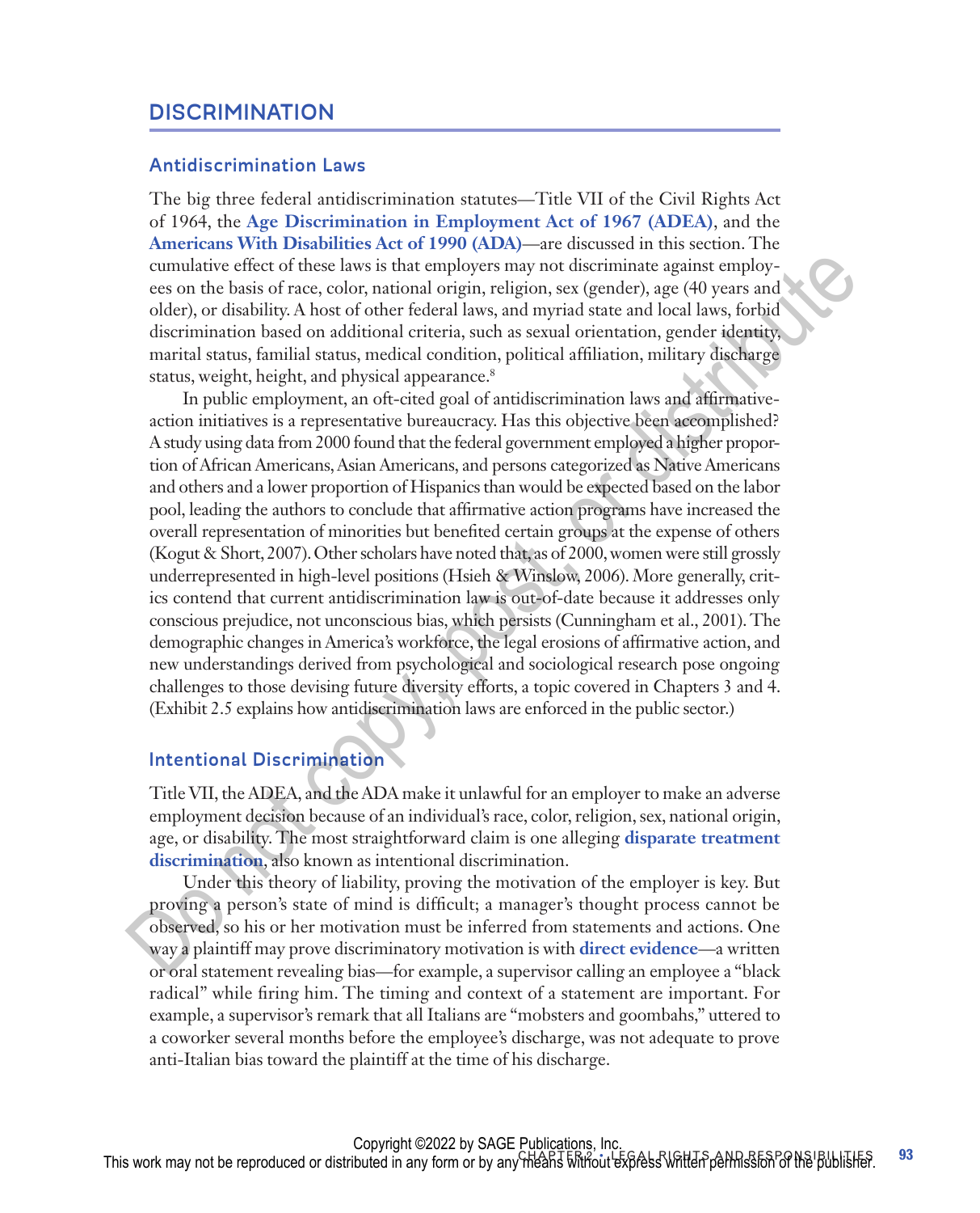## DISCRIMINATION

### Antidiscrimination Laws

The big three federal antidiscrimination statutes—Title VII of the Civil Rights Act of 1964, the **Age Discrimination in Employment Act of 1967 (ADEA)**, and the **Americans With Disabilities Act of 1990 (ADA)**—are discussed in this section. The cumulative effect of these laws is that employers may not discriminate against employees on the basis of race, color, national origin, religion, sex (gender), age (40 years and older), or disability. A host of other federal laws, and myriad state and local laws, forbid discrimination based on additional criteria, such as sexual orientation, gender identity, marital status, familial status, medical condition, political affiliation, military discharge status, weight, height, and physical appearance.[8]

In public employment, an oft-cited goal of antidiscrimination laws and affirmative-action initiatives is a representative bureaucracy. Has this objective been accomplished? A study using data from 2000 found that the federal government employed a higher proportion of African Americans, Asian Americans, and persons categorized as Native Americans and others and a lower proportion of Hispanics than would be expected based on the labor pool, leading the authors to conclude that affirmative action programs have increased the overall representation of minorities but benefited certain groups at the expense of others (Kogut & Short, 2007). Other scholars have noted that, as of 2000, women were still grossly underrepresented in high-level positions (Hsieh & Winslow, 2006). More generally, critics contend that current antidiscrimination law is out-of-date because it addresses only conscious prejudice, not unconscious bias, which persists (Cunningham et al., 2001). The demographic changes in America's workforce, the legal erosions of affirmative action, and new understandings derived from psychological and sociological research pose ongoing challenges to those devising future diversity efforts, a topic covered in Chapters 3 and 4. (Exhibit 2.5 explains how antidiscrimination laws are enforced in the public sector.)

### Intentional Discrimination

Title VII, the ADEA, and the ADA make it unlawful for an employer to make an adverse employment decision because of an individual's race, color, religion, sex, national origin, age, or disability. The most straightforward claim is one alleging **disparate treatment discrimination**, also known as intentional discrimination.

Under this theory of liability, proving the motivation of the employer is key. But proving a person's state of mind is difficult; a manager's thought process cannot be observed, so his or her motivation must be inferred from statements and actions. One way a plaintiff may prove discriminatory motivation is with **direct evidence**—a written or oral statement revealing bias—for example, a supervisor calling an employee a "black radical" while firing him. The timing and context of a statement are important. For example, a supervisor's remark that all Italians are "mobsters and goombahs," uttered to a coworker several months before the employee's discharge, was not adequate to prove anti-Italian bias toward the plaintiff at the time of his discharge.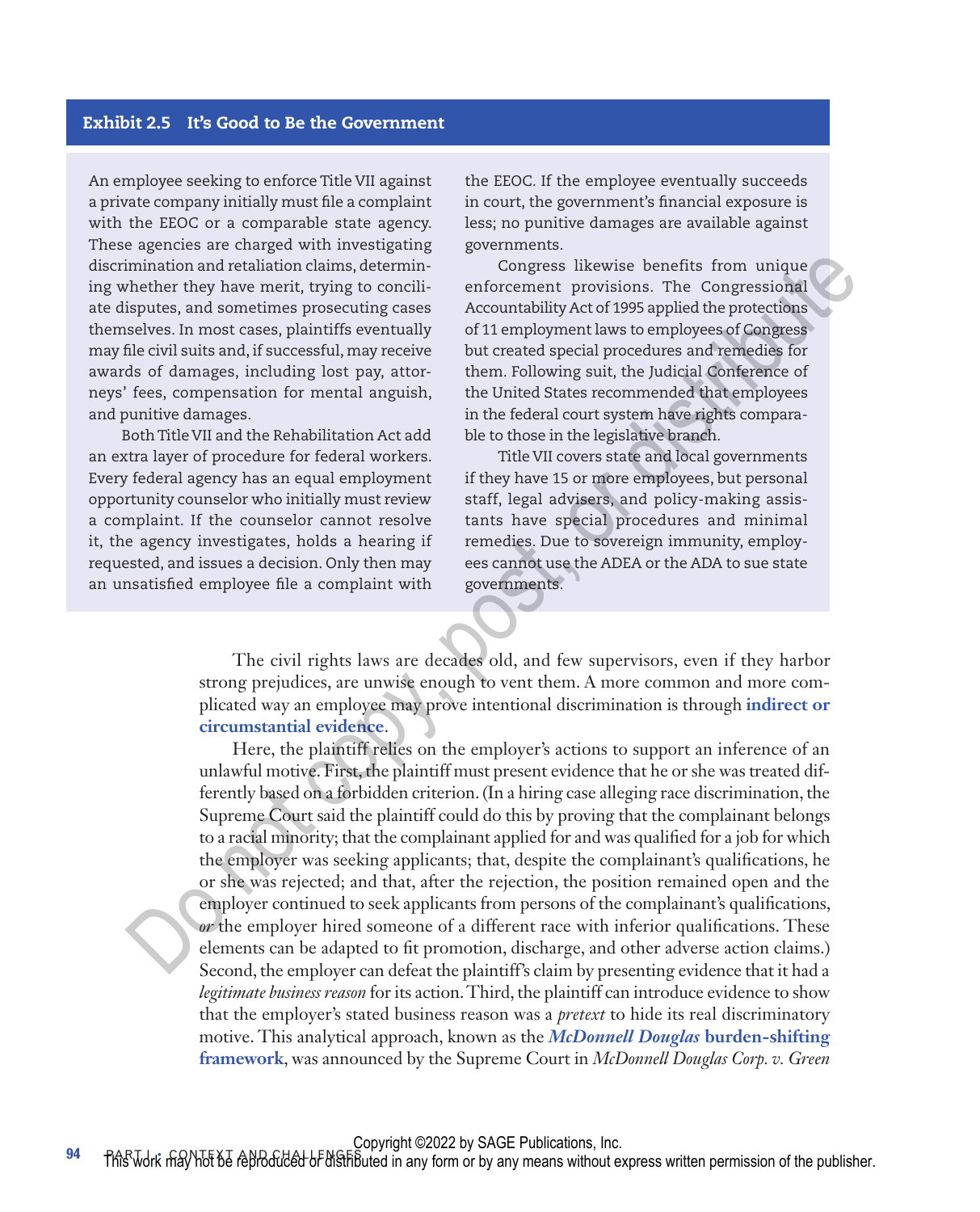### Exhibit 2.5 It's Good to Be the Government

An employee seeking to enforce Title VII against a private company initially must file a complaint with the EEOC or a comparable state agency. These agencies are charged with investigating discrimination and retaliation claims, determining whether they have merit, trying to conciliate disputes, and sometimes prosecuting cases themselves. In most cases, plaintiffs eventually may file civil suits and, if successful, may receive awards of damages, including lost pay, attorneys' fees, compensation for mental anguish, and punitive damages.

Both Title VII and the Rehabilitation Act add an extra layer of procedure for federal workers. Every federal agency has an equal employment opportunity counselor who initially must review a complaint. If the counselor cannot resolve it, the agency investigates, holds a hearing if requested, and issues a decision. Only then may an unsatisfied employee file a complaint with the EEOC. If the employee eventually succeeds in court, the government's financial exposure is less; no punitive damages are available against governments.

Congress likewise benefits from unique enforcement provisions. The Congressional Accountability Act of 1995 applied the protections of 11 employment laws to employees of Congress but created special procedures and remedies for them. Following suit, the Judicial Conference of the United States recommended that employees in the federal court system have rights comparable to those in the legislative branch.

Title VII covers state and local governments if they have 15 or more employees, but personal staff, legal advisers, and policy-making assistants have special procedures and minimal remedies. Due to sovereign immunity, employees cannot use the ADEA or the ADA to sue state governments.

The civil rights laws are decades old, and few supervisors, even if they harbor strong prejudices, are unwise enough to vent them. A more common and more complicated way an employee may prove intentional discrimination is through **indirect or circumstantial evidence**.

Here, the plaintiff relies on the employer's actions to support an inference of an unlawful motive. First, the plaintiff must present evidence that he or she was treated differently based on a forbidden criterion. (In a hiring case alleging race discrimination, the Supreme Court said the plaintiff could do this by proving that the complainant belongs to a racial minority; that the complainant applied for and was qualified for a job for which the employer was seeking applicants; that, despite the complainant's qualifications, he or she was rejected; and that, after the rejection, the position remained open and the employer continued to seek applicants from persons of the complainant's qualifications, *or* the employer hired someone of a different race with inferior qualifications. These elements can be adapted to fit promotion, discharge, and other adverse action claims.) Second, the employer can defeat the plaintiff's claim by presenting evidence that it had a *legitimate business reason* for its action. Third, the plaintiff can introduce evidence to show that the employer's stated business reason was a *pretext* to hide its real discriminatory motive. This analytical approach, known as the ***McDonnell Douglas* burden-shifting framework**, was announced by the Supreme Court in *McDonnell Douglas Corp. v. Green*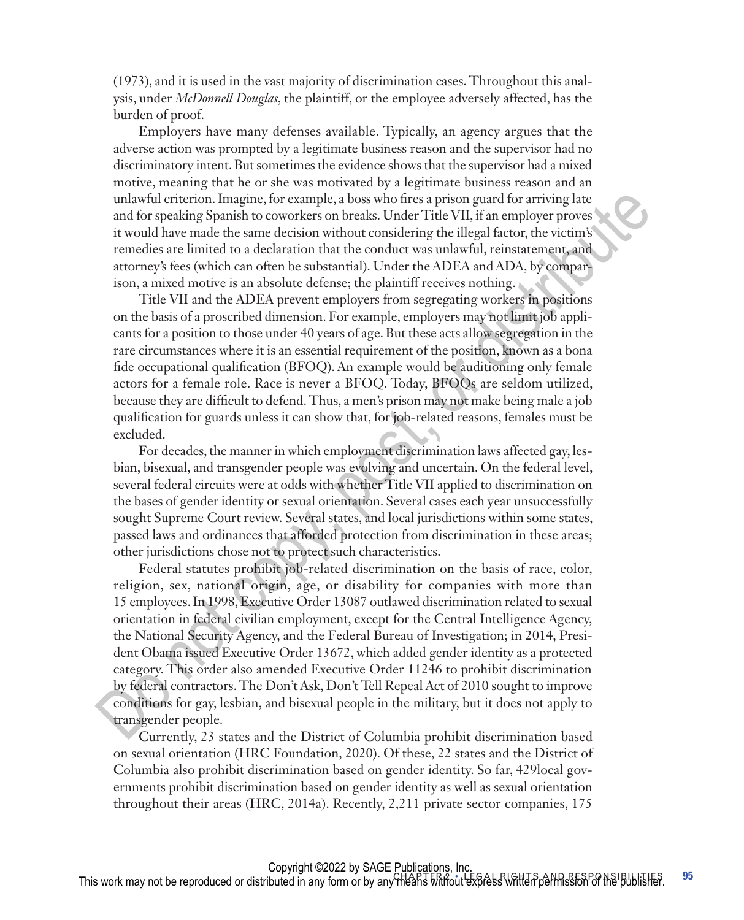(1973), and it is used in the vast majority of discrimination cases. Throughout this analysis, under *McDonnell Douglas*, the plaintiff, or the employee adversely affected, has the burden of proof.

Employers have many defenses available. Typically, an agency argues that the adverse action was prompted by a legitimate business reason and the supervisor had no discriminatory intent. But sometimes the evidence shows that the supervisor had a mixed motive, meaning that he or she was motivated by a legitimate business reason and an unlawful criterion. Imagine, for example, a boss who fires a prison guard for arriving late and for speaking Spanish to coworkers on breaks. Under Title VII, if an employer proves it would have made the same decision without considering the illegal factor, the victim's remedies are limited to a declaration that the conduct was unlawful, reinstatement, and attorney's fees (which can often be substantial). Under the ADEA and ADA, by comparison, a mixed motive is an absolute defense; the plaintiff receives nothing.

Title VII and the ADEA prevent employers from segregating workers in positions on the basis of a proscribed dimension. For example, employers may not limit job applicants for a position to those under 40 years of age. But these acts allow segregation in the rare circumstances where it is an essential requirement of the position, known as a bona fide occupational qualification (BFOQ). An example would be auditioning only female actors for a female role. Race is never a BFOQ. Today, BFOQs are seldom utilized, because they are difficult to defend. Thus, a men's prison may not make being male a job qualification for guards unless it can show that, for job-related reasons, females must be excluded.

For decades, the manner in which employment discrimination laws affected gay, lesbian, bisexual, and transgender people was evolving and uncertain. On the federal level, several federal circuits were at odds with whether Title VII applied to discrimination on the bases of gender identity or sexual orientation. Several cases each year unsuccessfully sought Supreme Court review. Several states, and local jurisdictions within some states, passed laws and ordinances that afforded protection from discrimination in these areas; other jurisdictions chose not to protect such characteristics.

Federal statutes prohibit job-related discrimination on the basis of race, color, religion, sex, national origin, age, or disability for companies with more than 15 employees. In 1998, Executive Order 13087 outlawed discrimination related to sexual orientation in federal civilian employment, except for the Central Intelligence Agency, the National Security Agency, and the Federal Bureau of Investigation; in 2014, President Obama issued Executive Order 13672, which added gender identity as a protected category. This order also amended Executive Order 11246 to prohibit discrimination by federal contractors. The Don't Ask, Don't Tell Repeal Act of 2010 sought to improve conditions for gay, lesbian, and bisexual people in the military, but it does not apply to transgender people.

Currently, 23 states and the District of Columbia prohibit discrimination based on sexual orientation (HRC Foundation, 2020). Of these, 22 states and the District of Columbia also prohibit discrimination based on gender identity. So far, 429local governments prohibit discrimination based on gender identity as well as sexual orientation throughout their areas (HRC, 2014a). Recently, 2,211 private sector companies, 175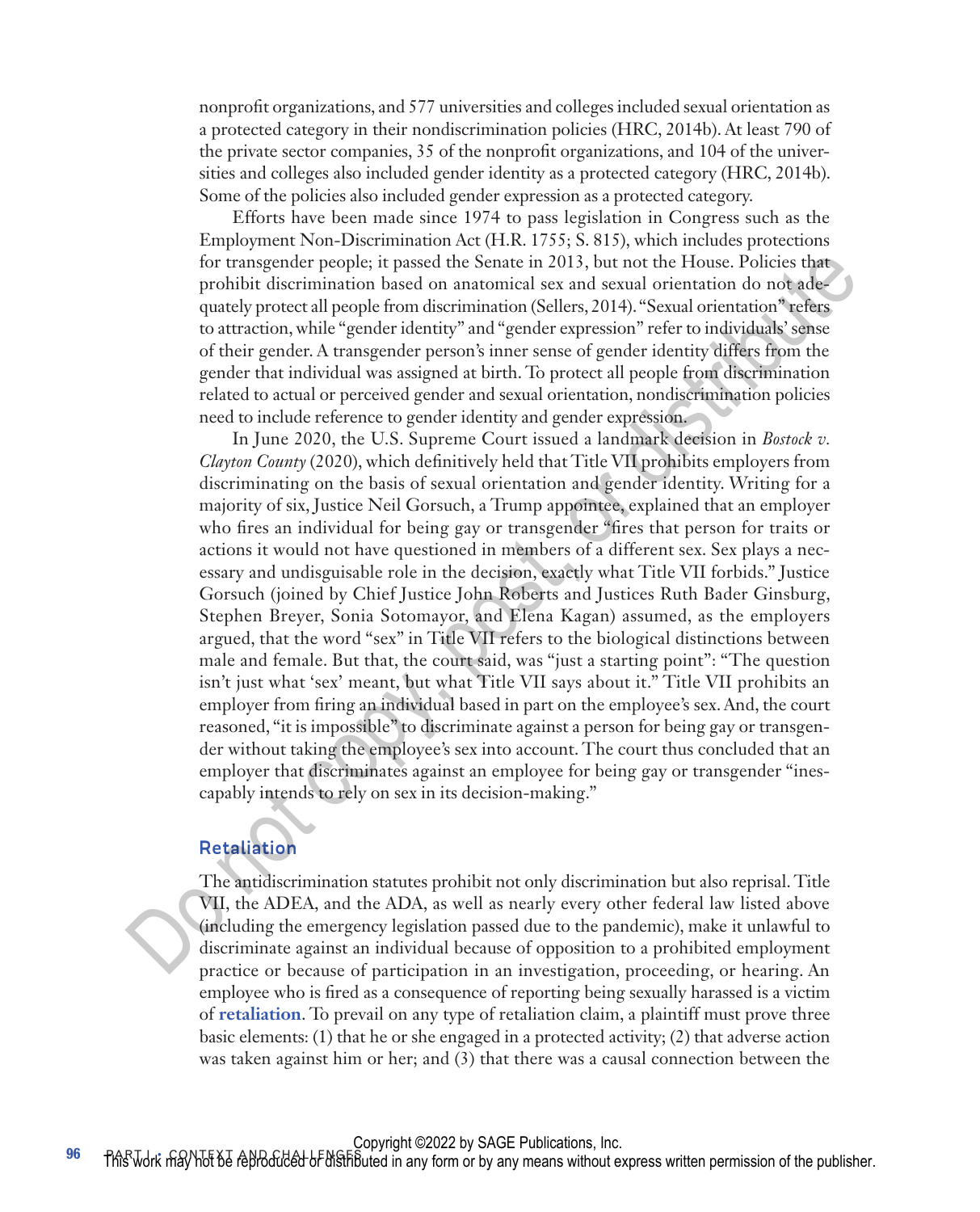nonprofit organizations, and 577 universities and colleges included sexual orientation as a protected category in their nondiscrimination policies (HRC, 2014b). At least 790 of the private sector companies, 35 of the nonprofit organizations, and 104 of the universities and colleges also included gender identity as a protected category (HRC, 2014b). Some of the policies also included gender expression as a protected category.

Efforts have been made since 1974 to pass legislation in Congress such as the Employment Non-Discrimination Act (H.R. 1755; S. 815), which includes protections for transgender people; it passed the Senate in 2013, but not the House. Policies that prohibit discrimination based on anatomical sex and sexual orientation do not adequately protect all people from discrimination (Sellers, 2014). "Sexual orientation" refers to attraction, while "gender identity" and "gender expression" refer to individuals' sense of their gender. A transgender person's inner sense of gender identity differs from the gender that individual was assigned at birth. To protect all people from discrimination related to actual or perceived gender and sexual orientation, nondiscrimination policies need to include reference to gender identity and gender expression.

In June 2020, the U.S. Supreme Court issued a landmark decision in *Bostock v. Clayton County* (2020), which definitively held that Title VII prohibits employers from discriminating on the basis of sexual orientation and gender identity. Writing for a majority of six, Justice Neil Gorsuch, a Trump appointee, explained that an employer who fires an individual for being gay or transgender "fires that person for traits or actions it would not have questioned in members of a different sex. Sex plays a necessary and undisguisable role in the decision, exactly what Title VII forbids." Justice Gorsuch (joined by Chief Justice John Roberts and Justices Ruth Bader Ginsburg, Stephen Breyer, Sonia Sotomayor, and Elena Kagan) assumed, as the employers argued, that the word "sex" in Title VII refers to the biological distinctions between male and female. But that, the court said, was "just a starting point": "The question isn't just what 'sex' meant, but what Title VII says about it." Title VII prohibits an employer from firing an individual based in part on the employee's sex. And, the court reasoned, "it is impossible" to discriminate against a person for being gay or transgender without taking the employee's sex into account. The court thus concluded that an employer that discriminates against an employee for being gay or transgender "inescapably intends to rely on sex in its decision-making."

## Retaliation

The antidiscrimination statutes prohibit not only discrimination but also reprisal. Title VII, the ADEA, and the ADA, as well as nearly every other federal law listed above (including the emergency legislation passed due to the pandemic), make it unlawful to discriminate against an individual because of opposition to a prohibited employment practice or because of participation in an investigation, proceeding, or hearing. An employee who is fired as a consequence of reporting being sexually harassed is a victim of **retaliation**. To prevail on any type of retaliation claim, a plaintiff must prove three basic elements: (1) that he or she engaged in a protected activity; (2) that adverse action was taken against him or her; and (3) that there was a causal connection between the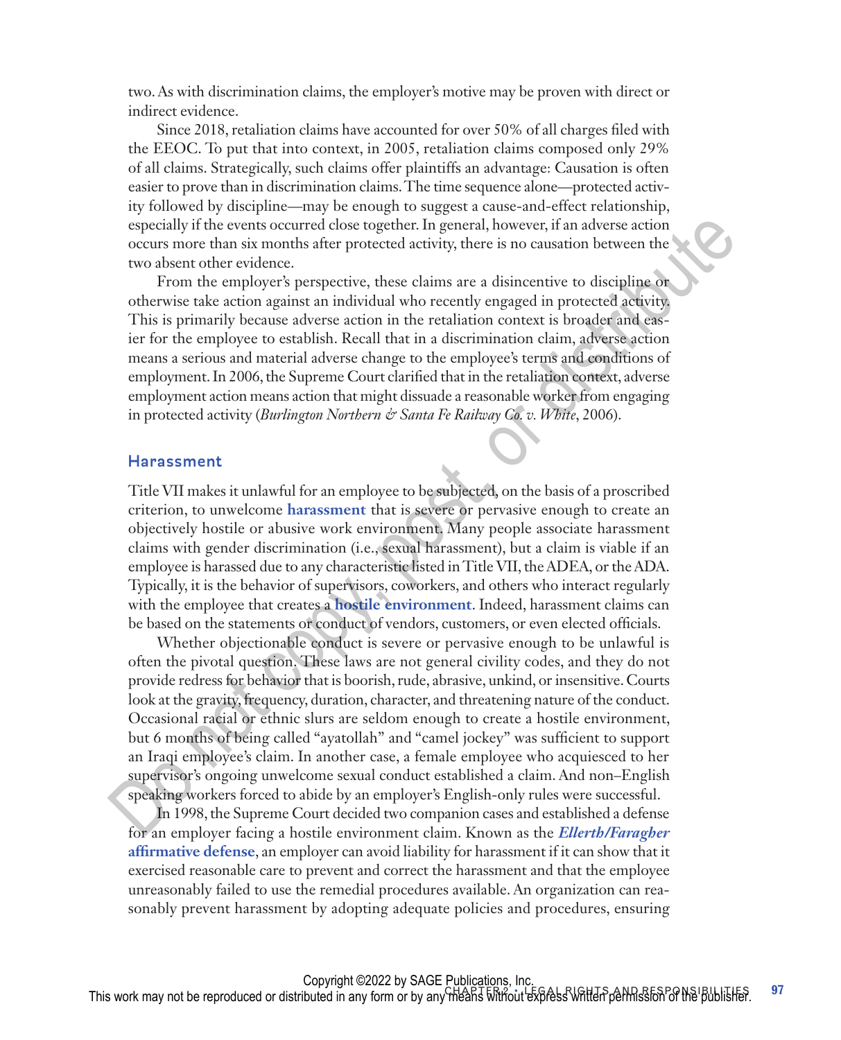two. As with discrimination claims, the employer's motive may be proven with direct or indirect evidence.

Since 2018, retaliation claims have accounted for over 50% of all charges filed with the EEOC. To put that into context, in 2005, retaliation claims composed only 29% of all claims. Strategically, such claims offer plaintiffs an advantage: Causation is often easier to prove than in discrimination claims. The time sequence alone—protected activity followed by discipline—may be enough to suggest a cause-and-effect relationship, especially if the events occurred close together. In general, however, if an adverse action occurs more than six months after protected activity, there is no causation between the two absent other evidence.

From the employer's perspective, these claims are a disincentive to discipline or otherwise take action against an individual who recently engaged in protected activity. This is primarily because adverse action in the retaliation context is broader and easier for the employee to establish. Recall that in a discrimination claim, adverse action means a serious and material adverse change to the employee's terms and conditions of employment. In 2006, the Supreme Court clarified that in the retaliation context, adverse employment action means action that might dissuade a reasonable worker from engaging in protected activity (*Burlington Northern & Santa Fe Railway Co. v. White*, 2006).

## Harassment

Title VII makes it unlawful for an employee to be subjected, on the basis of a proscribed criterion, to unwelcome **harassment** that is severe or pervasive enough to create an objectively hostile or abusive work environment. Many people associate harassment claims with gender discrimination (i.e., sexual harassment), but a claim is viable if an employee is harassed due to any characteristic listed in Title VII, the ADEA, or the ADA. Typically, it is the behavior of supervisors, coworkers, and others who interact regularly with the employee that creates a **hostile environment**. Indeed, harassment claims can be based on the statements or conduct of vendors, customers, or even elected officials.

Whether objectionable conduct is severe or pervasive enough to be unlawful is often the pivotal question. These laws are not general civility codes, and they do not provide redress for behavior that is boorish, rude, abrasive, unkind, or insensitive. Courts look at the gravity, frequency, duration, character, and threatening nature of the conduct. Occasional racial or ethnic slurs are seldom enough to create a hostile environment, but 6 months of being called "ayatollah" and "camel jockey" was sufficient to support an Iraqi employee's claim. In another case, a female employee who acquiesced to her supervisor's ongoing unwelcome sexual conduct established a claim. And non–English speaking workers forced to abide by an employer's English-only rules were successful.

In 1998, the Supreme Court decided two companion cases and established a defense for an employer facing a hostile environment claim. Known as the ***Ellerth/Faragher* affirmative defense**, an employer can avoid liability for harassment if it can show that it exercised reasonable care to prevent and correct the harassment and that the employee unreasonably failed to use the remedial procedures available. An organization can reasonably prevent harassment by adopting adequate policies and procedures, ensuring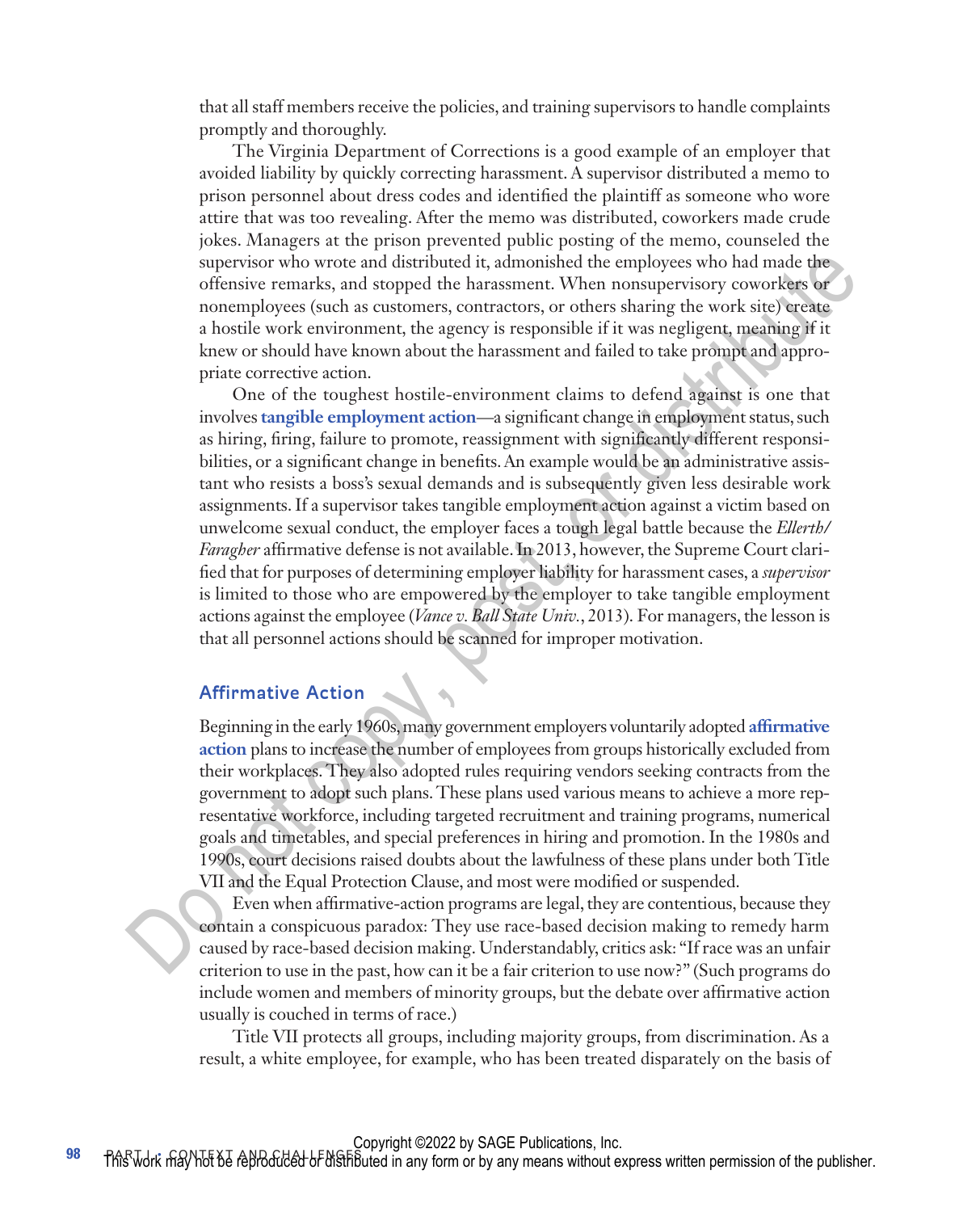that all staff members receive the policies, and training supervisors to handle complaints promptly and thoroughly.

The Virginia Department of Corrections is a good example of an employer that avoided liability by quickly correcting harassment. A supervisor distributed a memo to prison personnel about dress codes and identified the plaintiff as someone who wore attire that was too revealing. After the memo was distributed, coworkers made crude jokes. Managers at the prison prevented public posting of the memo, counseled the supervisor who wrote and distributed it, admonished the employees who had made the offensive remarks, and stopped the harassment. When nonsupervisory coworkers or nonemployees (such as customers, contractors, or others sharing the work site) create a hostile work environment, the agency is responsible if it was negligent, meaning if it knew or should have known about the harassment and failed to take prompt and appropriate corrective action.

One of the toughest hostile-environment claims to defend against is one that involves **tangible employment action**—a significant change in employment status, such as hiring, firing, failure to promote, reassignment with significantly different responsibilities, or a significant change in benefits. An example would be an administrative assistant who resists a boss's sexual demands and is subsequently given less desirable work assignments. If a supervisor takes tangible employment action against a victim based on unwelcome sexual conduct, the employer faces a tough legal battle because the *Ellerth/Faragher* affirmative defense is not available. In 2013, however, the Supreme Court clarified that for purposes of determining employer liability for harassment cases, a *supervisor* is limited to those who are empowered by the employer to take tangible employment actions against the employee (*Vance v. Ball State Univ.*, 2013). For managers, the lesson is that all personnel actions should be scanned for improper motivation.

## Affirmative Action

Beginning in the early 1960s, many government employers voluntarily adopted **affirmative action** plans to increase the number of employees from groups historically excluded from their workplaces. They also adopted rules requiring vendors seeking contracts from the government to adopt such plans. These plans used various means to achieve a more representative workforce, including targeted recruitment and training programs, numerical goals and timetables, and special preferences in hiring and promotion. In the 1980s and 1990s, court decisions raised doubts about the lawfulness of these plans under both Title VII and the Equal Protection Clause, and most were modified or suspended.

Even when affirmative-action programs are legal, they are contentious, because they contain a conspicuous paradox: They use race-based decision making to remedy harm caused by race-based decision making. Understandably, critics ask: "If race was an unfair criterion to use in the past, how can it be a fair criterion to use now?" (Such programs do include women and members of minority groups, but the debate over affirmative action usually is couched in terms of race.)

Title VII protects all groups, including majority groups, from discrimination. As a result, a white employee, for example, who has been treated disparately on the basis of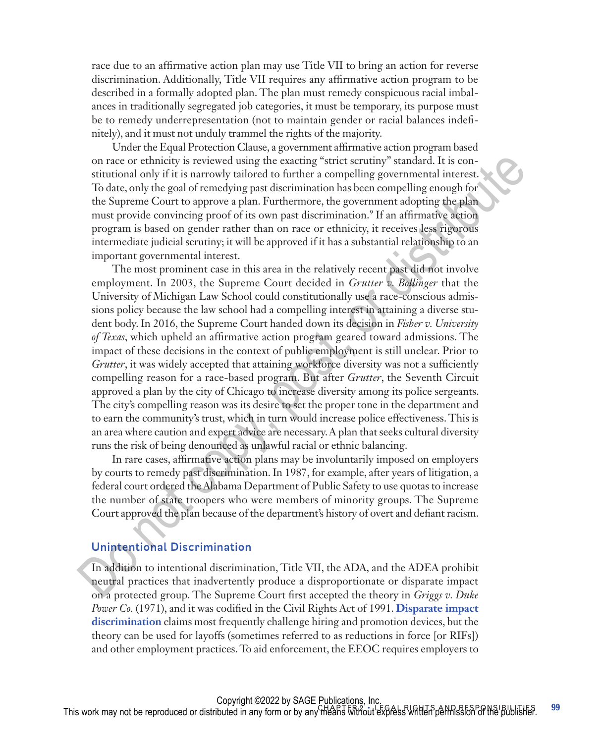race due to an affirmative action plan may use Title VII to bring an action for reverse discrimination. Additionally, Title VII requires any affirmative action program to be described in a formally adopted plan. The plan must remedy conspicuous racial imbalances in traditionally segregated job categories, it must be temporary, its purpose must be to remedy underrepresentation (not to maintain gender or racial balances indefinitely), and it must not unduly trammel the rights of the majority.

Under the Equal Protection Clause, a government affirmative action program based on race or ethnicity is reviewed using the exacting "strict scrutiny" standard. It is constitutional only if it is narrowly tailored to further a compelling governmental interest. To date, only the goal of remedying past discrimination has been compelling enough for the Supreme Court to approve a plan. Furthermore, the government adopting the plan must provide convincing proof of its own past discrimination.[9] If an affirmative action program is based on gender rather than on race or ethnicity, it receives less rigorous intermediate judicial scrutiny; it will be approved if it has a substantial relationship to an important governmental interest.

The most prominent case in this area in the relatively recent past did not involve employment. In 2003, the Supreme Court decided in *Grutter v. Bollinger* that the University of Michigan Law School could constitutionally use a race-conscious admissions policy because the law school had a compelling interest in attaining a diverse student body. In 2016, the Supreme Court handed down its decision in *Fisher v. University of Texas*, which upheld an affirmative action program geared toward admissions. The impact of these decisions in the context of public employment is still unclear. Prior to *Grutter*, it was widely accepted that attaining workforce diversity was not a sufficiently compelling reason for a race-based program. But after *Grutter*, the Seventh Circuit approved a plan by the city of Chicago to increase diversity among its police sergeants. The city's compelling reason was its desire to set the proper tone in the department and to earn the community's trust, which in turn would increase police effectiveness. This is an area where caution and expert advice are necessary. A plan that seeks cultural diversity runs the risk of being denounced as unlawful racial or ethnic balancing.

In rare cases, affirmative action plans may be involuntarily imposed on employers by courts to remedy past discrimination. In 1987, for example, after years of litigation, a federal court ordered the Alabama Department of Public Safety to use quotas to increase the number of state troopers who were members of minority groups. The Supreme Court approved the plan because of the department's history of overt and defiant racism.

### Unintentional Discrimination

In addition to intentional discrimination, Title VII, the ADA, and the ADEA prohibit neutral practices that inadvertently produce a disproportionate or disparate impact on a protected group. The Supreme Court first accepted the theory in *Griggs v. Duke Power Co.* (1971), and it was codified in the Civil Rights Act of 1991. **Disparate impact discrimination** claims most frequently challenge hiring and promotion devices, but the theory can be used for layoffs (sometimes referred to as reductions in force [or RIFs]) and other employment practices. To aid enforcement, the EEOC requires employers to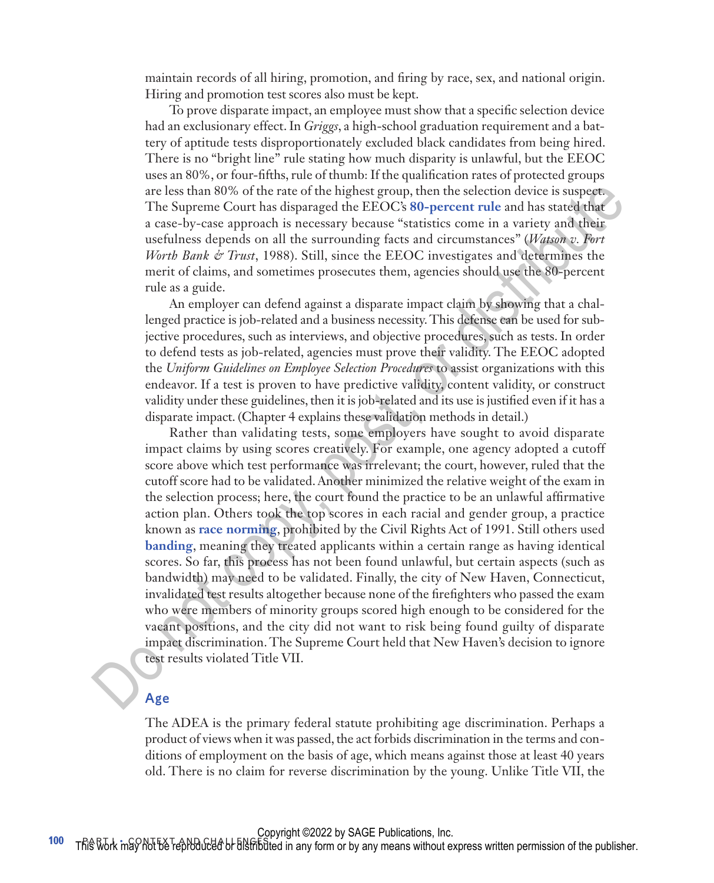maintain records of all hiring, promotion, and firing by race, sex, and national origin. Hiring and promotion test scores also must be kept.

To prove disparate impact, an employee must show that a specific selection device had an exclusionary effect. In *Griggs*, a high-school graduation requirement and a battery of aptitude tests disproportionately excluded black candidates from being hired. There is no "bright line" rule stating how much disparity is unlawful, but the EEOC uses an 80%, or four-fifths, rule of thumb: If the qualification rates of protected groups are less than 80% of the rate of the highest group, then the selection device is suspect. The Supreme Court has disparaged the EEOC's **80-percent rule** and has stated that a case-by-case approach is necessary because "statistics come in a variety and their usefulness depends on all the surrounding facts and circumstances" (*Watson v. Fort Worth Bank & Trust*, 1988). Still, since the EEOC investigates and determines the merit of claims, and sometimes prosecutes them, agencies should use the 80-percent rule as a guide.

An employer can defend against a disparate impact claim by showing that a challenged practice is job-related and a business necessity. This defense can be used for subjective procedures, such as interviews, and objective procedures, such as tests. In order to defend tests as job-related, agencies must prove their validity. The EEOC adopted the *Uniform Guidelines on Employee Selection Procedures* to assist organizations with this endeavor. If a test is proven to have predictive validity, content validity, or construct validity under these guidelines, then it is job-related and its use is justified even if it has a disparate impact. (Chapter 4 explains these validation methods in detail.)

Rather than validating tests, some employers have sought to avoid disparate impact claims by using scores creatively. For example, one agency adopted a cutoff score above which test performance was irrelevant; the court, however, ruled that the cutoff score had to be validated. Another minimized the relative weight of the exam in the selection process; here, the court found the practice to be an unlawful affirmative action plan. Others took the top scores in each racial and gender group, a practice known as **race norming**, prohibited by the Civil Rights Act of 1991. Still others used **banding**, meaning they treated applicants within a certain range as having identical scores. So far, this process has not been found unlawful, but certain aspects (such as bandwidth) may need to be validated. Finally, the city of New Haven, Connecticut, invalidated test results altogether because none of the firefighters who passed the exam who were members of minority groups scored high enough to be considered for the vacant positions, and the city did not want to risk being found guilty of disparate impact discrimination. The Supreme Court held that New Haven's decision to ignore test results violated Title VII.

## Age

The ADEA is the primary federal statute prohibiting age discrimination. Perhaps a product of views when it was passed, the act forbids discrimination in the terms and conditions of employment on the basis of age, which means against those at least 40 years old. There is no claim for reverse discrimination by the young. Unlike Title VII, the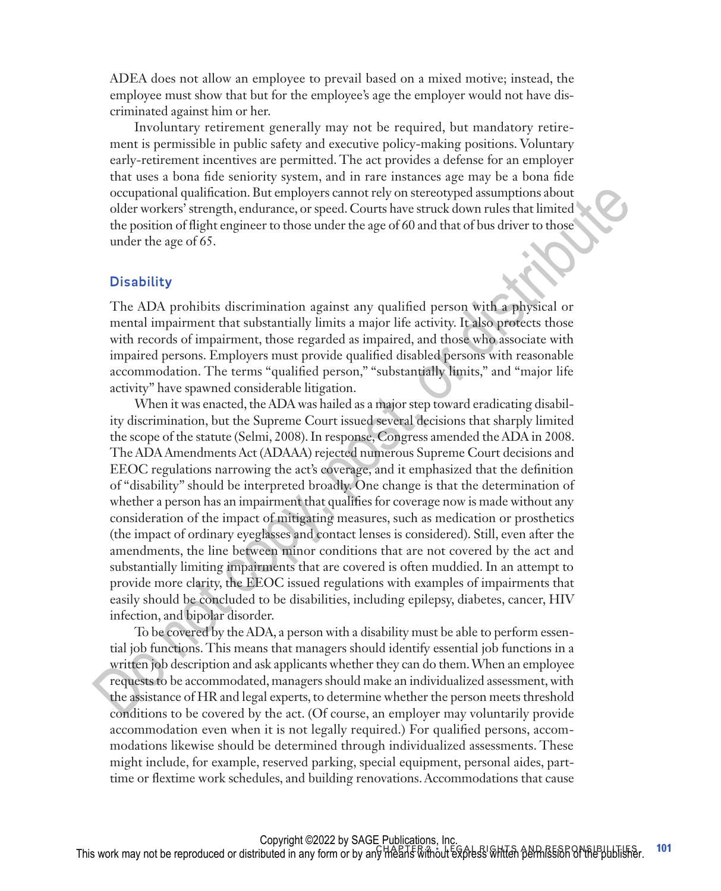ADEA does not allow an employee to prevail based on a mixed motive; instead, the employee must show that but for the employee's age the employer would not have discriminated against him or her.

Involuntary retirement generally may not be required, but mandatory retirement is permissible in public safety and executive policy-making positions. Voluntary early-retirement incentives are permitted. The act provides a defense for an employer that uses a bona fide seniority system, and in rare instances age may be a bona fide occupational qualification. But employers cannot rely on stereotyped assumptions about older workers' strength, endurance, or speed. Courts have struck down rules that limited the position of flight engineer to those under the age of 60 and that of bus driver to those under the age of 65.

### Disability

The ADA prohibits discrimination against any qualified person with a physical or mental impairment that substantially limits a major life activity. It also protects those with records of impairment, those regarded as impaired, and those who associate with impaired persons. Employers must provide qualified disabled persons with reasonable accommodation. The terms "qualified person," "substantially limits," and "major life activity" have spawned considerable litigation.

When it was enacted, the ADA was hailed as a major step toward eradicating disability discrimination, but the Supreme Court issued several decisions that sharply limited the scope of the statute (Selmi, 2008). In response, Congress amended the ADA in 2008. The ADA Amendments Act (ADAAA) rejected numerous Supreme Court decisions and EEOC regulations narrowing the act's coverage, and it emphasized that the definition of "disability" should be interpreted broadly. One change is that the determination of whether a person has an impairment that qualifies for coverage now is made without any consideration of the impact of mitigating measures, such as medication or prosthetics (the impact of ordinary eyeglasses and contact lenses is considered). Still, even after the amendments, the line between minor conditions that are not covered by the act and substantially limiting impairments that are covered is often muddied. In an attempt to provide more clarity, the EEOC issued regulations with examples of impairments that easily should be concluded to be disabilities, including epilepsy, diabetes, cancer, HIV infection, and bipolar disorder.

To be covered by the ADA, a person with a disability must be able to perform essential job functions. This means that managers should identify essential job functions in a written job description and ask applicants whether they can do them. When an employee requests to be accommodated, managers should make an individualized assessment, with the assistance of HR and legal experts, to determine whether the person meets threshold conditions to be covered by the act. (Of course, an employer may voluntarily provide accommodation even when it is not legally required.) For qualified persons, accommodations likewise should be determined through individualized assessments. These might include, for example, reserved parking, special equipment, personal aides, part-time or flextime work schedules, and building renovations. Accommodations that cause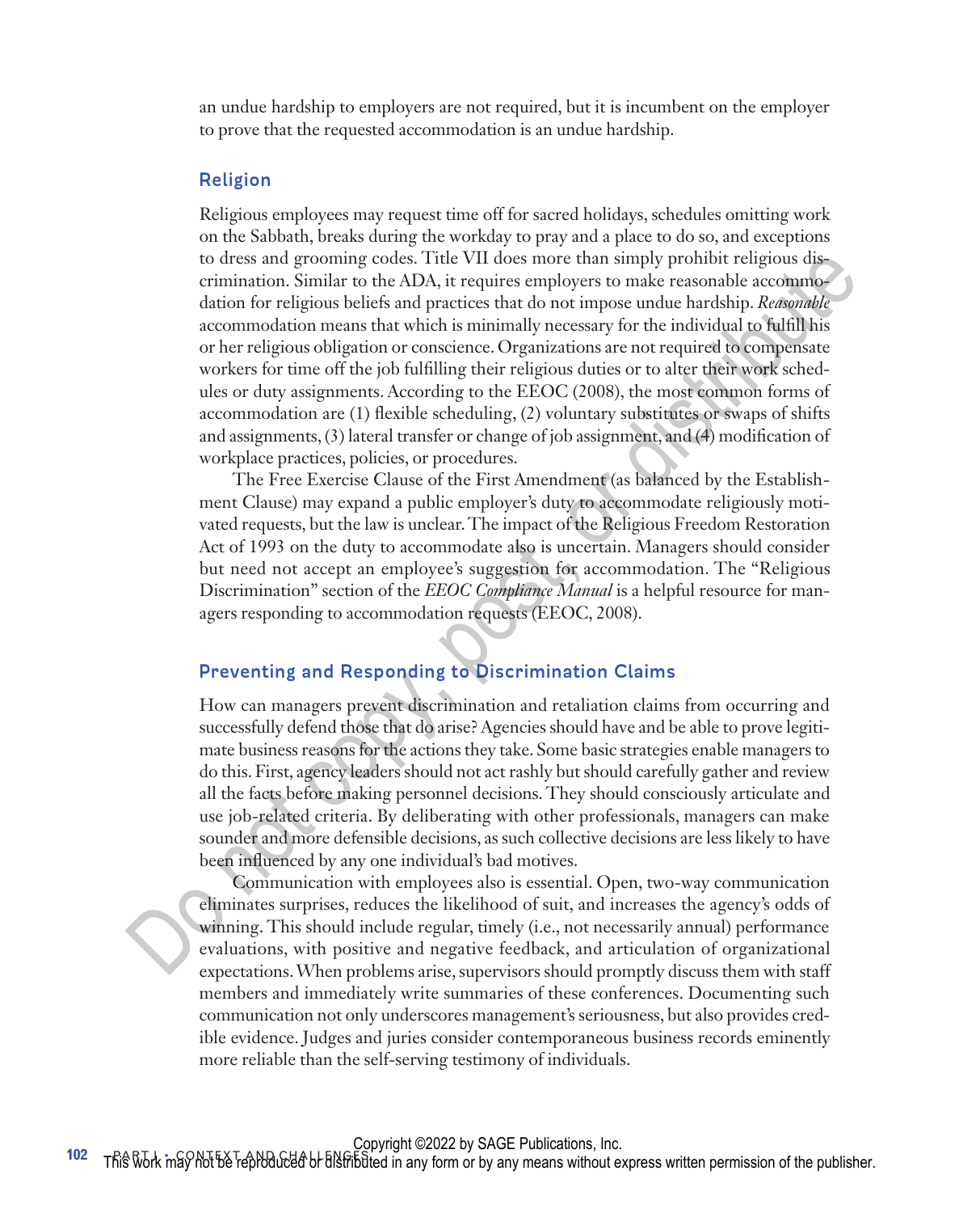an undue hardship to employers are not required, but it is incumbent on the employer to prove that the requested accommodation is an undue hardship.

### Religion

Religious employees may request time off for sacred holidays, schedules omitting work on the Sabbath, breaks during the workday to pray and a place to do so, and exceptions to dress and grooming codes. Title VII does more than simply prohibit religious discrimination. Similar to the ADA, it requires employers to make reasonable accommodation for religious beliefs and practices that do not impose undue hardship. *Reasonable* accommodation means that which is minimally necessary for the individual to fulfill his or her religious obligation or conscience. Organizations are not required to compensate workers for time off the job fulfilling their religious duties or to alter their work schedules or duty assignments. According to the EEOC (2008), the most common forms of accommodation are (1) flexible scheduling, (2) voluntary substitutes or swaps of shifts and assignments, (3) lateral transfer or change of job assignment, and (4) modification of workplace practices, policies, or procedures.

The Free Exercise Clause of the First Amendment (as balanced by the Establishment Clause) may expand a public employer's duty to accommodate religiously motivated requests, but the law is unclear. The impact of the Religious Freedom Restoration Act of 1993 on the duty to accommodate also is uncertain. Managers should consider but need not accept an employee's suggestion for accommodation. The "Religious Discrimination" section of the *EEOC Compliance Manual* is a helpful resource for managers responding to accommodation requests (EEOC, 2008).

## Preventing and Responding to Discrimination Claims

How can managers prevent discrimination and retaliation claims from occurring and successfully defend those that do arise? Agencies should have and be able to prove legitimate business reasons for the actions they take. Some basic strategies enable managers to do this. First, agency leaders should not act rashly but should carefully gather and review all the facts before making personnel decisions. They should consciously articulate and use job-related criteria. By deliberating with other professionals, managers can make sounder and more defensible decisions, as such collective decisions are less likely to have been influenced by any one individual's bad motives.

Communication with employees also is essential. Open, two-way communication eliminates surprises, reduces the likelihood of suit, and increases the agency's odds of winning. This should include regular, timely (i.e., not necessarily annual) performance evaluations, with positive and negative feedback, and articulation of organizational expectations. When problems arise, supervisors should promptly discuss them with staff members and immediately write summaries of these conferences. Documenting such communication not only underscores management's seriousness, but also provides credible evidence. Judges and juries consider contemporaneous business records eminently more reliable than the self-serving testimony of individuals.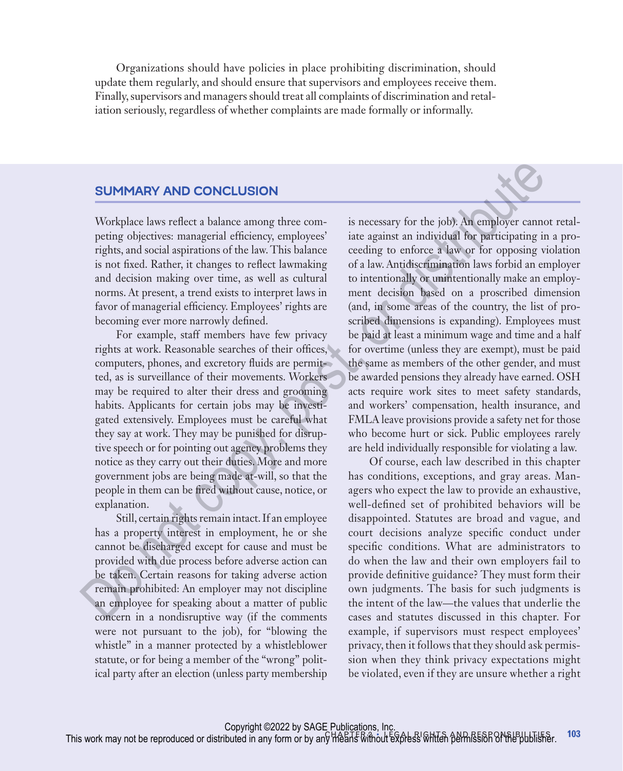Organizations should have policies in place prohibiting discrimination, should update them regularly, and should ensure that supervisors and employees receive them. Finally, supervisors and managers should treat all complaints of discrimination and retaliation seriously, regardless of whether complaints are made formally or informally.

## SUMMARY AND CONCLUSION

Workplace laws reflect a balance among three competing objectives: managerial efficiency, employees' rights, and social aspirations of the law. This balance is not fixed. Rather, it changes to reflect lawmaking and decision making over time, as well as cultural norms. At present, a trend exists to interpret laws in favor of managerial efficiency. Employees' rights are becoming ever more narrowly defined.

For example, staff members have few privacy rights at work. Reasonable searches of their offices, computers, phones, and excretory fluids are permitted, as is surveillance of their movements. Workers may be required to alter their dress and grooming habits. Applicants for certain jobs may be investigated extensively. Employees must be careful what they say at work. They may be punished for disruptive speech or for pointing out agency problems they notice as they carry out their duties. More and more government jobs are being made at-will, so that the people in them can be fired without cause, notice, or explanation.

Still, certain rights remain intact. If an employee has a property interest in employment, he or she cannot be discharged except for cause and must be provided with due process before adverse action can be taken. Certain reasons for taking adverse action remain prohibited: An employer may not discipline an employee for speaking about a matter of public concern in a nondisruptive way (if the comments were not pursuant to the job), for "blowing the whistle" in a manner protected by a whistleblower statute, or for being a member of the "wrong" political party after an election (unless party membership is necessary for the job). An employer cannot retaliate against an individual for participating in a proceeding to enforce a law or for opposing violation of a law. Antidiscrimination laws forbid an employer to intentionally or unintentionally make an employment decision based on a proscribed dimension (and, in some areas of the country, the list of proscribed dimensions is expanding). Employees must be paid at least a minimum wage and time and a half for overtime (unless they are exempt), must be paid the same as members of the other gender, and must be awarded pensions they already have earned. OSH acts require work sites to meet safety standards, and workers' compensation, health insurance, and FMLA leave provisions provide a safety net for those who become hurt or sick. Public employees rarely are held individually responsible for violating a law.

Of course, each law described in this chapter has conditions, exceptions, and gray areas. Managers who expect the law to provide an exhaustive, well-defined set of prohibited behaviors will be disappointed. Statutes are broad and vague, and court decisions analyze specific conduct under specific conditions. What are administrators to do when the law and their own employers fail to provide definitive guidance? They must form their own judgments. The basis for such judgments is the intent of the law—the values that underlie the cases and statutes discussed in this chapter. For example, if supervisors must respect employees' privacy, then it follows that they should ask permission when they think privacy expectations might be violated, even if they are unsure whether a right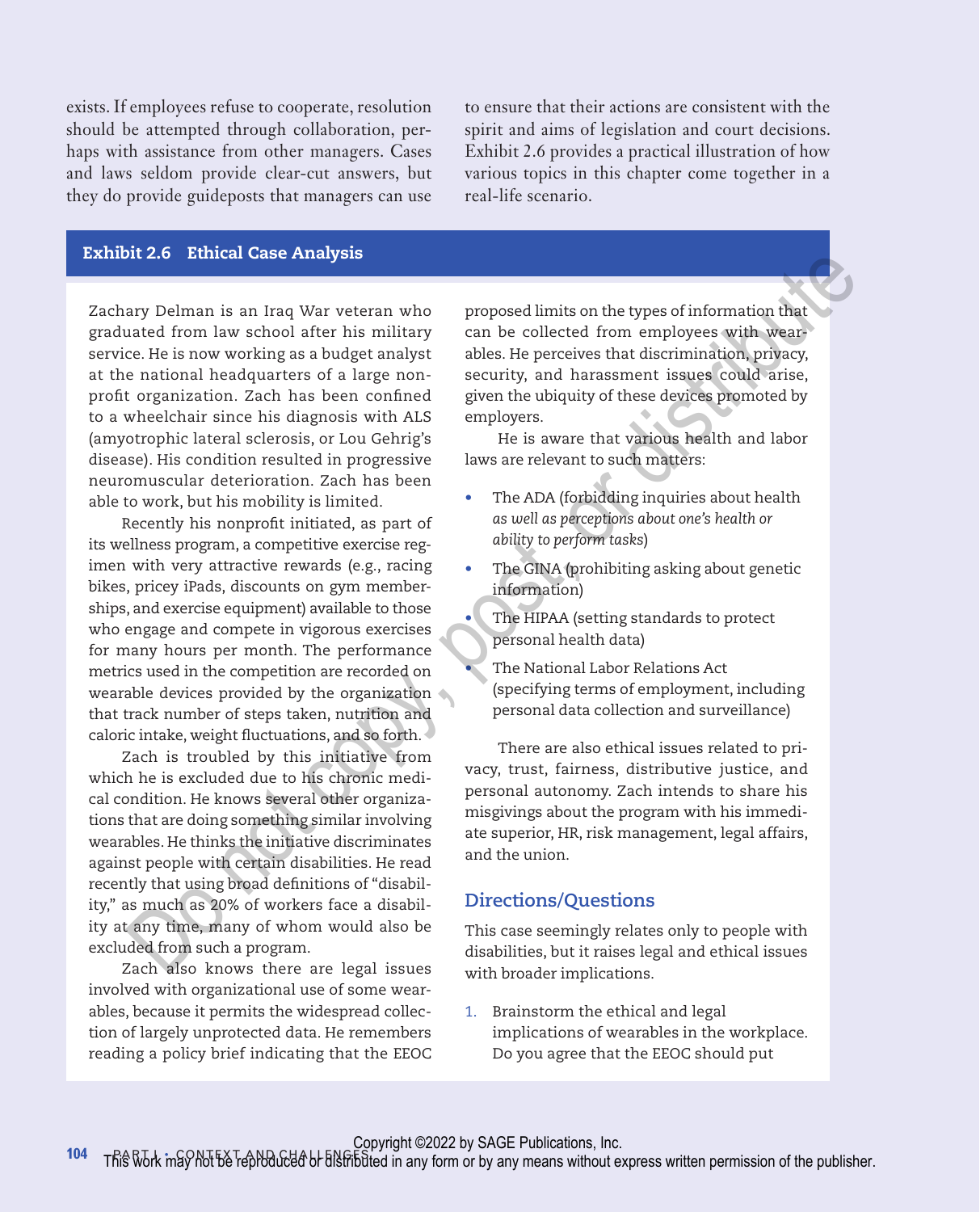exists. If employees refuse to cooperate, resolution should be attempted through collaboration, perhaps with assistance from other managers. Cases and laws seldom provide clear-cut answers, but they do provide guideposts that managers can use to ensure that their actions are consistent with the spirit and aims of legislation and court decisions. Exhibit 2.6 provides a practical illustration of how various topics in this chapter come together in a real-life scenario.

### Exhibit 2.6 Ethical Case Analysis

Zachary Delman is an Iraq War veteran who graduated from law school after his military service. He is now working as a budget analyst at the national headquarters of a large nonprofit organization. Zach has been confined to a wheelchair since his diagnosis with ALS (amyotrophic lateral sclerosis, or Lou Gehrig's disease). His condition resulted in progressive neuromuscular deterioration. Zach has been able to work, but his mobility is limited.

Recently his nonprofit initiated, as part of its wellness program, a competitive exercise regimen with very attractive rewards (e.g., racing bikes, pricey iPads, discounts on gym memberships, and exercise equipment) available to those who engage and compete in vigorous exercises for many hours per month. The performance metrics used in the competition are recorded on wearable devices provided by the organization that track number of steps taken, nutrition and caloric intake, weight fluctuations, and so forth.

Zach is troubled by this initiative from which he is excluded due to his chronic medical condition. He knows several other organizations that are doing something similar involving wearables. He thinks the initiative discriminates against people with certain disabilities. He read recently that using broad definitions of "disability," as much as 20% of workers face a disability at any time, many of whom would also be excluded from such a program.

Zach also knows there are legal issues involved with organizational use of some wearables, because it permits the widespread collection of largely unprotected data. He remembers reading a policy brief indicating that the EEOC proposed limits on the types of information that can be collected from employees with wearables. He perceives that discrimination, privacy, security, and harassment issues could arise, given the ubiquity of these devices promoted by employers.

He is aware that various health and labor laws are relevant to such matters:

- The ADA (forbidding inquiries about health *as well as perceptions about one's health or ability to perform tasks*)
- The GINA (prohibiting asking about genetic information)
- The HIPAA (setting standards to protect personal health data)
- The National Labor Relations Act (specifying terms of employment, including personal data collection and surveillance)

There are also ethical issues related to privacy, trust, fairness, distributive justice, and personal autonomy. Zach intends to share his misgivings about the program with his immediate superior, HR, risk management, legal affairs, and the union.

#### Directions/Questions

This case seemingly relates only to people with disabilities, but it raises legal and ethical issues with broader implications.

1. Brainstorm the ethical and legal implications of wearables in the workplace. Do you agree that the EEOC should put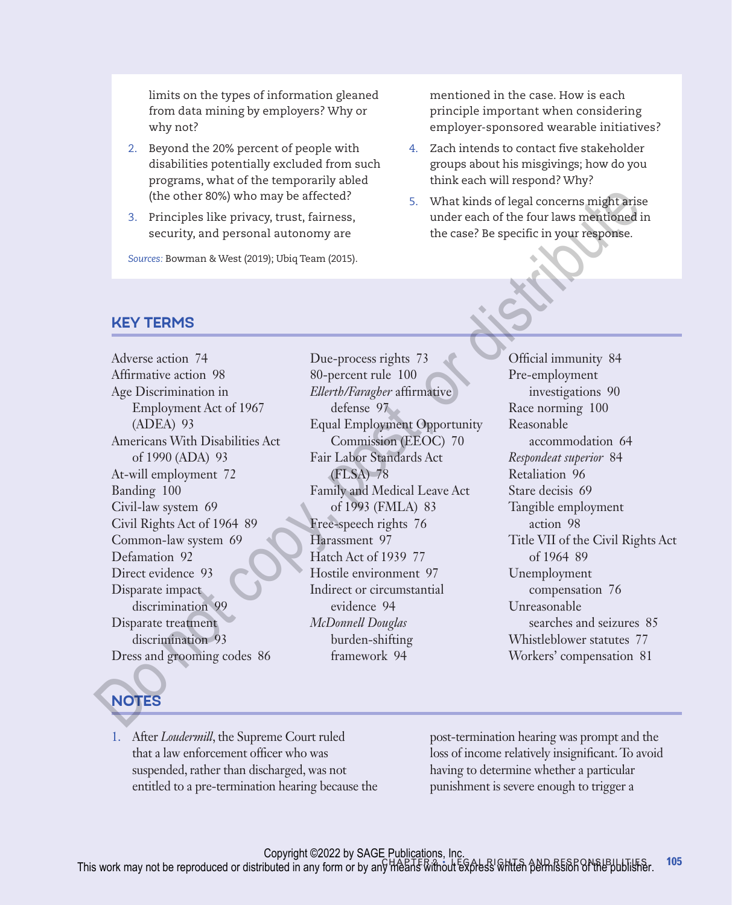limits on the types of information gleaned from data mining by employers? Why or why not?

2. Beyond the 20% percent of people with disabilities potentially excluded from such programs, what of the temporarily abled (the other 80%) who may be affected?
3. Principles like privacy, trust, fairness, security, and personal autonomy are mentioned in the case. How is each principle important when considering employer-sponsored wearable initiatives?
4. Zach intends to contact five stakeholder groups about his misgivings; how do you think each will respond? Why?
5. What kinds of legal concerns might arise under each of the four laws mentioned in the case? Be specific in your response.

*Sources:* Bowman & West (2019); Ubiq Team (2015).

## KEY TERMS

Adverse action 74
Affirmative action 98
Age Discrimination in Employment Act of 1967 (ADEA) 93
Americans With Disabilities Act of 1990 (ADA) 93
At-will employment 72
Banding 100
Civil-law system 69
Civil Rights Act of 1964 89
Common-law system 69
Defamation 92
Direct evidence 93
Disparate impact discrimination 99
Disparate treatment discrimination 93
Dress and grooming codes 86
Due-process rights 73
80-percent rule 100
*Ellerth/Faragher* affirmative defense 97
Equal Employment Opportunity Commission (EEOC) 70
Fair Labor Standards Act (FLSA) 78
Family and Medical Leave Act of 1993 (FMLA) 83
Free-speech rights 76
Harassment 97
Hatch Act of 1939 77
Hostile environment 97
Indirect or circumstantial evidence 94
*McDonnell Douglas* burden-shifting framework 94
Official immunity 84
Pre-employment investigations 90
Race norming 100
Reasonable accommodation 64
*Respondeat superior* 84
Retaliation 96
Stare decisis 69
Tangible employment action 98
Title VII of the Civil Rights Act of 1964 89
Unemployment compensation 76
Unreasonable searches and seizures 85
Whistleblower statutes 77
Workers' compensation 81

## NOTES

1. After *Loudermill*, the Supreme Court ruled that a law enforcement officer who was suspended, rather than discharged, was not entitled to a pre-termination hearing because the post-termination hearing was prompt and the loss of income relatively insignificant. To avoid having to determine whether a particular punishment is severe enough to trigger a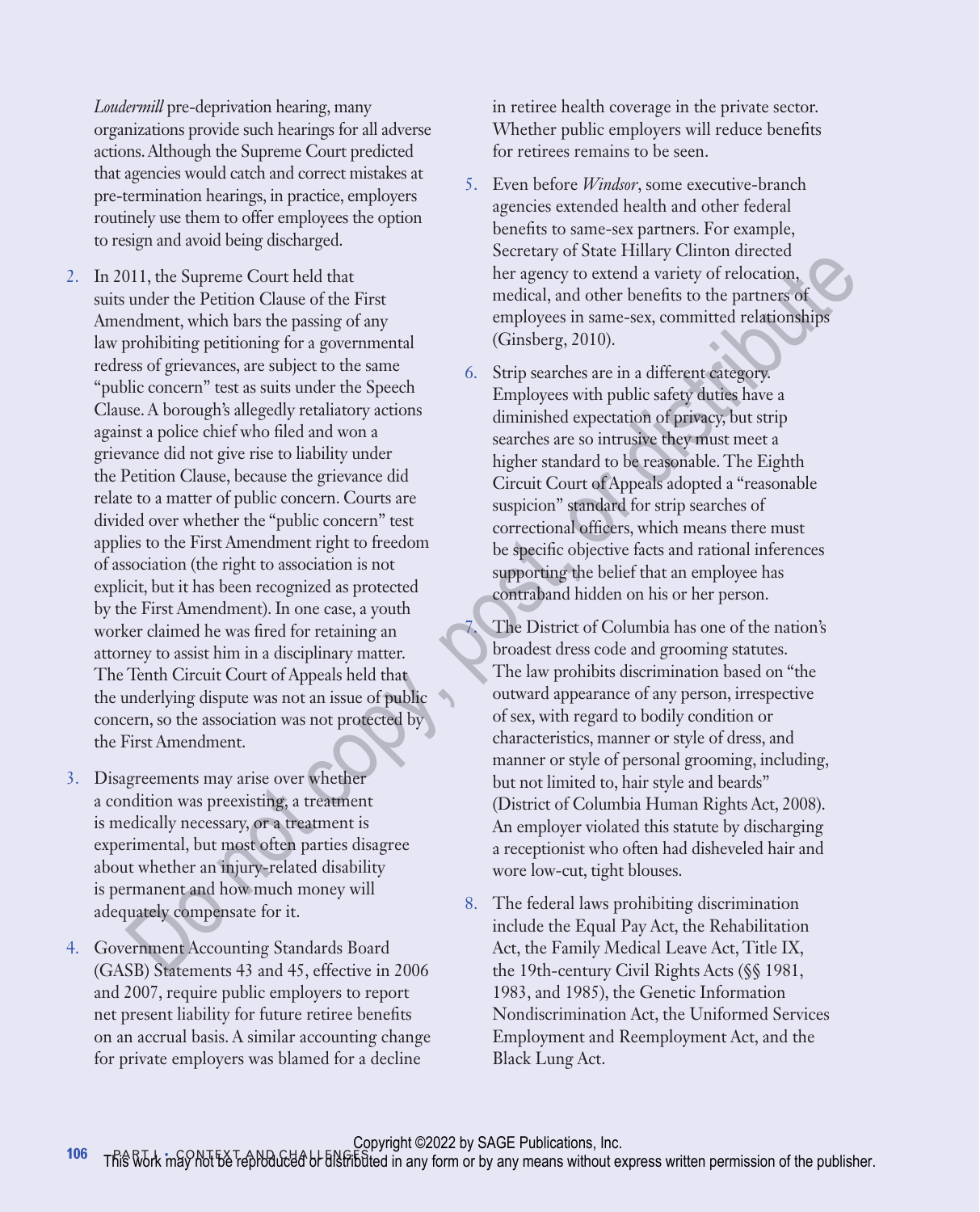*Loudermill* pre-deprivation hearing, many organizations provide such hearings for all adverse actions. Although the Supreme Court predicted that agencies would catch and correct mistakes at pre-termination hearings, in practice, employers routinely use them to offer employees the option to resign and avoid being discharged.

2. In 2011, the Supreme Court held that suits under the Petition Clause of the First Amendment, which bars the passing of any law prohibiting petitioning for a governmental redress of grievances, are subject to the same "public concern" test as suits under the Speech Clause. A borough's allegedly retaliatory actions against a police chief who filed and won a grievance did not give rise to liability under the Petition Clause, because the grievance did relate to a matter of public concern. Courts are divided over whether the "public concern" test applies to the First Amendment right to freedom of association (the right to association is not explicit, but it has been recognized as protected by the First Amendment). In one case, a youth worker claimed he was fired for retaining an attorney to assist him in a disciplinary matter. The Tenth Circuit Court of Appeals held that the underlying dispute was not an issue of public concern, so the association was not protected by the First Amendment.

3. Disagreements may arise over whether a condition was preexisting, a treatment is medically necessary, or a treatment is experimental, but most often parties disagree about whether an injury-related disability is permanent and how much money will adequately compensate for it.

4. Government Accounting Standards Board (GASB) Statements 43 and 45, effective in 2006 and 2007, require public employers to report net present liability for future retiree benefits on an accrual basis. A similar accounting change for private employers was blamed for a decline in retiree health coverage in the private sector. Whether public employers will reduce benefits for retirees remains to be seen.

5. Even before *Windsor*, some executive-branch agencies extended health and other federal benefits to same-sex partners. For example, Secretary of State Hillary Clinton directed her agency to extend a variety of relocation, medical, and other benefits to the partners of employees in same-sex, committed relationships (Ginsberg, 2010).

6. Strip searches are in a different category. Employees with public safety duties have a diminished expectation of privacy, but strip searches are so intrusive they must meet a higher standard to be reasonable. The Eighth Circuit Court of Appeals adopted a "reasonable suspicion" standard for strip searches of correctional officers, which means there must be specific objective facts and rational inferences supporting the belief that an employee has contraband hidden on his or her person.

7. The District of Columbia has one of the nation's broadest dress code and grooming statutes. The law prohibits discrimination based on "the outward appearance of any person, irrespective of sex, with regard to bodily condition or characteristics, manner or style of dress, and manner or style of personal grooming, including, but not limited to, hair style and beards" (District of Columbia Human Rights Act, 2008). An employer violated this statute by discharging a receptionist who often had disheveled hair and wore low-cut, tight blouses.

8. The federal laws prohibiting discrimination include the Equal Pay Act, the Rehabilitation Act, the Family Medical Leave Act, Title IX, the 19th-century Civil Rights Acts (§§ 1981, 1983, and 1985), the Genetic Information Nondiscrimination Act, the Uniformed Services Employment and Reemployment Act, and the Black Lung Act.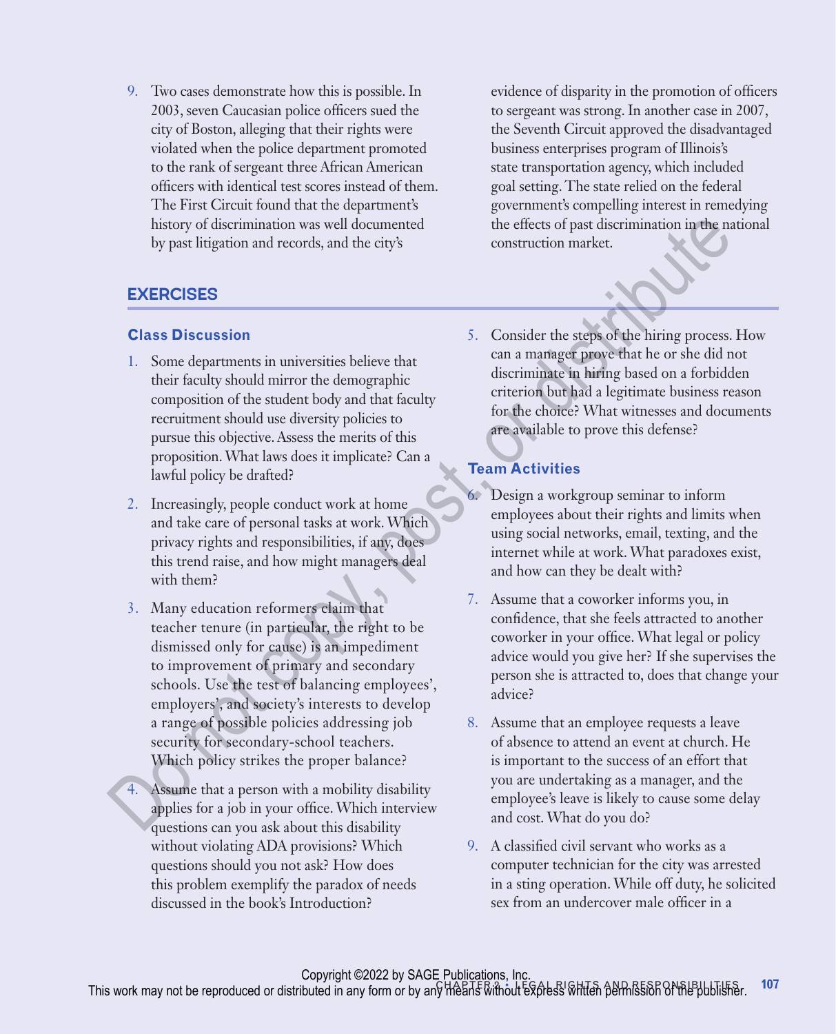9. Two cases demonstrate how this is possible. In 2003, seven Caucasian police officers sued the city of Boston, alleging that their rights were violated when the police department promoted to the rank of sergeant three African American officers with identical test scores instead of them. The First Circuit found that the department's history of discrimination was well documented by past litigation and records, and the city's evidence of disparity in the promotion of officers to sergeant was strong. In another case in 2007, the Seventh Circuit approved the disadvantaged business enterprises program of Illinois's state transportation agency, which included goal setting. The state relied on the federal government's compelling interest in remedying the effects of past discrimination in the national construction market.

## EXERCISES

### Class Discussion

1. Some departments in universities believe that their faculty should mirror the demographic composition of the student body and that faculty recruitment should use diversity policies to pursue this objective. Assess the merits of this proposition. What laws does it implicate? Can a lawful policy be drafted?
2. Increasingly, people conduct work at home and take care of personal tasks at work. Which privacy rights and responsibilities, if any, does this trend raise, and how might managers deal with them?
3. Many education reformers claim that teacher tenure (in particular, the right to be dismissed only for cause) is an impediment to improvement of primary and secondary schools. Use the test of balancing employees', employers', and society's interests to develop a range of possible policies addressing job security for secondary-school teachers. Which policy strikes the proper balance?
4. Assume that a person with a mobility disability applies for a job in your office. Which interview questions can you ask about this disability without violating ADA provisions? Which questions should you not ask? How does this problem exemplify the paradox of needs discussed in the book's Introduction?
5. Consider the steps of the hiring process. How can a manager prove that he or she did not discriminate in hiring based on a forbidden criterion but had a legitimate business reason for the choice? What witnesses and documents are available to prove this defense?

### Team Activities

6. Design a workgroup seminar to inform employees about their rights and limits when using social networks, email, texting, and the internet while at work. What paradoxes exist, and how can they be dealt with?
7. Assume that a coworker informs you, in confidence, that she feels attracted to another coworker in your office. What legal or policy advice would you give her? If she supervises the person she is attracted to, does that change your advice?
8. Assume that an employee requests a leave of absence to attend an event at church. He is important to the success of an effort that you are undertaking as a manager, and the employee's leave is likely to cause some delay and cost. What do you do?
9. A classified civil servant who works as a computer technician for the city was arrested in a sting operation. While off duty, he solicited sex from an undercover male officer in a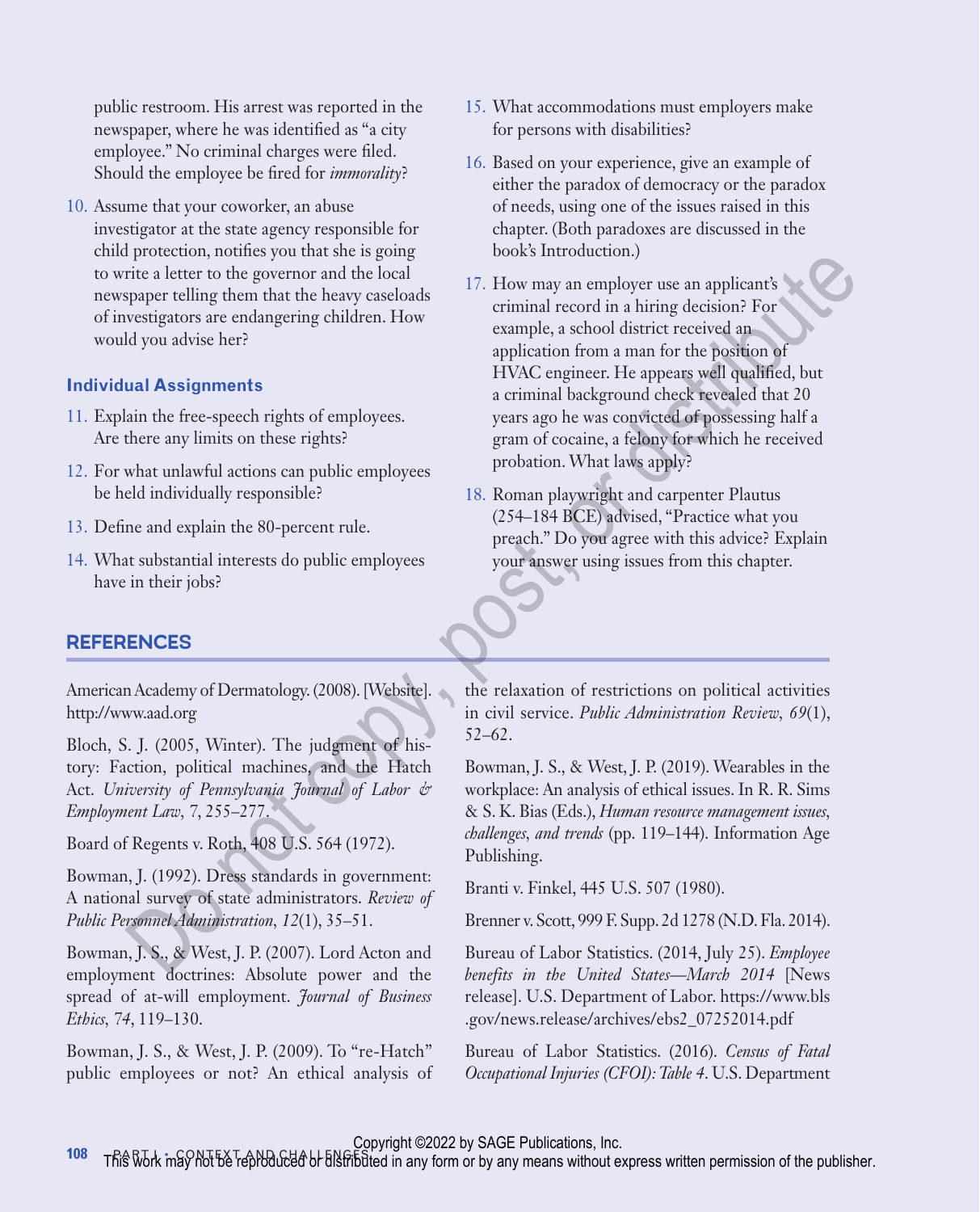public restroom. His arrest was reported in the newspaper, where he was identified as "a city employee." No criminal charges were filed. Should the employee be fired for *immorality*?

10. Assume that your coworker, an abuse investigator at the state agency responsible for child protection, notifies you that she is going to write a letter to the governor and the local newspaper telling them that the heavy caseloads of investigators are endangering children. How would you advise her?

### Individual Assignments

11. Explain the free-speech rights of employees. Are there any limits on these rights?
12. For what unlawful actions can public employees be held individually responsible?
13. Define and explain the 80-percent rule.
14. What substantial interests do public employees have in their jobs?
15. What accommodations must employers make for persons with disabilities?
16. Based on your experience, give an example of either the paradox of democracy or the paradox of needs, using one of the issues raised in this chapter. (Both paradoxes are discussed in the book's Introduction.)
17. How may an employer use an applicant's criminal record in a hiring decision? For example, a school district received an application from a man for the position of HVAC engineer. He appears well qualified, but a criminal background check revealed that 20 years ago he was convicted of possessing half a gram of cocaine, a felony for which he received probation. What laws apply?
18. Roman playwright and carpenter Plautus (254–184 BCE) advised, "Practice what you preach." Do you agree with this advice? Explain your answer using issues from this chapter.

## REFERENCES

American Academy of Dermatology. (2008). [Website]. http://www.aad.org

Bloch, S. J. (2005, Winter). The judgment of history: Faction, political machines, and the Hatch Act. *University of Pennsylvania Journal of Labor & Employment Law*, 7, 255–277.

Board of Regents v. Roth, 408 U.S. 564 (1972).

Bowman, J. (1992). Dress standards in government: A national survey of state administrators. *Review of Public Personnel Administration*, *12*(1), 35–51.

Bowman, J. S., & West, J. P. (2007). Lord Acton and employment doctrines: Absolute power and the spread of at-will employment. *Journal of Business Ethics*, *74*, 119–130.

Bowman, J. S., & West, J. P. (2009). To "re-Hatch" public employees or not? An ethical analysis of the relaxation of restrictions on political activities in civil service. *Public Administration Review*, *69*(1), 52–62.

Bowman, J. S., & West, J. P. (2019). Wearables in the workplace: An analysis of ethical issues. In R. R. Sims & S. K. Bias (Eds.), *Human resource management issues, challenges, and trends* (pp. 119–144). Information Age Publishing.

Branti v. Finkel, 445 U.S. 507 (1980).

Brenner v. Scott, 999 F. Supp. 2d 1278 (N.D. Fla. 2014).

Bureau of Labor Statistics. (2014, July 25). *Employee benefits in the United States—March 2014* [News release]. U.S. Department of Labor. https://www.bls.gov/news.release/archives/ebs2_07252014.pdf

Bureau of Labor Statistics. (2016). *Census of Fatal Occupational Injuries (CFOI): Table 4*. U.S. Department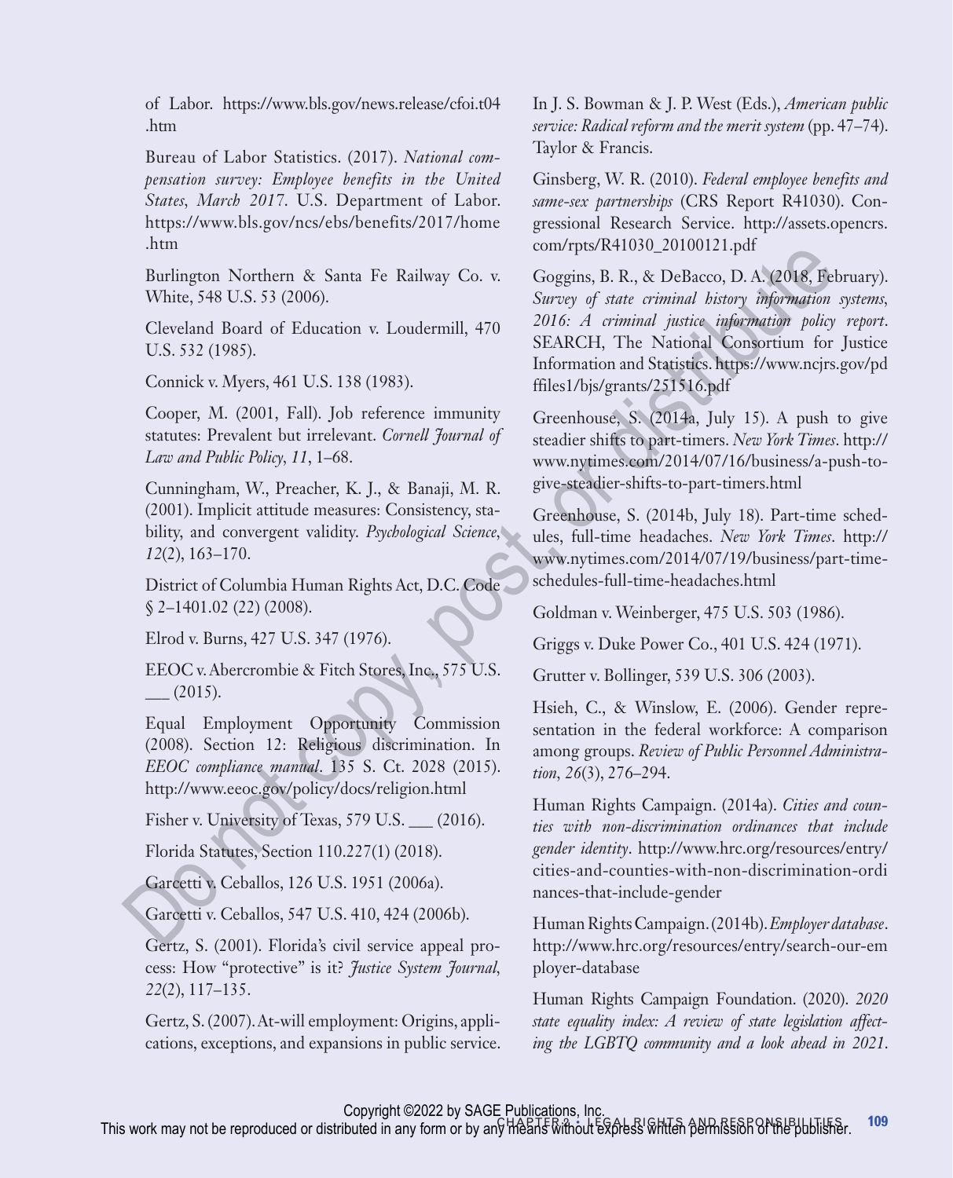of Labor. https://www.bls.gov/news.release/cfoi.t04.htm

Bureau of Labor Statistics. (2017). *National compensation survey: Employee benefits in the United States, March 2017*. U.S. Department of Labor. https://www.bls.gov/ncs/ebs/benefits/2017/home.htm

Burlington Northern & Santa Fe Railway Co. v. White, 548 U.S. 53 (2006).

Cleveland Board of Education v. Loudermill, 470 U.S. 532 (1985).

Connick v. Myers, 461 U.S. 138 (1983).

Cooper, M. (2001, Fall). Job reference immunity statutes: Prevalent but irrelevant. *Cornell Journal of Law and Public Policy*, *11*, 1–68.

Cunningham, W., Preacher, K. J., & Banaji, M. R. (2001). Implicit attitude measures: Consistency, stability, and convergent validity. *Psychological Science*, *12*(2), 163–170.

District of Columbia Human Rights Act, D.C. Code § 2–1401.02 (22) (2008).

Elrod v. Burns, 427 U.S. 347 (1976).

EEOC v. Abercrombie & Fitch Stores, Inc., 575 U.S. ___ (2015).

Equal Employment Opportunity Commission (2008). Section 12: Religious discrimination. In *EEOC compliance manual*. 135 S. Ct. 2028 (2015). http://www.eeoc.gov/policy/docs/religion.html

Fisher v. University of Texas, 579 U.S. ___ (2016).

Florida Statutes, Section 110.227(1) (2018).

Garcetti v. Ceballos, 126 U.S. 1951 (2006a).

Garcetti v. Ceballos, 547 U.S. 410, 424 (2006b).

Gertz, S. (2001). Florida's civil service appeal process: How "protective" is it? *Justice System Journal*, *22*(2), 117–135.

Gertz, S. (2007). At-will employment: Origins, applications, exceptions, and expansions in public service. In J. S. Bowman & J. P. West (Eds.), *American public service: Radical reform and the merit system* (pp. 47–74). Taylor & Francis.

Ginsberg, W. R. (2010). *Federal employee benefits and same-sex partnerships* (CRS Report R41030). Congressional Research Service. http://assets.opencrs.com/rpts/R41030_20100121.pdf

Goggins, B. R., & DeBacco, D. A. (2018, February). *Survey of state criminal history information systems, 2016: A criminal justice information policy report*. SEARCH, The National Consortium for Justice Information and Statistics. https://www.ncjrs.gov/pdffiles1/bjs/grants/251516.pdf

Greenhouse, S. (2014a, July 15). A push to give steadier shifts to part-timers. *New York Times*. http://www.nytimes.com/2014/07/16/business/a-push-to-give-steadier-shifts-to-part-timers.html

Greenhouse, S. (2014b, July 18). Part-time schedules, full-time headaches. *New York Times*. http://www.nytimes.com/2014/07/19/business/part-time-schedules-full-time-headaches.html

Goldman v. Weinberger, 475 U.S. 503 (1986).

Griggs v. Duke Power Co., 401 U.S. 424 (1971).

Grutter v. Bollinger, 539 U.S. 306 (2003).

Hsieh, C., & Winslow, E. (2006). Gender representation in the federal workforce: A comparison among groups. *Review of Public Personnel Administration*, *26*(3), 276–294.

Human Rights Campaign. (2014a). *Cities and counties with non-discrimination ordinances that include gender identity*. http://www.hrc.org/resources/entry/cities-and-counties-with-non-discrimination-ordinances-that-include-gender

Human Rights Campaign. (2014b). *Employer database*. http://www.hrc.org/resources/entry/search-our-employer-database

Human Rights Campaign Foundation. (2020). *2020 state equality index: A review of state legislation affecting the LGBTQ community and a look ahead in 2021*.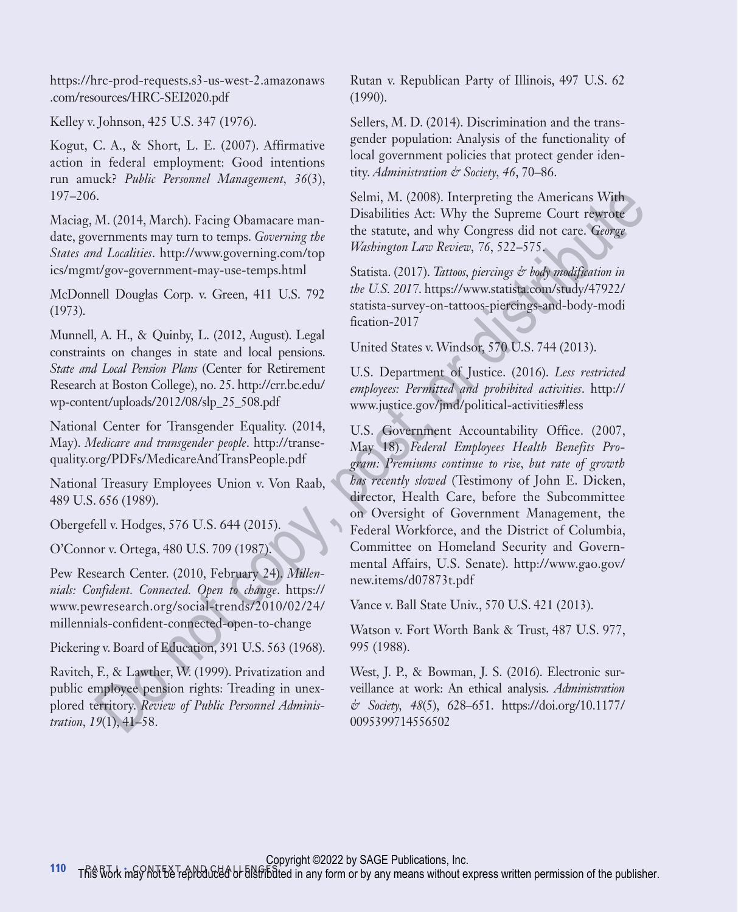https://hrc-prod-requests.s3-us-west-2.amazonaws.com/resources/HRC-SEI2020.pdf

Kelley v. Johnson, 425 U.S. 347 (1976).

Kogut, C. A., & Short, L. E. (2007). Affirmative action in federal employment: Good intentions run amuck? *Public Personnel Management*, *36*(3), 197–206.

Maciag, M. (2014, March). Facing Obamacare mandate, governments may turn to temps. *Governing the States and Localities*. http://www.governing.com/topics/mgmt/gov-government-may-use-temps.html

McDonnell Douglas Corp. v. Green, 411 U.S. 792 (1973).

Munnell, A. H., & Quinby, L. (2012, August). Legal constraints on changes in state and local pensions. *State and Local Pension Plans* (Center for Retirement Research at Boston College), no. 25. http://crr.bc.edu/wp-content/uploads/2012/08/slp_25_508.pdf

National Center for Transgender Equality. (2014, May). *Medicare and transgender people*. http://transequality.org/PDFs/MedicareAndTransPeople.pdf

National Treasury Employees Union v. Von Raab, 489 U.S. 656 (1989).

Obergefell v. Hodges, 576 U.S. 644 (2015).

O'Connor v. Ortega, 480 U.S. 709 (1987).

Pew Research Center. (2010, February 24). *Millennials: Confident. Connected. Open to change*. https://www.pewresearch.org/social-trends/2010/02/24/millennials-confident-connected-open-to-change

Pickering v. Board of Education, 391 U.S. 563 (1968).

Ravitch, F., & Lawther, W. (1999). Privatization and public employee pension rights: Treading in unexplored territory. *Review of Public Personnel Administration*, *19*(1), 41–58.

Rutan v. Republican Party of Illinois, 497 U.S. 62 (1990).

Sellers, M. D. (2014). Discrimination and the transgender population: Analysis of the functionality of local government policies that protect gender identity. *Administration & Society*, *46*, 70–86.

Selmi, M. (2008). Interpreting the Americans With Disabilities Act: Why the Supreme Court rewrote the statute, and why Congress did not care. *George Washington Law Review*, *76*, 522–575.

Statista. (2017). *Tattoos, piercings & body modification in the U.S. 2017*. https://www.statista.com/study/47922/statista-survey-on-tattoos-piercings-and-body-modification-2017

United States v. Windsor, 570 U.S. 744 (2013).

U.S. Department of Justice. (2016). *Less restricted employees: Permitted and prohibited activities*. http://www.justice.gov/jmd/political-activities#less

U.S. Government Accountability Office. (2007, May 18). *Federal Employees Health Benefits Program: Premiums continue to rise, but rate of growth has recently slowed* (Testimony of John E. Dicken, director, Health Care, before the Subcommittee on Oversight of Government Management, the Federal Workforce, and the District of Columbia, Committee on Homeland Security and Governmental Affairs, U.S. Senate). http://www.gao.gov/new.items/d07873t.pdf

Vance v. Ball State Univ., 570 U.S. 421 (2013).

Watson v. Fort Worth Bank & Trust, 487 U.S. 977, 995 (1988).

West, J. P., & Bowman, J. S. (2016). Electronic surveillance at work: An ethical analysis. *Administration & Society*, *48*(5), 628–651. https://doi.org/10.1177/0095399714556502